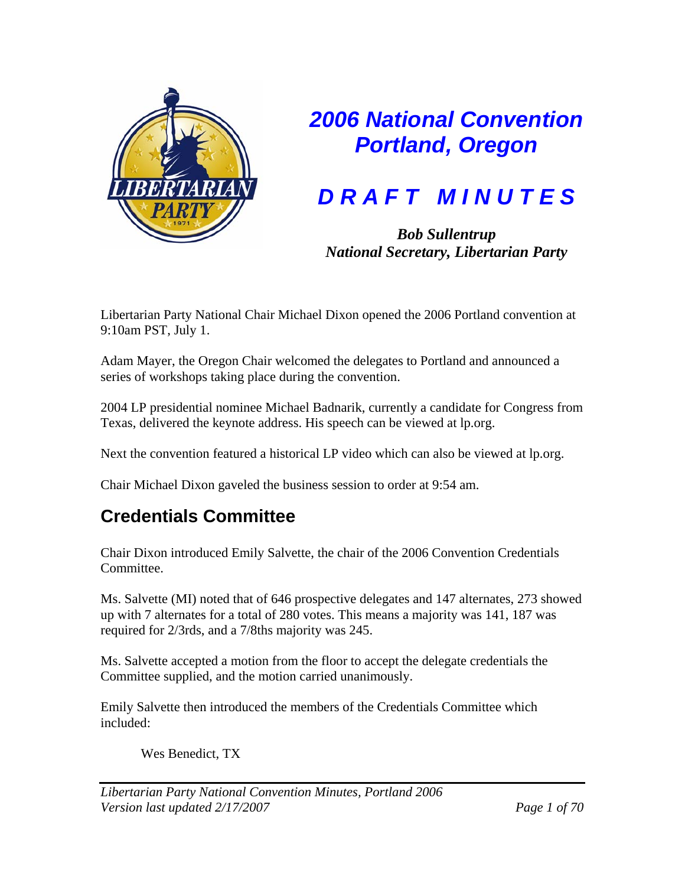# 2006 National Convention Portland, Oregon

# D R A F T   M I N U T E S

***Bob Sullentrup***
***National Secretary, Libertarian Party***

Libertarian Party National Chair Michael Dixon opened the 2006 Portland convention at 9:10am PST, July 1.

Adam Mayer, the Oregon Chair welcomed the delegates to Portland and announced a series of workshops taking place during the convention.

2004 LP presidential nominee Michael Badnarik, currently a candidate for Congress from Texas, delivered the keynote address. His speech can be viewed at lp.org.

Next the convention featured a historical LP video which can also be viewed at lp.org.

Chair Michael Dixon gaveled the business session to order at 9:54 am.

## Credentials Committee

Chair Dixon introduced Emily Salvette, the chair of the 2006 Convention Credentials Committee.

Ms. Salvette (MI) noted that of 646 prospective delegates and 147 alternates, 273 showed up with 7 alternates for a total of 280 votes. This means a majority was 141, 187 was required for 2/3rds, and a 7/8ths majority was 245.

Ms. Salvette accepted a motion from the floor to accept the delegate credentials the Committee supplied, and the motion carried unanimously.

Emily Salvette then introduced the members of the Credentials Committee which included:

Wes Benedict, TX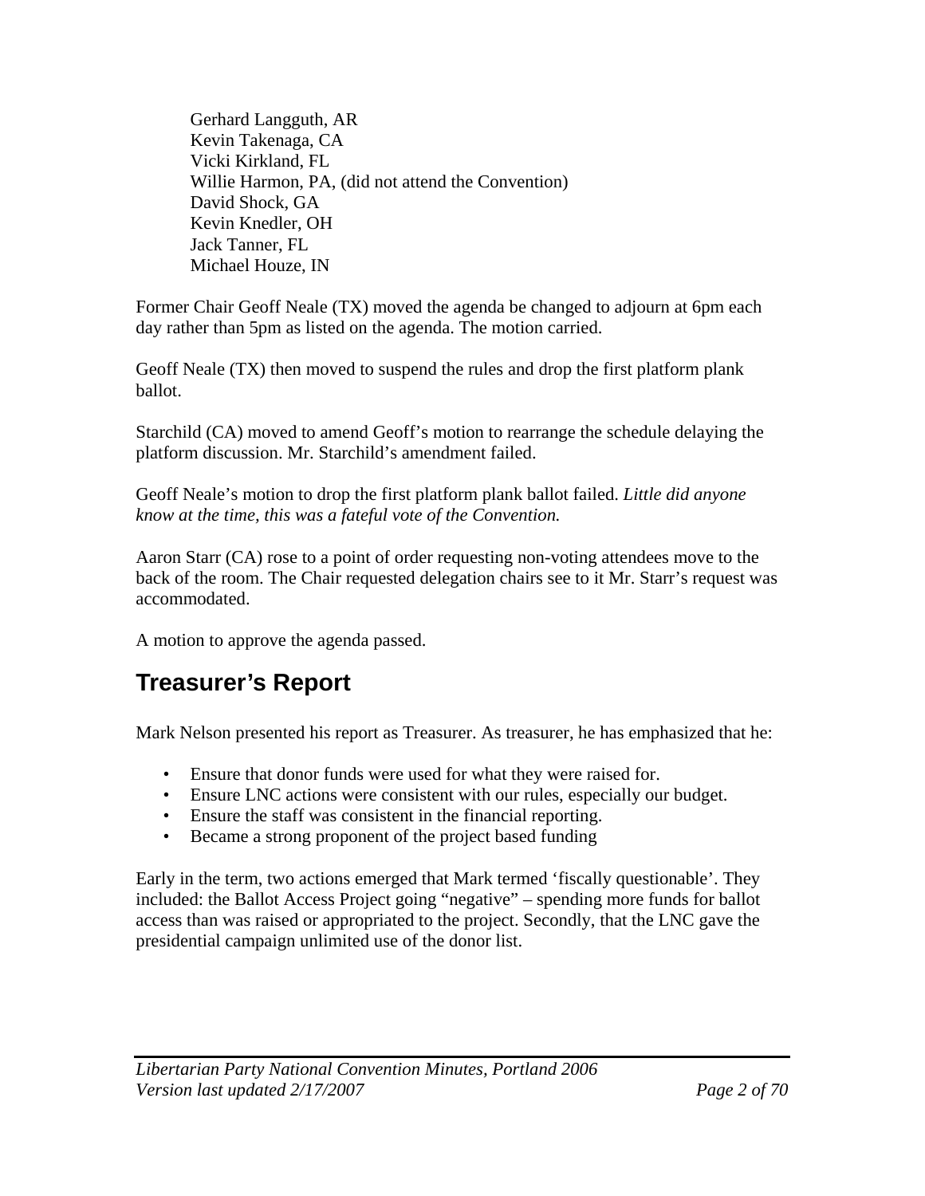Gerhard Langguth, AR
Kevin Takenaga, CA
Vicki Kirkland, FL
Willie Harmon, PA, (did not attend the Convention)
David Shock, GA
Kevin Knedler, OH
Jack Tanner, FL
Michael Houze, IN

Former Chair Geoff Neale (TX) moved the agenda be changed to adjourn at 6pm each day rather than 5pm as listed on the agenda. The motion carried.

Geoff Neale (TX) then moved to suspend the rules and drop the first platform plank ballot.

Starchild (CA) moved to amend Geoff's motion to rearrange the schedule delaying the platform discussion. Mr. Starchild's amendment failed.

Geoff Neale's motion to drop the first platform plank ballot failed. *Little did anyone know at the time, this was a fateful vote of the Convention.*

Aaron Starr (CA) rose to a point of order requesting non-voting attendees move to the back of the room. The Chair requested delegation chairs see to it Mr. Starr's request was accommodated.

A motion to approve the agenda passed.

## Treasurer's Report

Mark Nelson presented his report as Treasurer. As treasurer, he has emphasized that he:

- Ensure that donor funds were used for what they were raised for.
- Ensure LNC actions were consistent with our rules, especially our budget.
- Ensure the staff was consistent in the financial reporting.
- Became a strong proponent of the project based funding

Early in the term, two actions emerged that Mark termed 'fiscally questionable'. They included: the Ballot Access Project going "negative" – spending more funds for ballot access than was raised or appropriated to the project. Secondly, that the LNC gave the presidential campaign unlimited use of the donor list.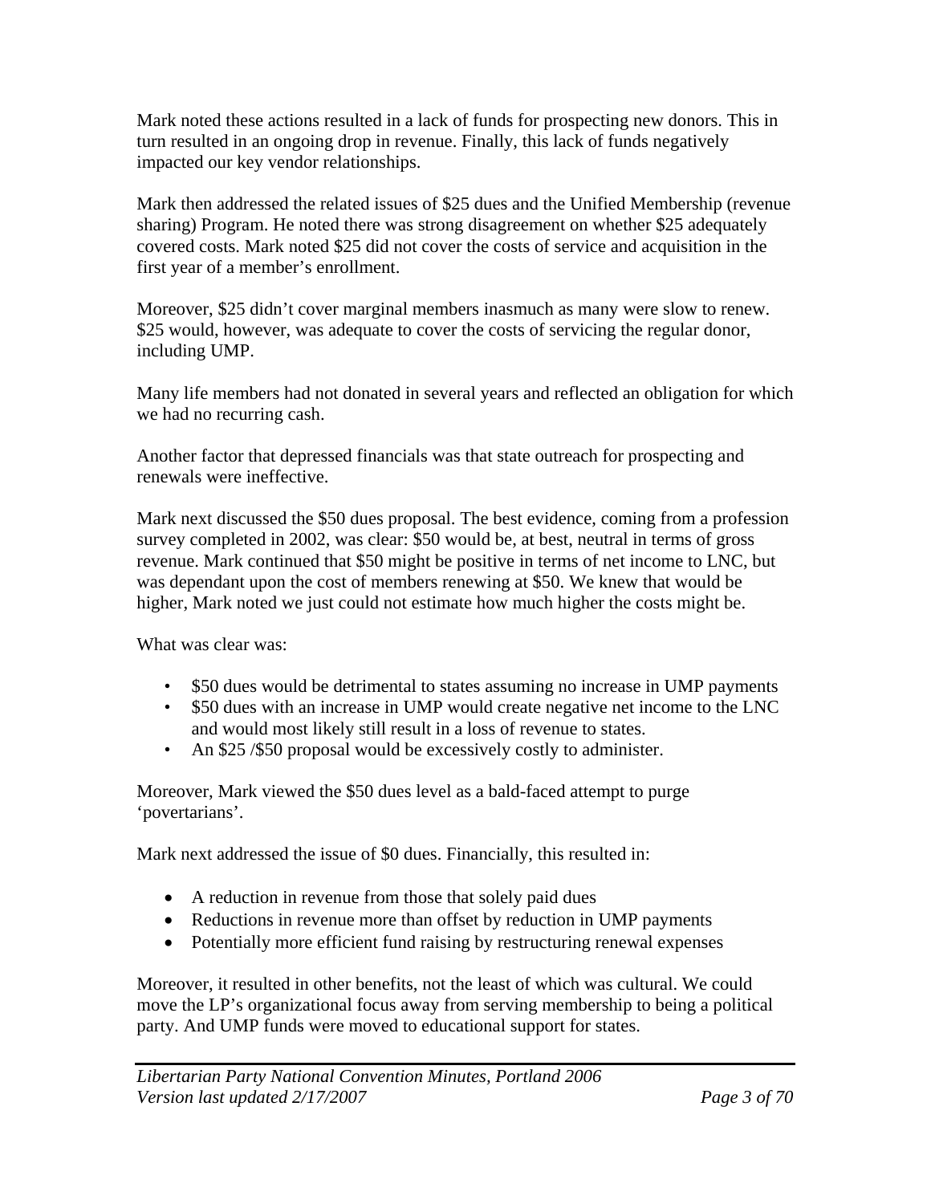Mark noted these actions resulted in a lack of funds for prospecting new donors. This in turn resulted in an ongoing drop in revenue. Finally, this lack of funds negatively impacted our key vendor relationships.

Mark then addressed the related issues of $25 dues and the Unified Membership (revenue sharing) Program. He noted there was strong disagreement on whether $25 adequately covered costs. Mark noted $25 did not cover the costs of service and acquisition in the first year of a member's enrollment.

Moreover, $25 didn't cover marginal members inasmuch as many were slow to renew. $25 would, however, was adequate to cover the costs of servicing the regular donor, including UMP.

Many life members had not donated in several years and reflected an obligation for which we had no recurring cash.

Another factor that depressed financials was that state outreach for prospecting and renewals were ineffective.

Mark next discussed the $50 dues proposal. The best evidence, coming from a profession survey completed in 2002, was clear: $50 would be, at best, neutral in terms of gross revenue. Mark continued that $50 might be positive in terms of net income to LNC, but was dependant upon the cost of members renewing at $50. We knew that would be higher, Mark noted we just could not estimate how much higher the costs might be.

What was clear was:

- $50 dues would be detrimental to states assuming no increase in UMP payments
- $50 dues with an increase in UMP would create negative net income to the LNC and would most likely still result in a loss of revenue to states.
- An $25 /$50 proposal would be excessively costly to administer.

Moreover, Mark viewed the $50 dues level as a bald-faced attempt to purge 'povertarians'.

Mark next addressed the issue of $0 dues. Financially, this resulted in:

- A reduction in revenue from those that solely paid dues
- Reductions in revenue more than offset by reduction in UMP payments
- Potentially more efficient fund raising by restructuring renewal expenses

Moreover, it resulted in other benefits, not the least of which was cultural. We could move the LP's organizational focus away from serving membership to being a political party. And UMP funds were moved to educational support for states.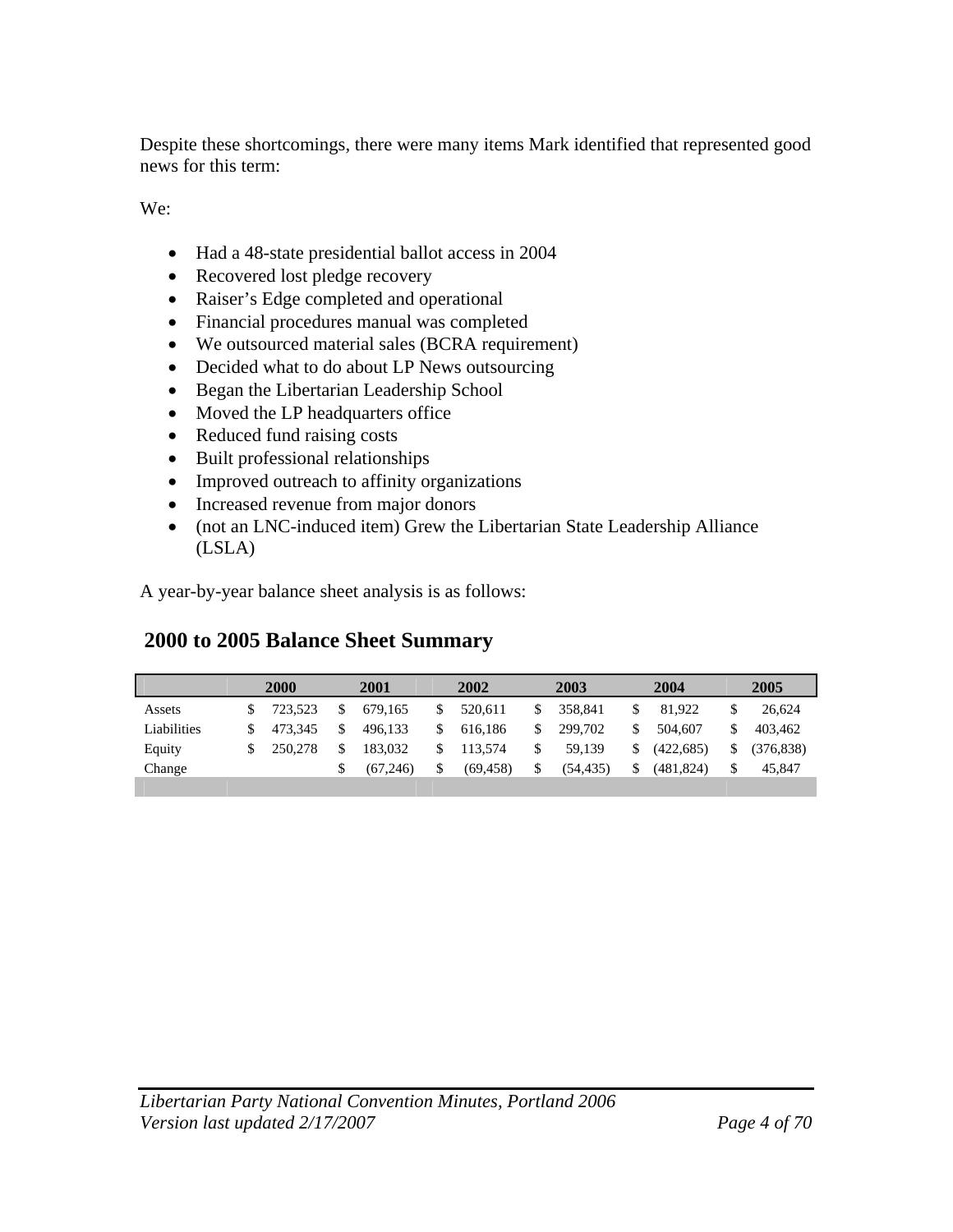Despite these shortcomings, there were many items Mark identified that represented good news for this term:

We:

- Had a 48-state presidential ballot access in 2004
- Recovered lost pledge recovery
- Raiser's Edge completed and operational
- Financial procedures manual was completed
- We outsourced material sales (BCRA requirement)
- Decided what to do about LP News outsourcing
- Began the Libertarian Leadership School
- Moved the LP headquarters office
- Reduced fund raising costs
- Built professional relationships
- Improved outreach to affinity organizations
- Increased revenue from major donors
- (not an LNC-induced item) Grew the Libertarian State Leadership Alliance (LSLA)

A year-by-year balance sheet analysis is as follows:

## 2000 to 2005 Balance Sheet Summary

| | 2000 | 2001 | 2002 | 2003 | 2004 | 2005 |
|---|---|---|---|---|---|---|
| Assets | $ 723,523 | $ 679,165 | $ 520,611 | $ 358,841 | $ 81,922 | $ 26,624 |
| Liabilities | $ 473,345 | $ 496,133 | $ 616,186 | $ 299,702 | $ 504,607 | $ 403,462 |
| Equity | $ 250,278 | $ 183,032 | $ 113,574 | $ 59,139 | $ (422,685) | $ (376,838) |
| Change | | $ (67,246) | $ (69,458) | $ (54,435) | $ (481,824) | $ 45,847 |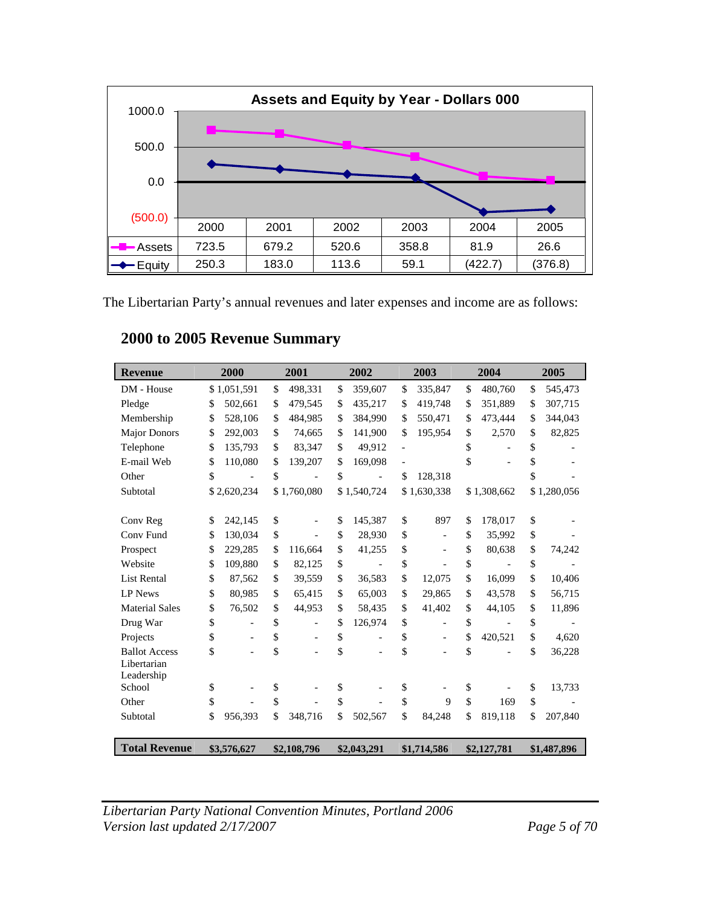**Assets and Equity by Year - Dollars 000**

| | 2000 | 2001 | 2002 | 2003 | 2004 | 2005 |
|---|---|---|---|---|---|---|
| Assets | 723.5 | 679.2 | 520.6 | 358.8 | 81.9 | 26.6 |
| Equity | 250.3 | 183.0 | 113.6 | 59.1 | (422.7) | (376.8) |

The Libertarian Party's annual revenues and later expenses and income are as follows:

## 2000 to 2005 Revenue Summary

| Revenue | 2000 | 2001 | 2002 | 2003 | 2004 | 2005 |
|---|---|---|---|---|---|---|
| DM - House | $ 1,051,591 | $ 498,331 | $ 359,607 | $ 335,847 | $ 480,760 | $ 545,473 |
| Pledge | $ 502,661 | $ 479,545 | $ 435,217 | $ 419,748 | $ 351,889 | $ 307,715 |
| Membership | $ 528,106 | $ 484,985 | $ 384,990 | $ 550,471 | $ 473,444 | $ 344,043 |
| Major Donors | $ 292,003 | $ 74,665 | $ 141,900 | $ 195,954 | $ 2,570 | $ 82,825 |
| Telephone | $ 135,793 | $ 83,347 | $ 49,912 | - | $ - | $ - |
| E-mail Web | $ 110,080 | $ 139,207 | $ 169,098 | - | $ - | $ - |
| Other | $ - | $ - | $ - | $ 128,318 | | $ - |
| Subtotal | $ 2,620,234 | $ 1,760,080 | $ 1,540,724 | $ 1,630,338 | $ 1,308,662 | $ 1,280,056 |
| | | | | | | |
| Conv Reg | $ 242,145 | $ - | $ 145,387 | $ 897 | $ 178,017 | $ - |
| Conv Fund | $ 130,034 | $ - | $ 28,930 | $ - | $ 35,992 | $ - |
| Prospect | $ 229,285 | $ 116,664 | $ 41,255 | $ - | $ 80,638 | $ 74,242 |
| Website | $ 109,880 | $ 82,125 | $ - | $ - | $ - | $ - |
| List Rental | $ 87,562 | $ 39,559 | $ 36,583 | $ 12,075 | $ 16,099 | $ 10,406 |
| LP News | $ 80,985 | $ 65,415 | $ 65,003 | $ 29,865 | $ 43,578 | $ 56,715 |
| Material Sales | $ 76,502 | $ 44,953 | $ 58,435 | $ 41,402 | $ 44,105 | $ 11,896 |
| Drug War | $ - | $ - | $ 126,974 | $ - | $ - | $ - |
| Projects | $ - | $ - | $ - | $ - | $ 420,521 | $ 4,620 |
| Ballot Access | $ - | $ - | $ - | $ - | $ - | $ 36,228 |
| Libertarian Leadership School | $ - | $ - | $ - | $ - | $ - | $ 13,733 |
| Other | $ - | $ - | $ - | $ 9 | $ 169 | $ - |
| Subtotal | $ 956,393 | $ 348,716 | $ 502,567 | $ 84,248 | $ 819,118 | $ 207,840 |
| | | | | | | |
| **Total Revenue** | **$3,576,627** | **$2,108,796** | **$2,043,291** | **$1,714,586** | **$2,127,781** | **$1,487,896** |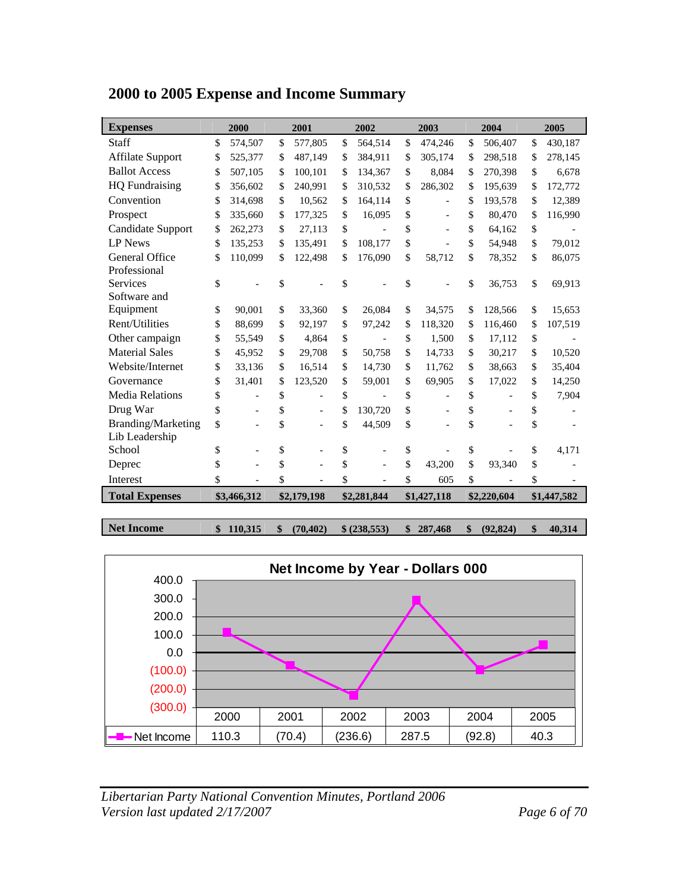# 2000 to 2005 Expense and Income Summary

| Expenses | 2000 | 2001 | 2002 | 2003 | 2004 | 2005 |
|---|---|---|---|---|---|---|
| Staff | $ 574,507 | $ 577,805 | $ 564,514 | $ 474,246 | $ 506,407 | $ 430,187 |
| Affilate Support | $ 525,377 | $ 487,149 | $ 384,911 | $ 305,174 | $ 298,518 | $ 278,145 |
| Ballot Access | $ 507,105 | $ 100,101 | $ 134,367 | $ 8,084 | $ 270,398 | $ 6,678 |
| HQ Fundraising | $ 356,602 | $ 240,991 | $ 310,532 | $ 286,302 | $ 195,639 | $ 172,772 |
| Convention | $ 314,698 | $ 10,562 | $ 164,114 | $ - | $ 193,578 | $ 12,389 |
| Prospect | $ 335,660 | $ 177,325 | $ 16,095 | $ - | $ 80,470 | $ 116,990 |
| Candidate Support | $ 262,273 | $ 27,113 | $ - | $ - | $ 64,162 | $ - |
| LP News | $ 135,253 | $ 135,491 | $ 108,177 | $ - | $ 54,948 | $ 79,012 |
| General Office | $ 110,099 | $ 122,498 | $ 176,090 | $ 58,712 | $ 78,352 | $ 86,075 |
| Professional Services | $ - | $ - | $ - | $ - | $ 36,753 | $ 69,913 |
| Software and Equipment | $ 90,001 | $ 33,360 | $ 26,084 | $ 34,575 | $ 128,566 | $ 15,653 |
| Rent/Utilities | $ 88,699 | $ 92,197 | $ 97,242 | $ 118,320 | $ 116,460 | $ 107,519 |
| Other campaign | $ 55,549 | $ 4,864 | $ - | $ 1,500 | $ 17,112 | $ - |
| Material Sales | $ 45,952 | $ 29,708 | $ 50,758 | $ 14,733 | $ 30,217 | $ 10,520 |
| Website/Internet | $ 33,136 | $ 16,514 | $ 14,730 | $ 11,762 | $ 38,663 | $ 35,404 |
| Governance | $ 31,401 | $ 123,520 | $ 59,001 | $ 69,905 | $ 17,022 | $ 14,250 |
| Media Relations | $ - | $ - | $ - | $ - | $ - | $ 7,904 |
| Drug War | $ - | $ - | $ 130,720 | $ - | $ - | $ - |
| Branding/Marketing | $ - | $ - | $ 44,509 | $ - | $ - | $ - |
| Lib Leadership School | $ - | $ - | $ - | $ - | $ - | $ 4,171 |
| Deprec | $ - | $ - | $ - | $ 43,200 | $ 93,340 | $ - |
| Interest | $ - | $ - | $ - | $ 605 | $ - | $ - |
| **Total Expenses** | **$3,466,312** | **$2,179,198** | **$2,281,844** | **$1,427,118** | **$2,220,604** | **$1,447,582** |

| Net Income | 2000 | 2001 | 2002 | 2003 | 2004 | 2005 |
|---|---|---|---|---|---|---|
| **Net Income** | **$ 110,315** | **$ (70,402)** | **$ (238,553)** | **$ 287,468** | **$ (92,824)** | **$ 40,314** |

**Net Income by Year - Dollars 000**

| | 2000 | 2001 | 2002 | 2003 | 2004 | 2005 |
|---|---|---|---|---|---|---|
| Net Income | 110.3 | (70.4) | (236.6) | 287.5 | (92.8) | 40.3 |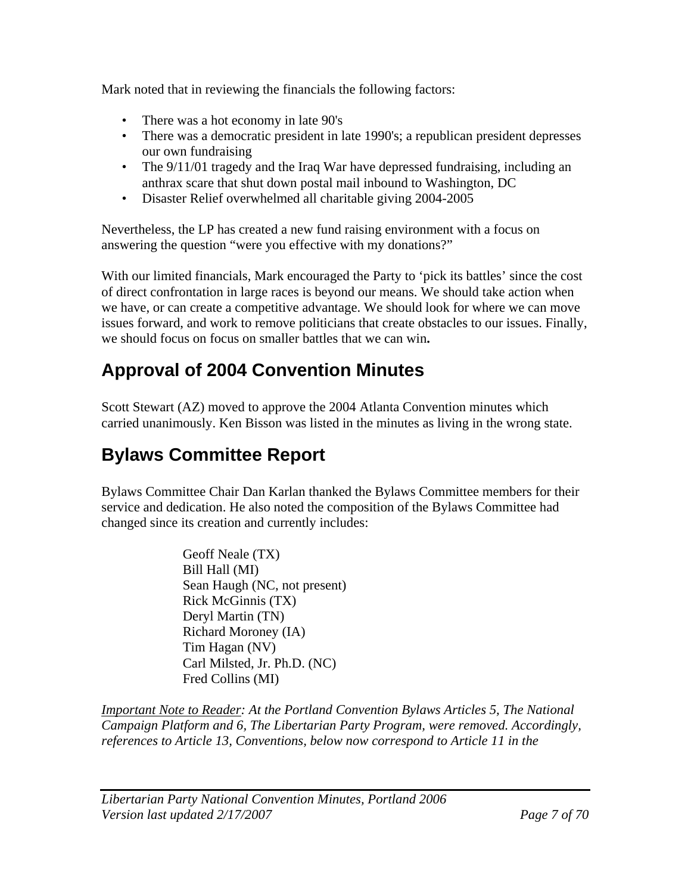Mark noted that in reviewing the financials the following factors:

- There was a hot economy in late 90's
- There was a democratic president in late 1990's; a republican president depresses our own fundraising
- The 9/11/01 tragedy and the Iraq War have depressed fundraising, including an anthrax scare that shut down postal mail inbound to Washington, DC
- Disaster Relief overwhelmed all charitable giving 2004-2005

Nevertheless, the LP has created a new fund raising environment with a focus on answering the question "were you effective with my donations?"

With our limited financials, Mark encouraged the Party to 'pick its battles' since the cost of direct confrontation in large races is beyond our means. We should take action when we have, or can create a competitive advantage. We should look for where we can move issues forward, and work to remove politicians that create obstacles to our issues. Finally, we should focus on focus on smaller battles that we can win**.**

## Approval of 2004 Convention Minutes

Scott Stewart (AZ) moved to approve the 2004 Atlanta Convention minutes which carried unanimously. Ken Bisson was listed in the minutes as living in the wrong state.

## Bylaws Committee Report

Bylaws Committee Chair Dan Karlan thanked the Bylaws Committee members for their service and dedication. He also noted the composition of the Bylaws Committee had changed since its creation and currently includes:

Geoff Neale (TX)  
Bill Hall (MI)  
Sean Haugh (NC, not present)  
Rick McGinnis (TX)  
Deryl Martin (TN)  
Richard Moroney (IA)  
Tim Hagan (NV)  
Carl Milsted, Jr. Ph.D. (NC)  
Fred Collins (MI)

*<u>Important Note to Reader</u>: At the Portland Convention Bylaws Articles 5, The National Campaign Platform and 6, The Libertarian Party Program, were removed. Accordingly, references to Article 13, Conventions, below now correspond to Article 11 in the*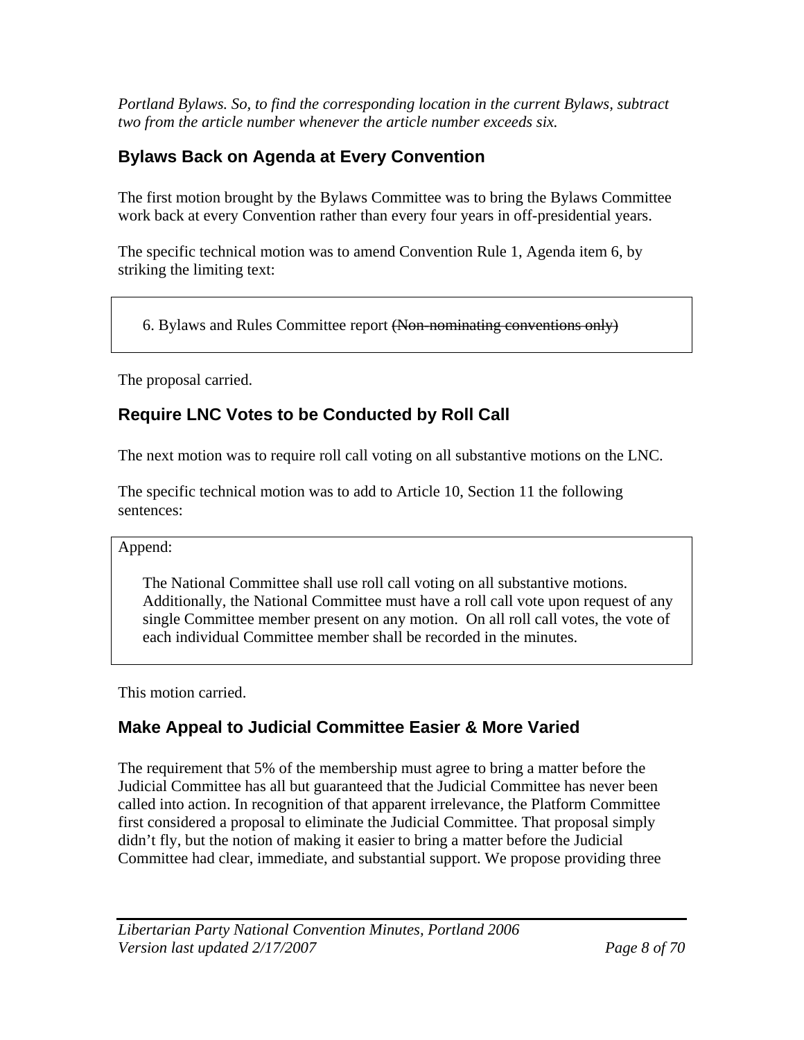*Portland Bylaws. So, to find the corresponding location in the current Bylaws, subtract two from the article number whenever the article number exceeds six.*

## Bylaws Back on Agenda at Every Convention

The first motion brought by the Bylaws Committee was to bring the Bylaws Committee work back at every Convention rather than every four years in off-presidential years.

The specific technical motion was to amend Convention Rule 1, Agenda item 6, by striking the limiting text:

> 6. Bylaws and Rules Committee report ~~(Non-nominating conventions only)~~

The proposal carried.

## Require LNC Votes to be Conducted by Roll Call

The next motion was to require roll call voting on all substantive motions on the LNC.

The specific technical motion was to add to Article 10, Section 11 the following sentences:

> Append:
>
> The National Committee shall use roll call voting on all substantive motions. Additionally, the National Committee must have a roll call vote upon request of any single Committee member present on any motion. On all roll call votes, the vote of each individual Committee member shall be recorded in the minutes.

This motion carried.

## Make Appeal to Judicial Committee Easier & More Varied

The requirement that 5% of the membership must agree to bring a matter before the Judicial Committee has all but guaranteed that the Judicial Committee has never been called into action. In recognition of that apparent irrelevance, the Platform Committee first considered a proposal to eliminate the Judicial Committee. That proposal simply didn't fly, but the notion of making it easier to bring a matter before the Judicial Committee had clear, immediate, and substantial support. We propose providing three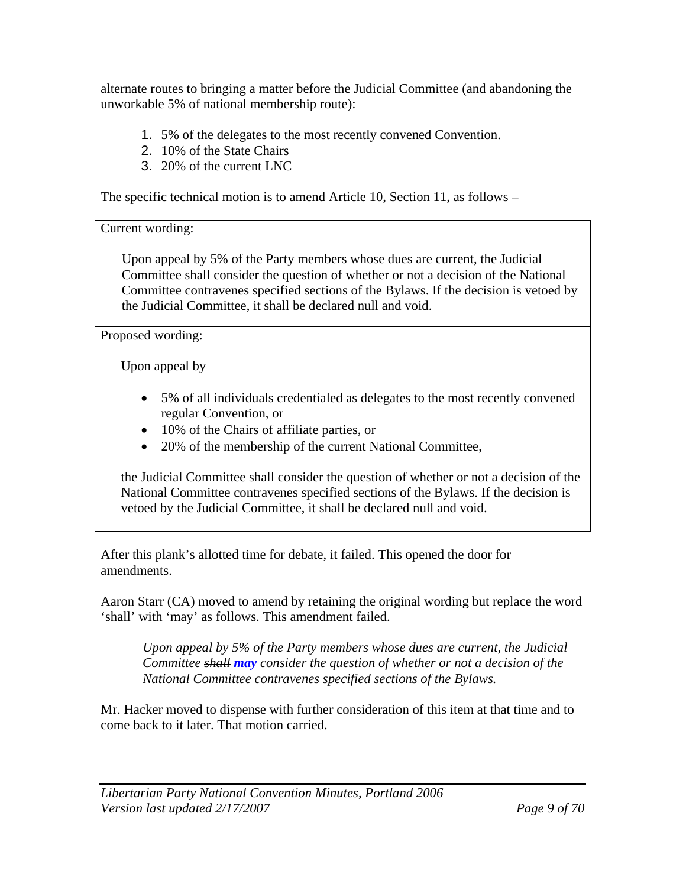alternate routes to bringing a matter before the Judicial Committee (and abandoning the unworkable 5% of national membership route):

1. 5% of the delegates to the most recently convened Convention.
2. 10% of the State Chairs
3. 20% of the current LNC

The specific technical motion is to amend Article 10, Section 11, as follows –

| |
|---|
| Current wording:<br><br>Upon appeal by 5% of the Party members whose dues are current, the Judicial Committee shall consider the question of whether or not a decision of the National Committee contravenes specified sections of the Bylaws. If the decision is vetoed by the Judicial Committee, it shall be declared null and void. |
| Proposed wording:<br><br>Upon appeal by<br><br>• 5% of all individuals credentialed as delegates to the most recently convened regular Convention, or<br>• 10% of the Chairs of affiliate parties, or<br>• 20% of the membership of the current National Committee,<br><br>the Judicial Committee shall consider the question of whether or not a decision of the National Committee contravenes specified sections of the Bylaws. If the decision is vetoed by the Judicial Committee, it shall be declared null and void. |

After this plank's allotted time for debate, it failed. This opened the door for amendments.

Aaron Starr (CA) moved to amend by retaining the original wording but replace the word 'shall' with 'may' as follows. This amendment failed.

> *Upon appeal by 5% of the Party members whose dues are current, the Judicial Committee ~~shall~~ **may** consider the question of whether or not a decision of the National Committee contravenes specified sections of the Bylaws.*

Mr. Hacker moved to dispense with further consideration of this item at that time and to come back to it later. That motion carried.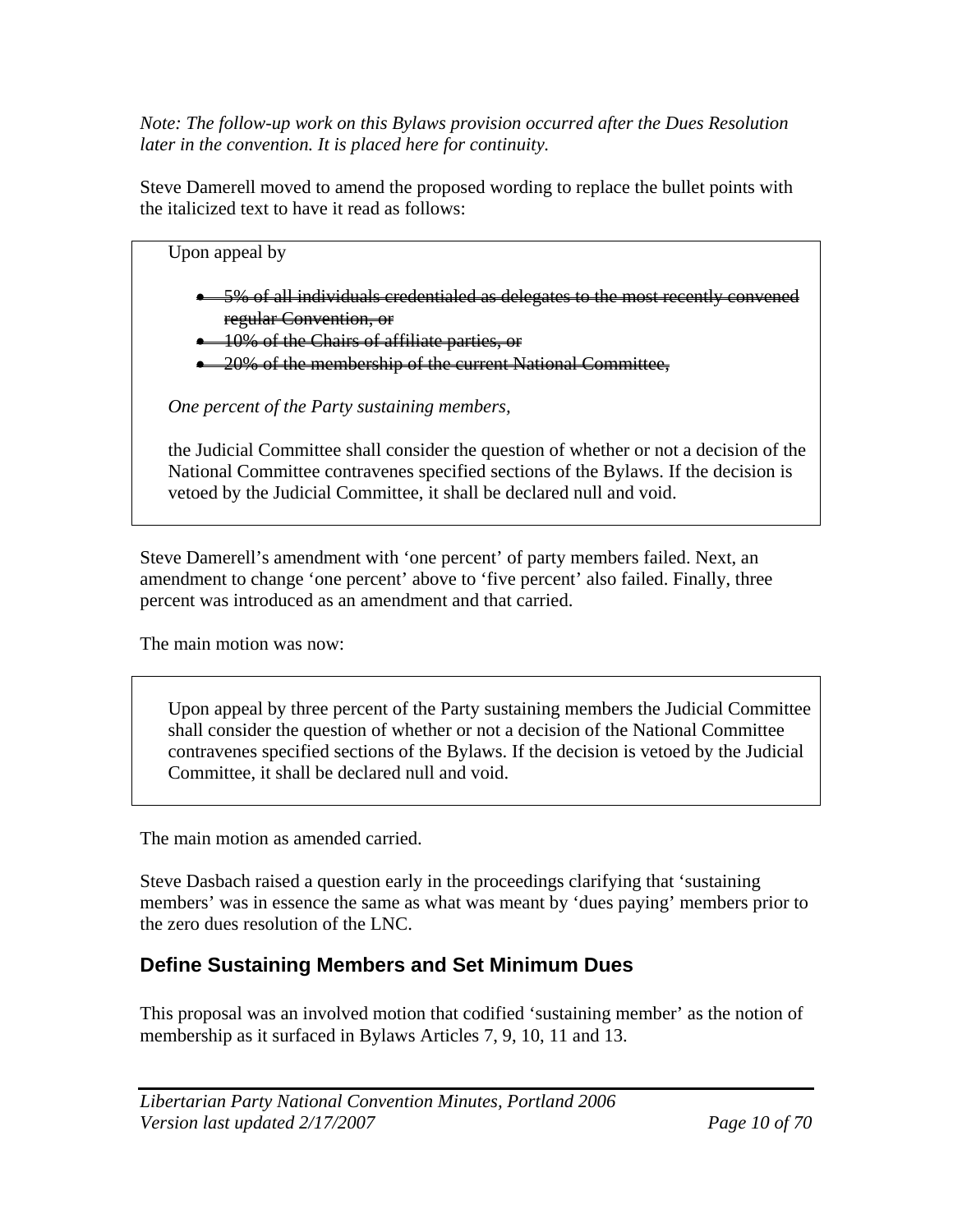*Note: The follow-up work on this Bylaws provision occurred after the Dues Resolution later in the convention. It is placed here for continuity.*

Steve Damerell moved to amend the proposed wording to replace the bullet points with the italicized text to have it read as follows:

> Upon appeal by
>
> - ~~5% of all individuals credentialed as delegates to the most recently convened regular Convention, or~~
> - ~~10% of the Chairs of affiliate parties, or~~
> - ~~20% of the membership of the current National Committee,~~
>
> *One percent of the Party sustaining members,*
>
> the Judicial Committee shall consider the question of whether or not a decision of the National Committee contravenes specified sections of the Bylaws. If the decision is vetoed by the Judicial Committee, it shall be declared null and void.

Steve Damerell's amendment with 'one percent' of party members failed. Next, an amendment to change 'one percent' above to 'five percent' also failed. Finally, three percent was introduced as an amendment and that carried.

The main motion was now:

> Upon appeal by three percent of the Party sustaining members the Judicial Committee shall consider the question of whether or not a decision of the National Committee contravenes specified sections of the Bylaws. If the decision is vetoed by the Judicial Committee, it shall be declared null and void.

The main motion as amended carried.

Steve Dasbach raised a question early in the proceedings clarifying that 'sustaining members' was in essence the same as what was meant by 'dues paying' members prior to the zero dues resolution of the LNC.

## Define Sustaining Members and Set Minimum Dues

This proposal was an involved motion that codified 'sustaining member' as the notion of membership as it surfaced in Bylaws Articles 7, 9, 10, 11 and 13.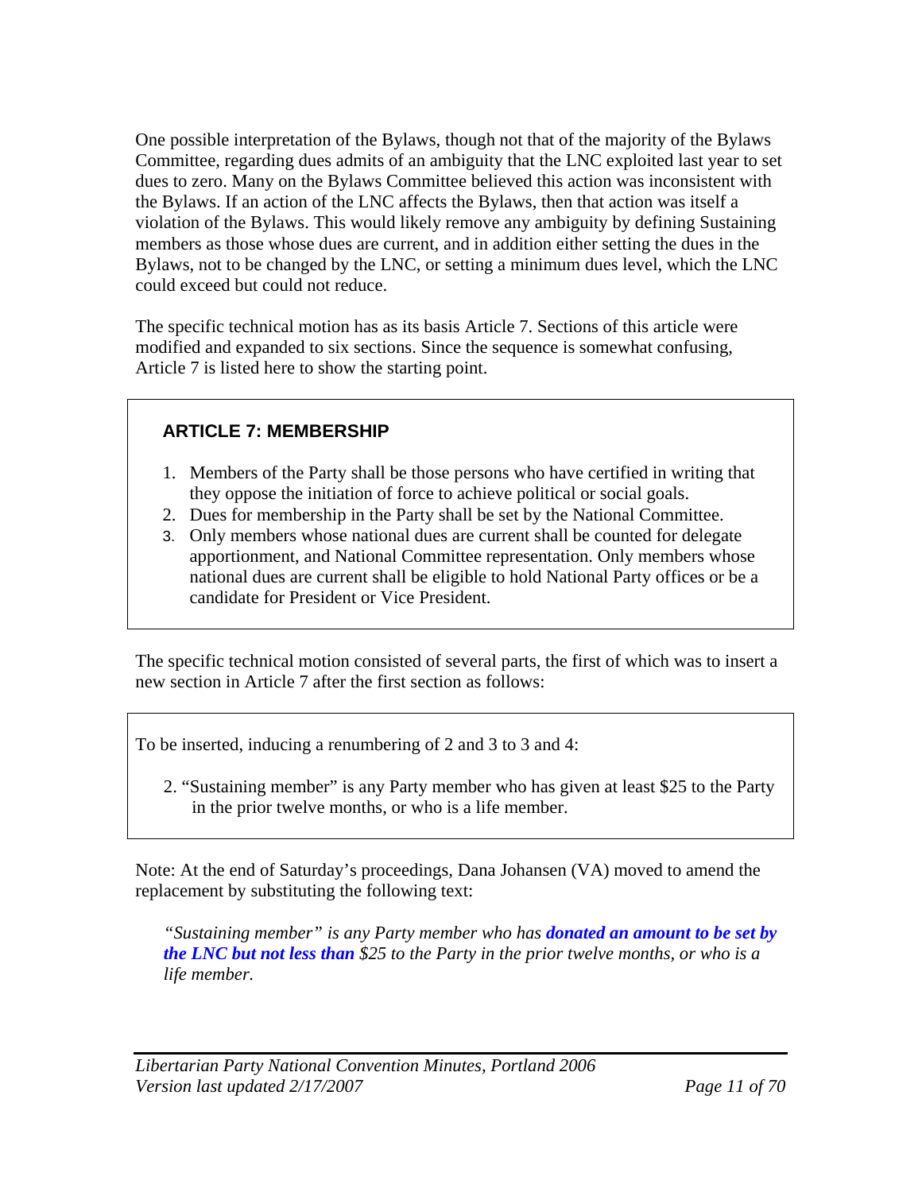One possible interpretation of the Bylaws, though not that of the majority of the Bylaws Committee, regarding dues admits of an ambiguity that the LNC exploited last year to set dues to zero. Many on the Bylaws Committee believed this action was inconsistent with the Bylaws. If an action of the LNC affects the Bylaws, then that action was itself a violation of the Bylaws. This would likely remove any ambiguity by defining Sustaining members as those whose dues are current, and in addition either setting the dues in the Bylaws, not to be changed by the LNC, or setting a minimum dues level, which the LNC could exceed but could not reduce.

The specific technical motion has as its basis Article 7. Sections of this article were modified and expanded to six sections. Since the sequence is somewhat confusing, Article 7 is listed here to show the starting point.

> **ARTICLE 7: MEMBERSHIP**
>
> 1. Members of the Party shall be those persons who have certified in writing that they oppose the initiation of force to achieve political or social goals.
> 2. Dues for membership in the Party shall be set by the National Committee.
> 3. Only members whose national dues are current shall be counted for delegate apportionment, and National Committee representation. Only members whose national dues are current shall be eligible to hold National Party offices or be a candidate for President or Vice President.

The specific technical motion consisted of several parts, the first of which was to insert a new section in Article 7 after the first section as follows:

> To be inserted, inducing a renumbering of 2 and 3 to 3 and 4:
>
> 2. "Sustaining member" is any Party member who has given at least $25 to the Party in the prior twelve months, or who is a life member.

Note: At the end of Saturday's proceedings, Dana Johansen (VA) moved to amend the replacement by substituting the following text:

> *"Sustaining member" is any Party member who has* ***donated an amount to be set by the LNC but not less than*** *$25 to the Party in the prior twelve months, or who is a life member.*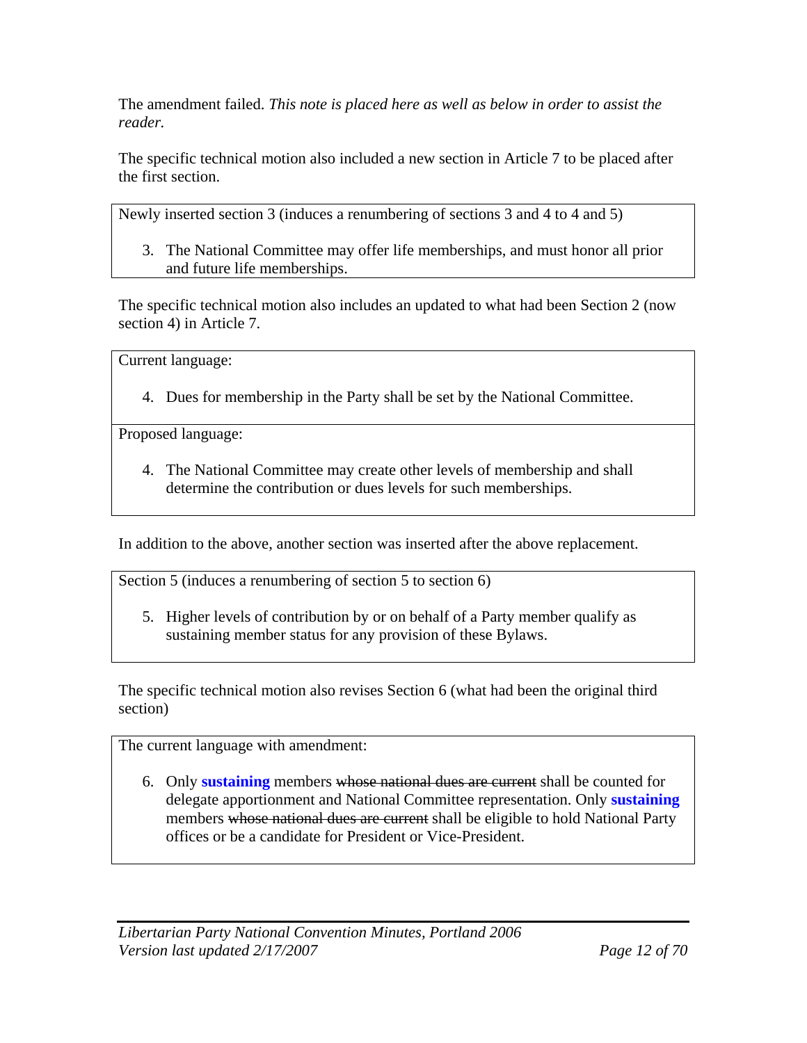The amendment failed. *This note is placed here as well as below in order to assist the reader.*

The specific technical motion also included a new section in Article 7 to be placed after the first section.

| Newly inserted section 3 (induces a renumbering of sections 3 and 4 to 4 and 5) |
|---|
| 3. The National Committee may offer life memberships, and must honor all prior and future life memberships. |

The specific technical motion also includes an updated to what had been Section 2 (now section 4) in Article 7.

| Current language: |
|---|
| 4. Dues for membership in the Party shall be set by the National Committee. |
| Proposed language: |
| 4. The National Committee may create other levels of membership and shall determine the contribution or dues levels for such memberships. |

In addition to the above, another section was inserted after the above replacement.

| Section 5 (induces a renumbering of section 5 to section 6) |
|---|
| 5. Higher levels of contribution by or on behalf of a Party member qualify as sustaining member status for any provision of these Bylaws. |

The specific technical motion also revises Section 6 (what had been the original third section)

| The current language with amendment: |
|---|
| 6. Only **sustaining** members ~~whose national dues are current~~ shall be counted for delegate apportionment and National Committee representation. Only **sustaining** members ~~whose national dues are current~~ shall be eligible to hold National Party offices or be a candidate for President or Vice-President. |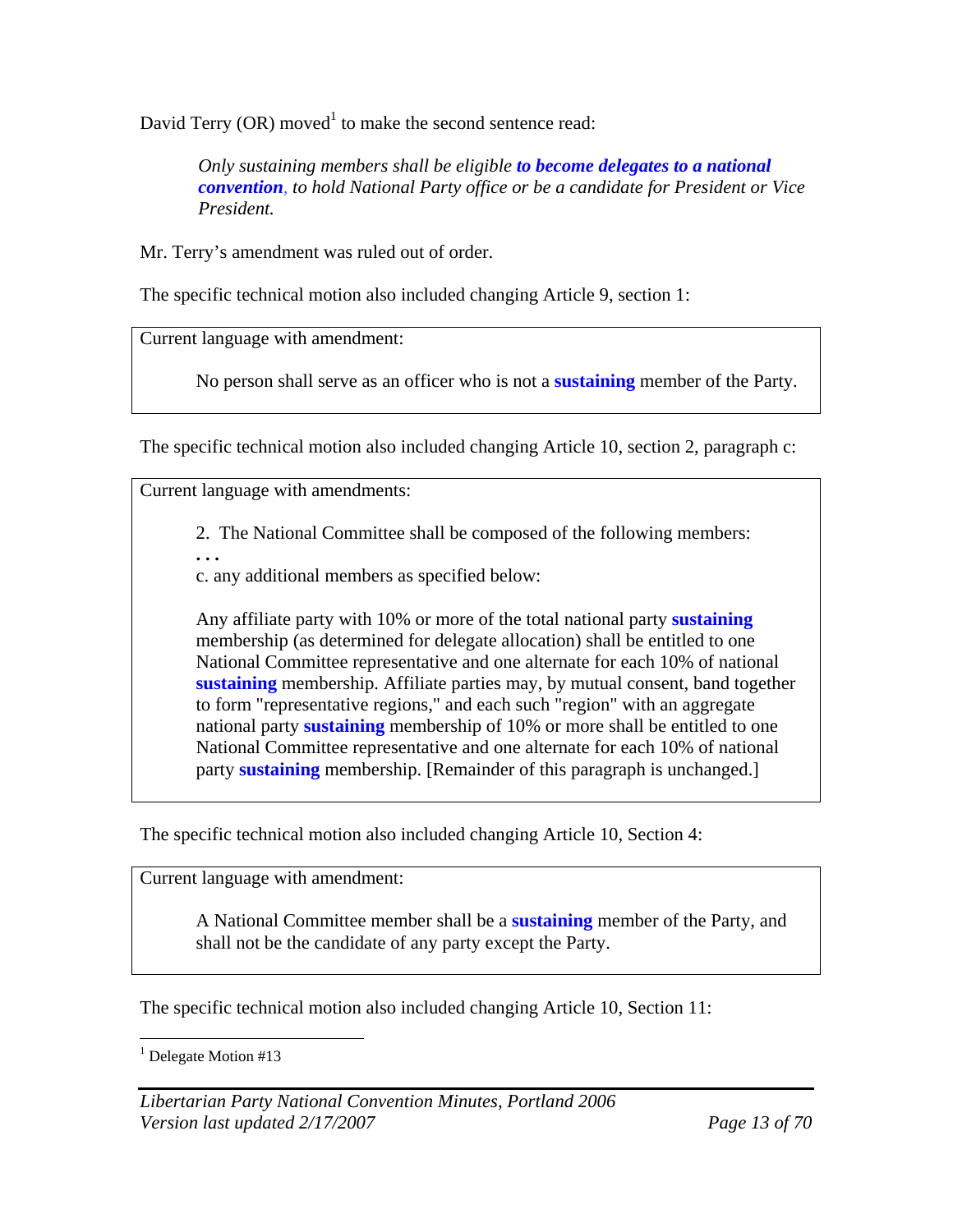David Terry (OR) moved[1] to make the second sentence read:

> *Only sustaining members shall be eligible **to become delegates to a national convention**, to hold National Party office or be a candidate for President or Vice President.*

Mr. Terry's amendment was ruled out of order.

The specific technical motion also included changing Article 9, section 1:

> Current language with amendment:
>
> No person shall serve as an officer who is not a **sustaining** member of the Party.

The specific technical motion also included changing Article 10, section 2, paragraph c:

> Current language with amendments:
>
> 2. The National Committee shall be composed of the following members:
>
> **. . .**
>
> c. any additional members as specified below:
>
> Any affiliate party with 10% or more of the total national party **sustaining** membership (as determined for delegate allocation) shall be entitled to one National Committee representative and one alternate for each 10% of national **sustaining** membership. Affiliate parties may, by mutual consent, band together to form "representative regions," and each such "region" with an aggregate national party **sustaining** membership of 10% or more shall be entitled to one National Committee representative and one alternate for each 10% of national party **sustaining** membership. [Remainder of this paragraph is unchanged.]

The specific technical motion also included changing Article 10, Section 4:

> Current language with amendment:
>
> A National Committee member shall be a **sustaining** member of the Party, and shall not be the candidate of any party except the Party.

The specific technical motion also included changing Article 10, Section 11:

---

[1] Delegate Motion #13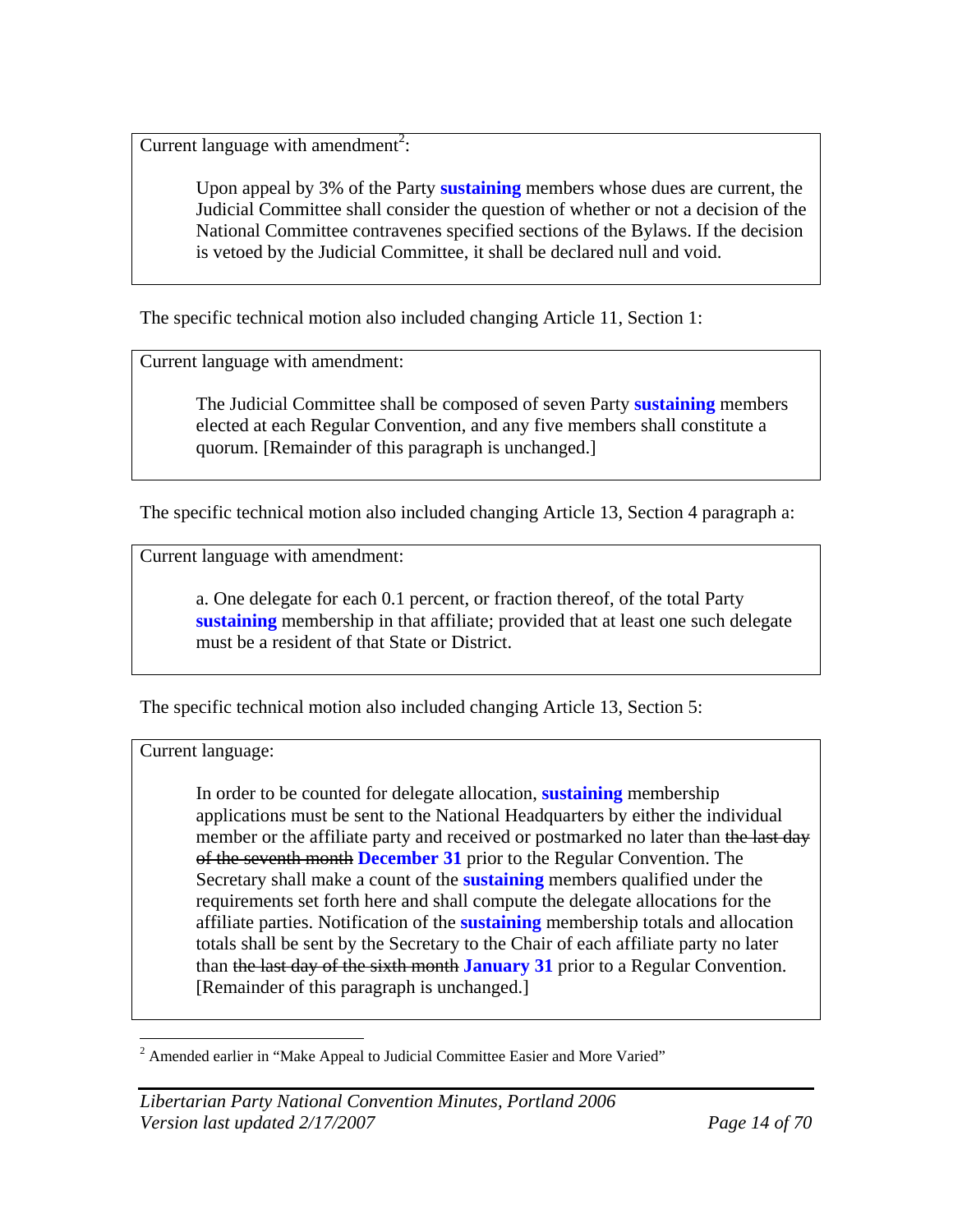Current language with amendment[2]:

> Upon appeal by 3% of the Party **sustaining** members whose dues are current, the Judicial Committee shall consider the question of whether or not a decision of the National Committee contravenes specified sections of the Bylaws. If the decision is vetoed by the Judicial Committee, it shall be declared null and void.

The specific technical motion also included changing Article 11, Section 1:

Current language with amendment:

> The Judicial Committee shall be composed of seven Party **sustaining** members elected at each Regular Convention, and any five members shall constitute a quorum. [Remainder of this paragraph is unchanged.]

The specific technical motion also included changing Article 13, Section 4 paragraph a:

Current language with amendment:

> a. One delegate for each 0.1 percent, or fraction thereof, of the total Party **sustaining** membership in that affiliate; provided that at least one such delegate must be a resident of that State or District.

The specific technical motion also included changing Article 13, Section 5:

Current language:

> In order to be counted for delegate allocation, **sustaining** membership applications must be sent to the National Headquarters by either the individual member or the affiliate party and received or postmarked no later than ~~the last day of the seventh month~~ **December 31** prior to the Regular Convention. The Secretary shall make a count of the **sustaining** members qualified under the requirements set forth here and shall compute the delegate allocations for the affiliate parties. Notification of the **sustaining** membership totals and allocation totals shall be sent by the Secretary to the Chair of each affiliate party no later than ~~the last day of the sixth month~~ **January 31** prior to a Regular Convention. [Remainder of this paragraph is unchanged.]

[2] Amended earlier in "Make Appeal to Judicial Committee Easier and More Varied"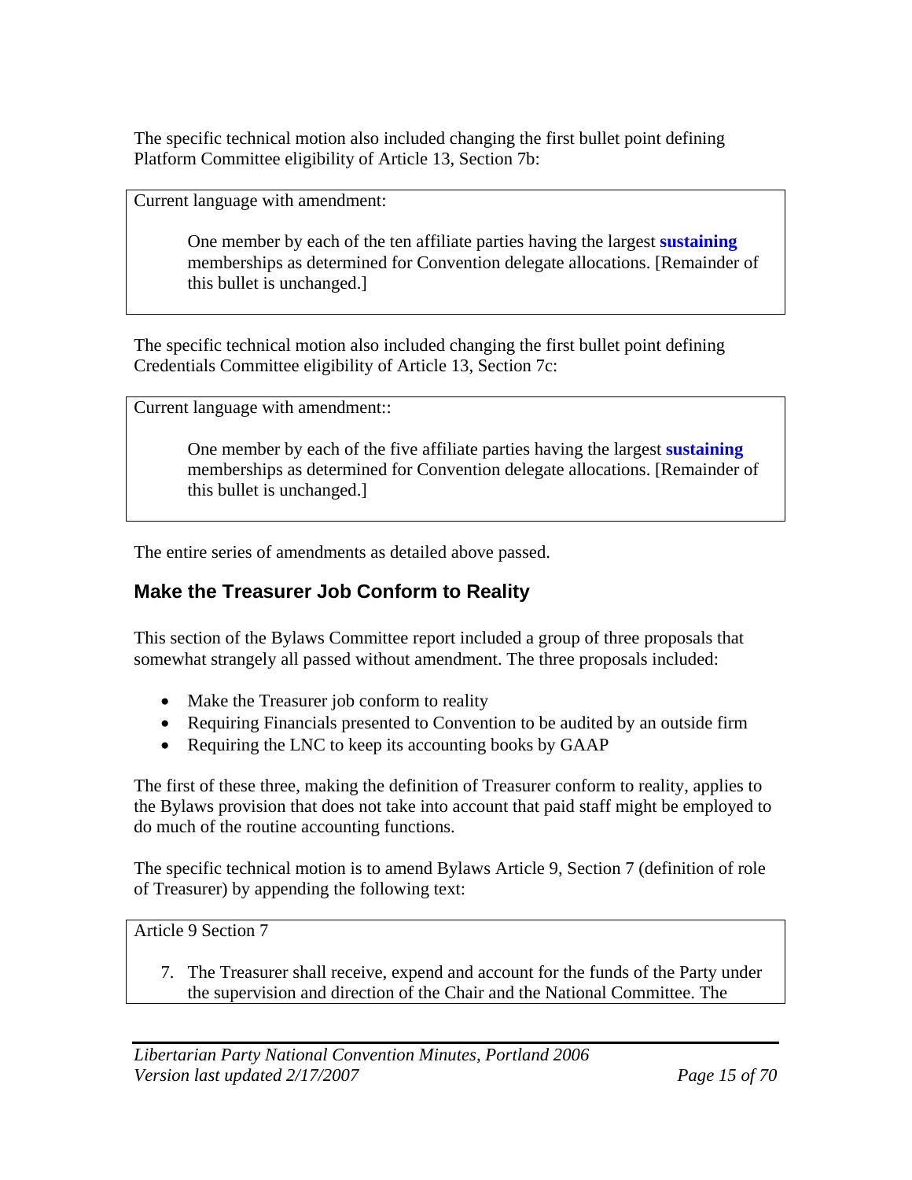The specific technical motion also included changing the first bullet point defining Platform Committee eligibility of Article 13, Section 7b:

> Current language with amendment:
>
> One member by each of the ten affiliate parties having the largest **sustaining** memberships as determined for Convention delegate allocations. [Remainder of this bullet is unchanged.]

The specific technical motion also included changing the first bullet point defining Credentials Committee eligibility of Article 13, Section 7c:

> Current language with amendment::
>
> One member by each of the five affiliate parties having the largest **sustaining** memberships as determined for Convention delegate allocations. [Remainder of this bullet is unchanged.]

The entire series of amendments as detailed above passed.

## Make the Treasurer Job Conform to Reality

This section of the Bylaws Committee report included a group of three proposals that somewhat strangely all passed without amendment. The three proposals included:

- Make the Treasurer job conform to reality
- Requiring Financials presented to Convention to be audited by an outside firm
- Requiring the LNC to keep its accounting books by GAAP

The first of these three, making the definition of Treasurer conform to reality, applies to the Bylaws provision that does not take into account that paid staff might be employed to do much of the routine accounting functions.

The specific technical motion is to amend Bylaws Article 9, Section 7 (definition of role of Treasurer) by appending the following text:

> Article 9 Section 7
>
> 7. The Treasurer shall receive, expend and account for the funds of the Party under the supervision and direction of the Chair and the National Committee. The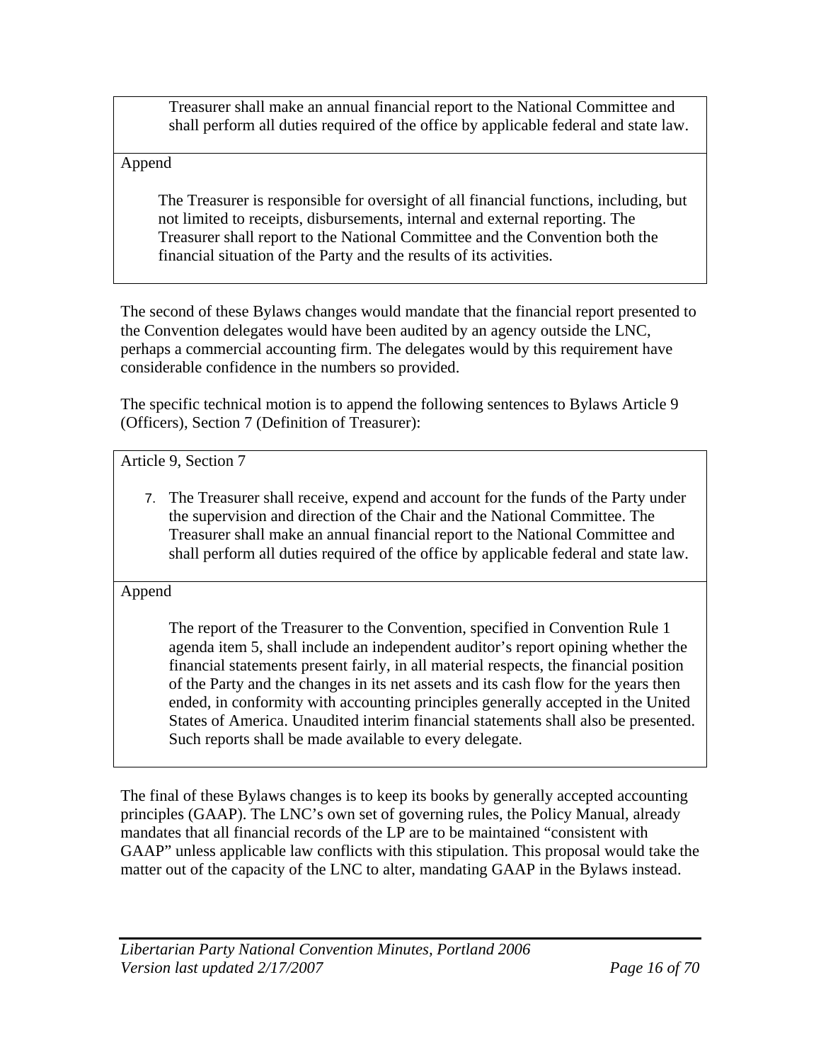> Treasurer shall make an annual financial report to the National Committee and shall perform all duties required of the office by applicable federal and state law.

Append

> The Treasurer is responsible for oversight of all financial functions, including, but not limited to receipts, disbursements, internal and external reporting. The Treasurer shall report to the National Committee and the Convention both the financial situation of the Party and the results of its activities.

The second of these Bylaws changes would mandate that the financial report presented to the Convention delegates would have been audited by an agency outside the LNC, perhaps a commercial accounting firm. The delegates would by this requirement have considerable confidence in the numbers so provided.

The specific technical motion is to append the following sentences to Bylaws Article 9 (Officers), Section 7 (Definition of Treasurer):

Article 9, Section 7

> 7. The Treasurer shall receive, expend and account for the funds of the Party under the supervision and direction of the Chair and the National Committee. The Treasurer shall make an annual financial report to the National Committee and shall perform all duties required of the office by applicable federal and state law.

Append

> The report of the Treasurer to the Convention, specified in Convention Rule 1 agenda item 5, shall include an independent auditor's report opining whether the financial statements present fairly, in all material respects, the financial position of the Party and the changes in its net assets and its cash flow for the years then ended, in conformity with accounting principles generally accepted in the United States of America. Unaudited interim financial statements shall also be presented. Such reports shall be made available to every delegate.

The final of these Bylaws changes is to keep its books by generally accepted accounting principles (GAAP). The LNC's own set of governing rules, the Policy Manual, already mandates that all financial records of the LP are to be maintained "consistent with GAAP" unless applicable law conflicts with this stipulation. This proposal would take the matter out of the capacity of the LNC to alter, mandating GAAP in the Bylaws instead.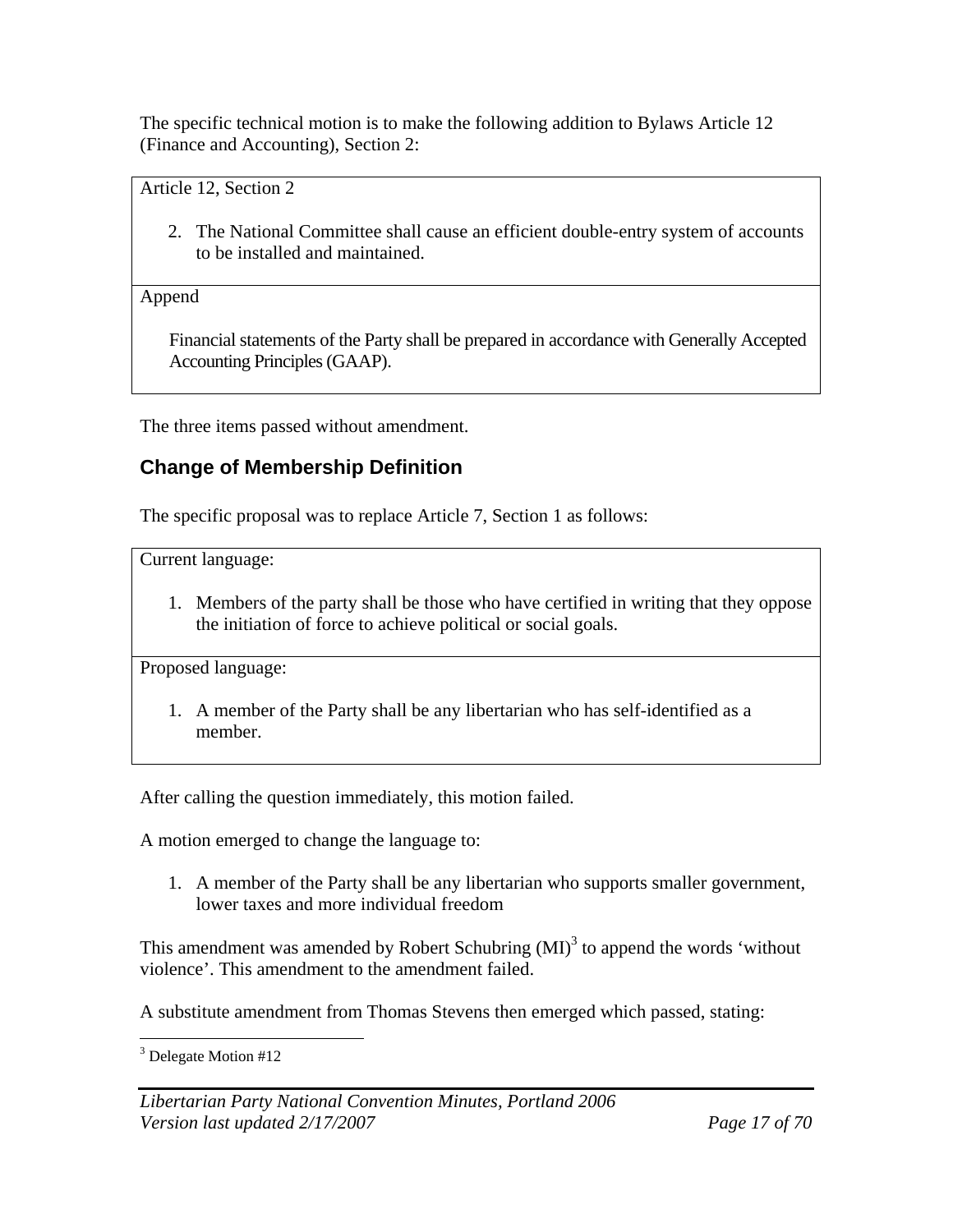The specific technical motion is to make the following addition to Bylaws Article 12 (Finance and Accounting), Section 2:

| Article 12, Section 2<br><br>2. The National Committee shall cause an efficient double-entry system of accounts to be installed and maintained. |
|---|
| Append<br><br>Financial statements of the Party shall be prepared in accordance with Generally Accepted Accounting Principles (GAAP). |

The three items passed without amendment.

## Change of Membership Definition

The specific proposal was to replace Article 7, Section 1 as follows:

| Current language:<br><br>1. Members of the party shall be those who have certified in writing that they oppose the initiation of force to achieve political or social goals. |
|---|
| Proposed language:<br><br>1. A member of the Party shall be any libertarian who has self-identified as a member. |

After calling the question immediately, this motion failed.

A motion emerged to change the language to:

1. A member of the Party shall be any libertarian who supports smaller government, lower taxes and more individual freedom

This amendment was amended by Robert Schubring (MI)[3] to append the words 'without violence'. This amendment to the amendment failed.

A substitute amendment from Thomas Stevens then emerged which passed, stating:

[3] Delegate Motion #12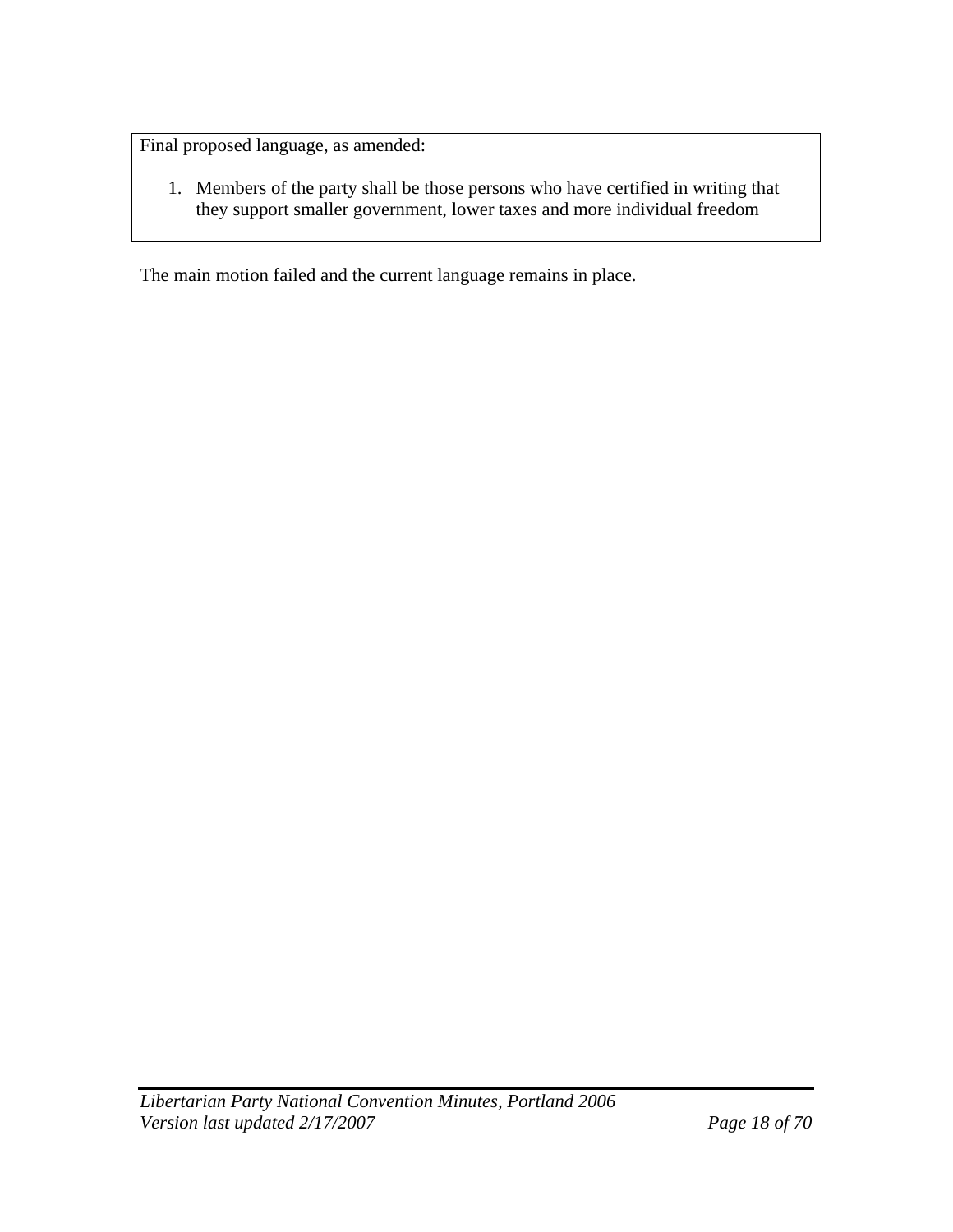Final proposed language, as amended:

1. Members of the party shall be those persons who have certified in writing that they support smaller government, lower taxes and more individual freedom

The main motion failed and the current language remains in place.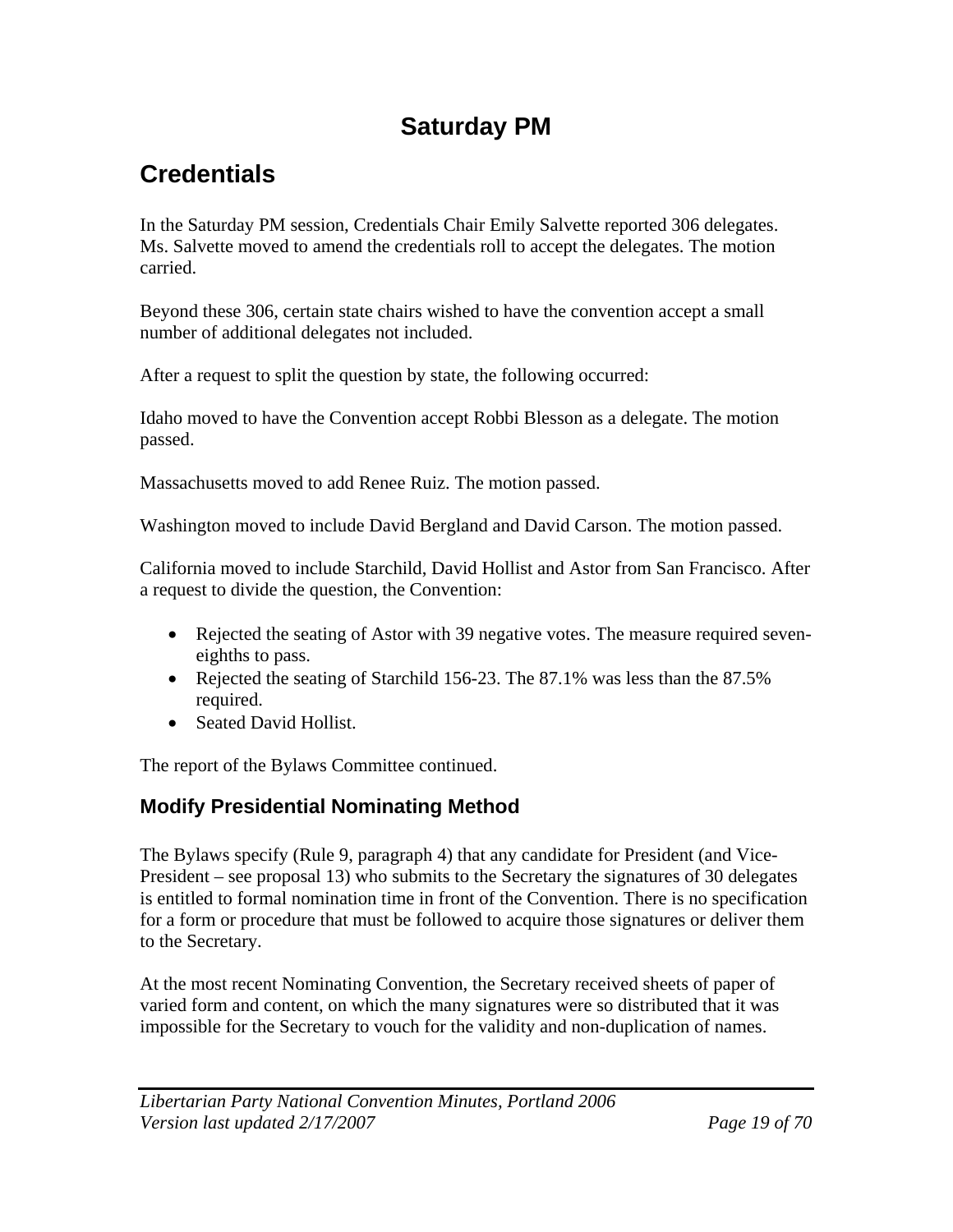# Saturday PM

## Credentials

In the Saturday PM session, Credentials Chair Emily Salvette reported 306 delegates. Ms. Salvette moved to amend the credentials roll to accept the delegates. The motion carried.

Beyond these 306, certain state chairs wished to have the convention accept a small number of additional delegates not included.

After a request to split the question by state, the following occurred:

Idaho moved to have the Convention accept Robbi Blesson as a delegate. The motion passed.

Massachusetts moved to add Renee Ruiz. The motion passed.

Washington moved to include David Bergland and David Carson. The motion passed.

California moved to include Starchild, David Hollist and Astor from San Francisco. After a request to divide the question, the Convention:

- Rejected the seating of Astor with 39 negative votes. The measure required seven-eighths to pass.
- Rejected the seating of Starchild 156-23. The 87.1% was less than the 87.5% required.
- Seated David Hollist.

The report of the Bylaws Committee continued.

### Modify Presidential Nominating Method

The Bylaws specify (Rule 9, paragraph 4) that any candidate for President (and Vice-President – see proposal 13) who submits to the Secretary the signatures of 30 delegates is entitled to formal nomination time in front of the Convention. There is no specification for a form or procedure that must be followed to acquire those signatures or deliver them to the Secretary.

At the most recent Nominating Convention, the Secretary received sheets of paper of varied form and content, on which the many signatures were so distributed that it was impossible for the Secretary to vouch for the validity and non-duplication of names.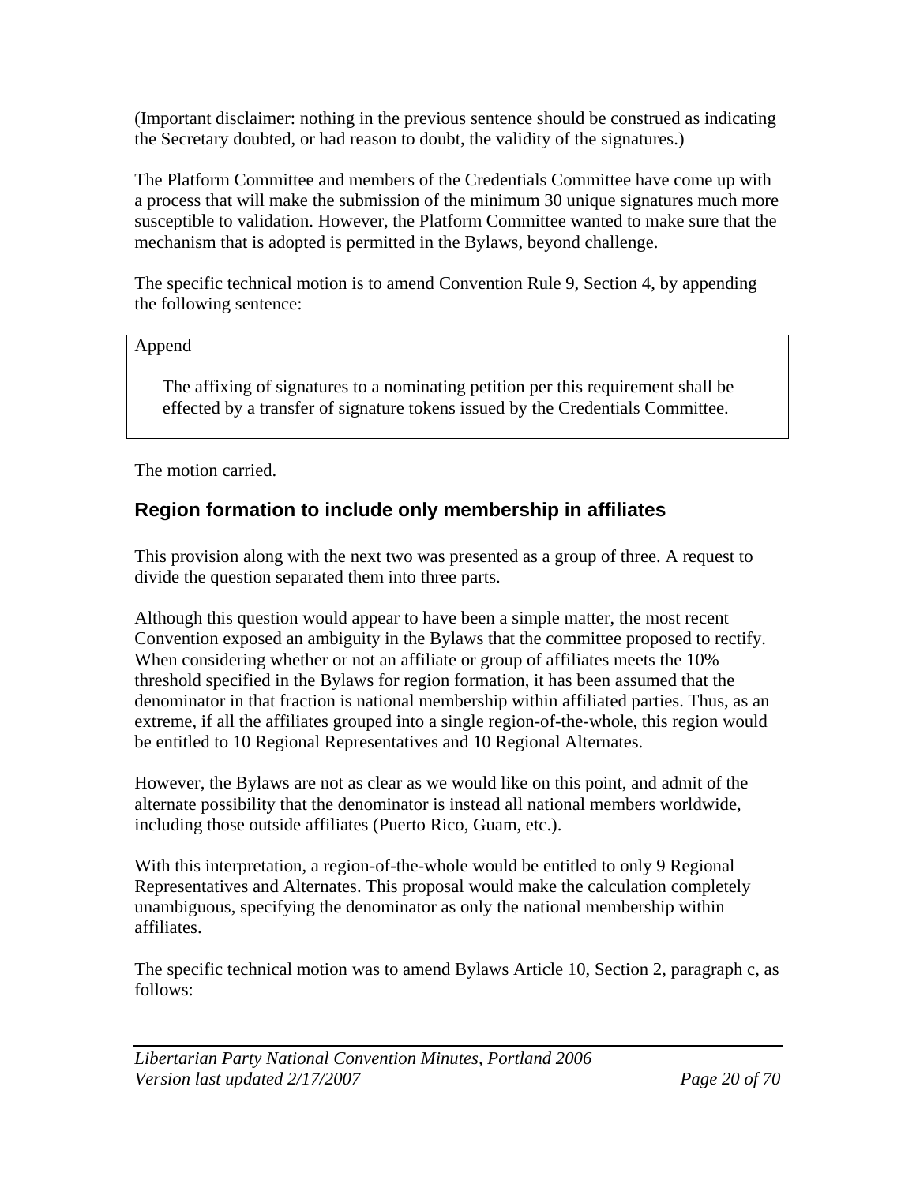(Important disclaimer: nothing in the previous sentence should be construed as indicating the Secretary doubted, or had reason to doubt, the validity of the signatures.)

The Platform Committee and members of the Credentials Committee have come up with a process that will make the submission of the minimum 30 unique signatures much more susceptible to validation. However, the Platform Committee wanted to make sure that the mechanism that is adopted is permitted in the Bylaws, beyond challenge.

The specific technical motion is to amend Convention Rule 9, Section 4, by appending the following sentence:

> Append
>
> The affixing of signatures to a nominating petition per this requirement shall be effected by a transfer of signature tokens issued by the Credentials Committee.

The motion carried.

## Region formation to include only membership in affiliates

This provision along with the next two was presented as a group of three. A request to divide the question separated them into three parts.

Although this question would appear to have been a simple matter, the most recent Convention exposed an ambiguity in the Bylaws that the committee proposed to rectify. When considering whether or not an affiliate or group of affiliates meets the 10% threshold specified in the Bylaws for region formation, it has been assumed that the denominator in that fraction is national membership within affiliated parties. Thus, as an extreme, if all the affiliates grouped into a single region-of-the-whole, this region would be entitled to 10 Regional Representatives and 10 Regional Alternates.

However, the Bylaws are not as clear as we would like on this point, and admit of the alternate possibility that the denominator is instead all national members worldwide, including those outside affiliates (Puerto Rico, Guam, etc.).

With this interpretation, a region-of-the-whole would be entitled to only 9 Regional Representatives and Alternates. This proposal would make the calculation completely unambiguous, specifying the denominator as only the national membership within affiliates.

The specific technical motion was to amend Bylaws Article 10, Section 2, paragraph c, as follows: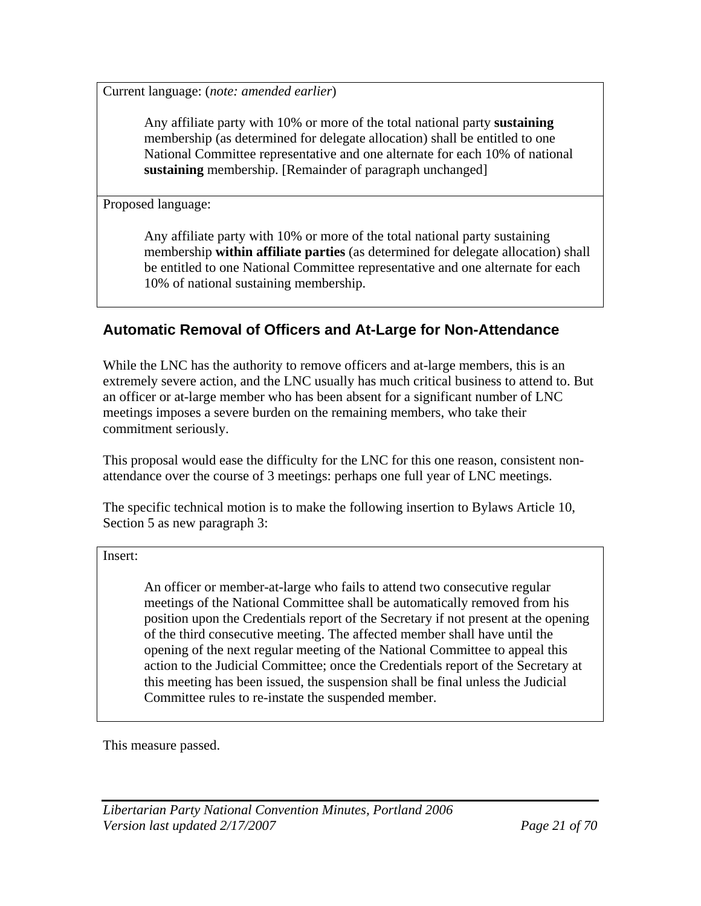Current language: (*note: amended earlier*)

> Any affiliate party with 10% or more of the total national party **sustaining** membership (as determined for delegate allocation) shall be entitled to one National Committee representative and one alternate for each 10% of national **sustaining** membership. [Remainder of paragraph unchanged]

Proposed language:

> Any affiliate party with 10% or more of the total national party sustaining membership **within affiliate parties** (as determined for delegate allocation) shall be entitled to one National Committee representative and one alternate for each 10% of national sustaining membership.

## Automatic Removal of Officers and At-Large for Non-Attendance

While the LNC has the authority to remove officers and at-large members, this is an extremely severe action, and the LNC usually has much critical business to attend to. But an officer or at-large member who has been absent for a significant number of LNC meetings imposes a severe burden on the remaining members, who take their commitment seriously.

This proposal would ease the difficulty for the LNC for this one reason, consistent non-attendance over the course of 3 meetings: perhaps one full year of LNC meetings.

The specific technical motion is to make the following insertion to Bylaws Article 10, Section 5 as new paragraph 3:

Insert:

> An officer or member-at-large who fails to attend two consecutive regular meetings of the National Committee shall be automatically removed from his position upon the Credentials report of the Secretary if not present at the opening of the third consecutive meeting. The affected member shall have until the opening of the next regular meeting of the National Committee to appeal this action to the Judicial Committee; once the Credentials report of the Secretary at this meeting has been issued, the suspension shall be final unless the Judicial Committee rules to re-instate the suspended member.

This measure passed.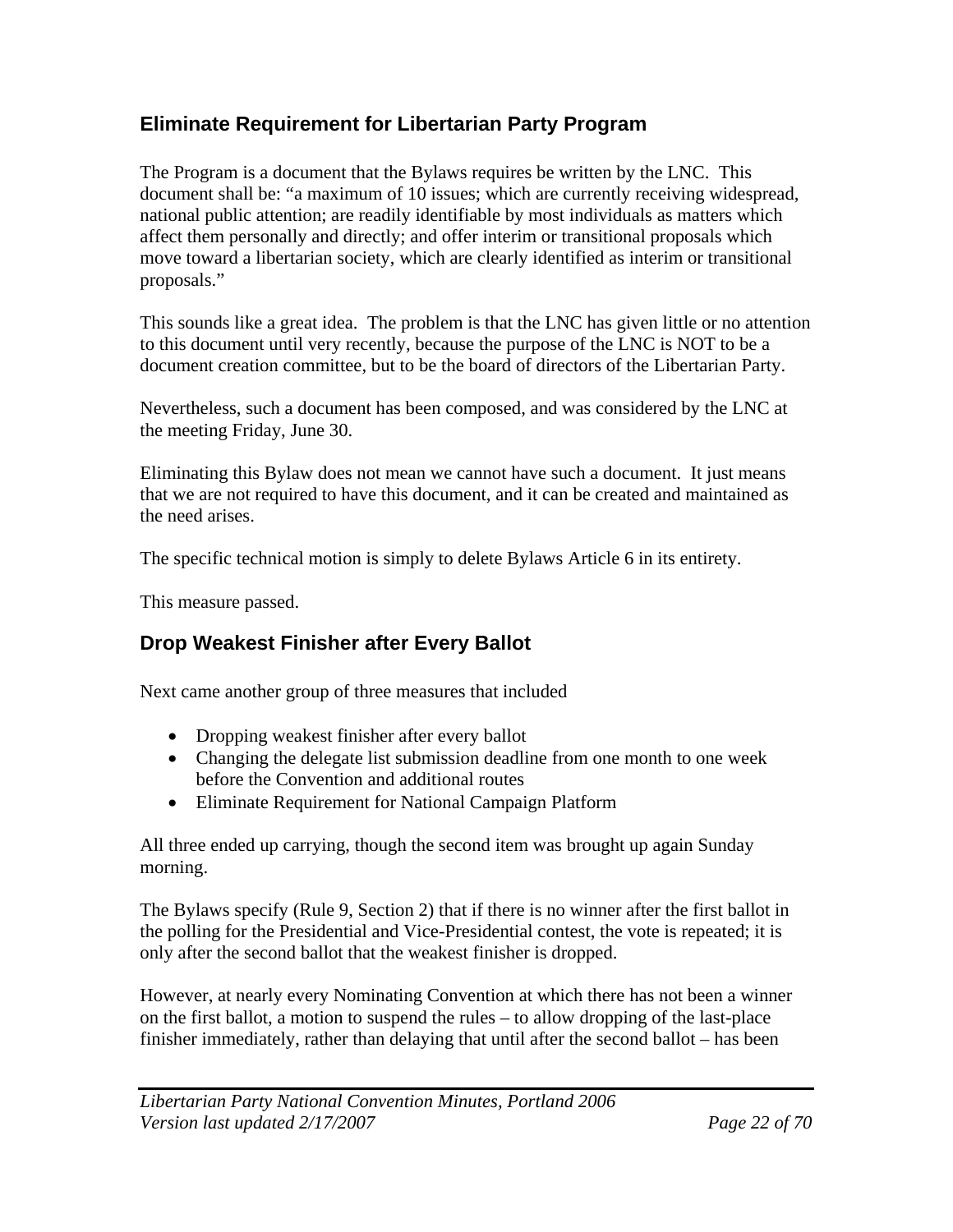## Eliminate Requirement for Libertarian Party Program

The Program is a document that the Bylaws requires be written by the LNC. This document shall be: "a maximum of 10 issues; which are currently receiving widespread, national public attention; are readily identifiable by most individuals as matters which affect them personally and directly; and offer interim or transitional proposals which move toward a libertarian society, which are clearly identified as interim or transitional proposals."

This sounds like a great idea. The problem is that the LNC has given little or no attention to this document until very recently, because the purpose of the LNC is NOT to be a document creation committee, but to be the board of directors of the Libertarian Party.

Nevertheless, such a document has been composed, and was considered by the LNC at the meeting Friday, June 30.

Eliminating this Bylaw does not mean we cannot have such a document. It just means that we are not required to have this document, and it can be created and maintained as the need arises.

The specific technical motion is simply to delete Bylaws Article 6 in its entirety.

This measure passed.

## Drop Weakest Finisher after Every Ballot

Next came another group of three measures that included

- Dropping weakest finisher after every ballot
- Changing the delegate list submission deadline from one month to one week before the Convention and additional routes
- Eliminate Requirement for National Campaign Platform

All three ended up carrying, though the second item was brought up again Sunday morning.

The Bylaws specify (Rule 9, Section 2) that if there is no winner after the first ballot in the polling for the Presidential and Vice-Presidential contest, the vote is repeated; it is only after the second ballot that the weakest finisher is dropped.

However, at nearly every Nominating Convention at which there has not been a winner on the first ballot, a motion to suspend the rules – to allow dropping of the last-place finisher immediately, rather than delaying that until after the second ballot – has been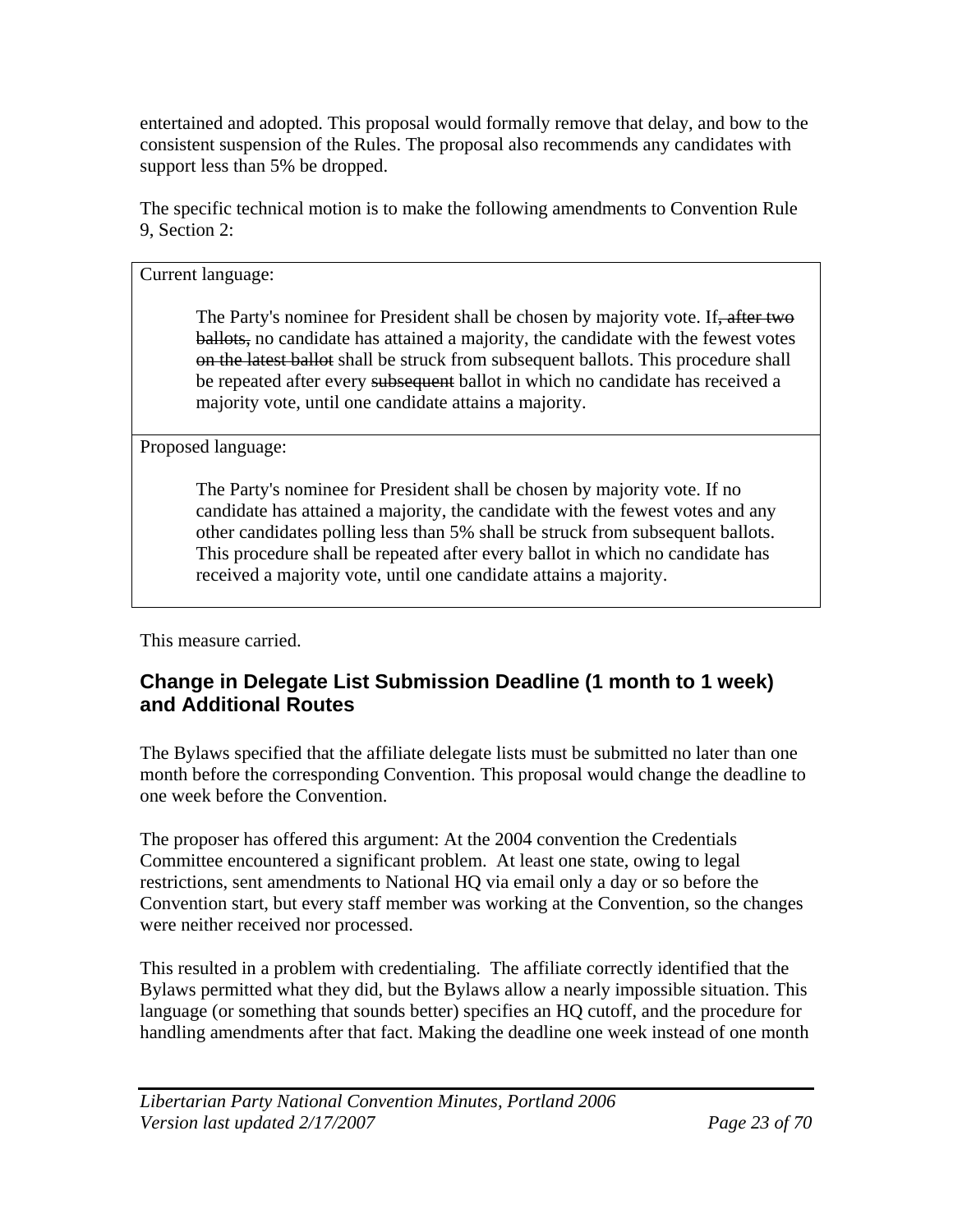entertained and adopted. This proposal would formally remove that delay, and bow to the consistent suspension of the Rules. The proposal also recommends any candidates with support less than 5% be dropped.

The specific technical motion is to make the following amendments to Convention Rule 9, Section 2:

| Current language: |
|---|
| The Party's nominee for President shall be chosen by majority vote. If~~, after two ballots,~~ no candidate has attained a majority, the candidate with the fewest votes ~~on the latest ballot~~ shall be struck from subsequent ballots. This procedure shall be repeated after every ~~subsequent~~ ballot in which no candidate has received a majority vote, until one candidate attains a majority. |
| Proposed language: |
| The Party's nominee for President shall be chosen by majority vote. If no candidate has attained a majority, the candidate with the fewest votes and any other candidates polling less than 5% shall be struck from subsequent ballots. This procedure shall be repeated after every ballot in which no candidate has received a majority vote, until one candidate attains a majority. |

This measure carried.

## Change in Delegate List Submission Deadline (1 month to 1 week) and Additional Routes

The Bylaws specified that the affiliate delegate lists must be submitted no later than one month before the corresponding Convention. This proposal would change the deadline to one week before the Convention.

The proposer has offered this argument: At the 2004 convention the Credentials Committee encountered a significant problem. At least one state, owing to legal restrictions, sent amendments to National HQ via email only a day or so before the Convention start, but every staff member was working at the Convention, so the changes were neither received nor processed.

This resulted in a problem with credentialing. The affiliate correctly identified that the Bylaws permitted what they did, but the Bylaws allow a nearly impossible situation. This language (or something that sounds better) specifies an HQ cutoff, and the procedure for handling amendments after that fact. Making the deadline one week instead of one month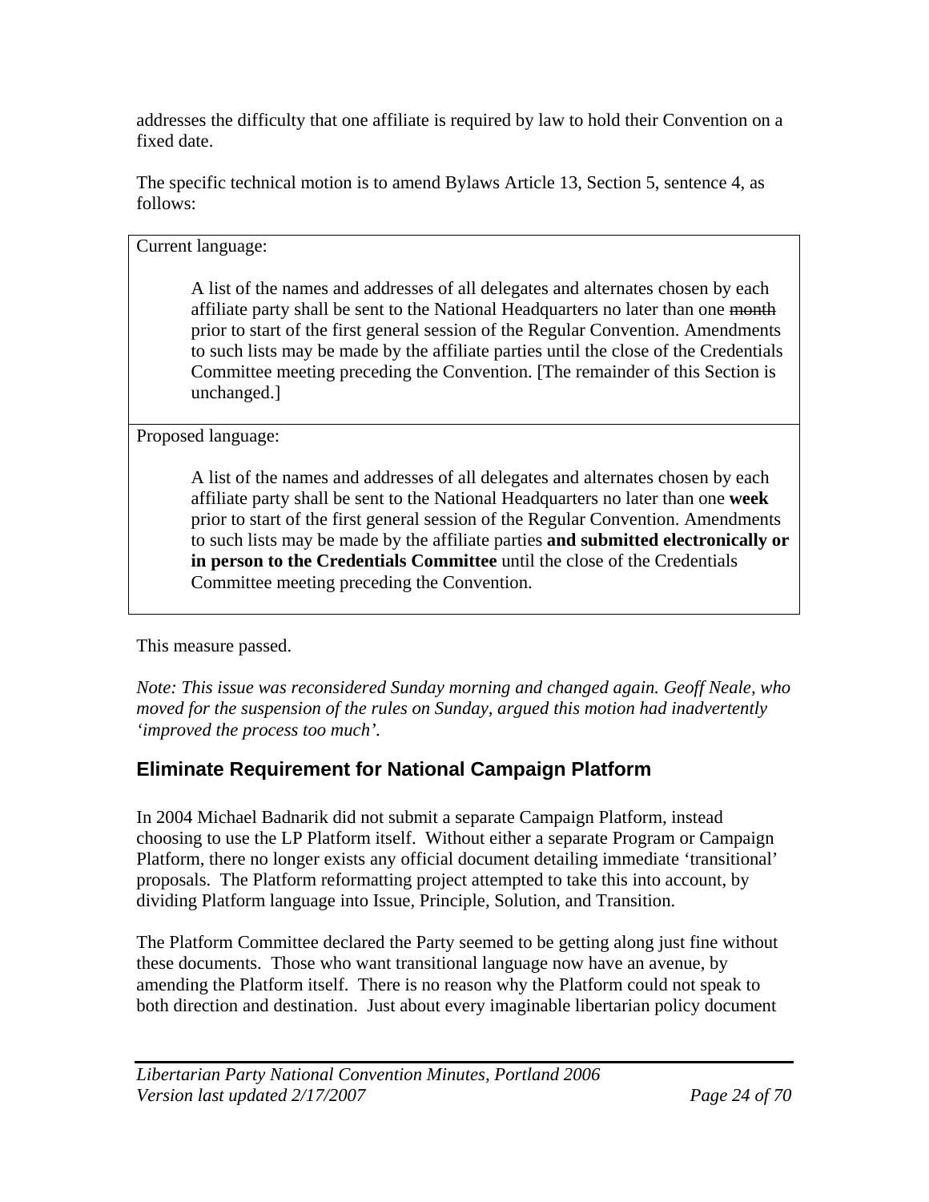addresses the difficulty that one affiliate is required by law to hold their Convention on a fixed date.

The specific technical motion is to amend Bylaws Article 13, Section 5, sentence 4, as follows:

| Current language: |
|---|
| A list of the names and addresses of all delegates and alternates chosen by each affiliate party shall be sent to the National Headquarters no later than one ~~month~~ prior to start of the first general session of the Regular Convention. Amendments to such lists may be made by the affiliate parties until the close of the Credentials Committee meeting preceding the Convention. [The remainder of this Section is unchanged.] |
| Proposed language: |
| A list of the names and addresses of all delegates and alternates chosen by each affiliate party shall be sent to the National Headquarters no later than one **week** prior to start of the first general session of the Regular Convention. Amendments to such lists may be made by the affiliate parties **and submitted electronically or in person to the Credentials Committee** until the close of the Credentials Committee meeting preceding the Convention. |

This measure passed.

*Note: This issue was reconsidered Sunday morning and changed again. Geoff Neale, who moved for the suspension of the rules on Sunday, argued this motion had inadvertently 'improved the process too much'.*

## Eliminate Requirement for National Campaign Platform

In 2004 Michael Badnarik did not submit a separate Campaign Platform, instead choosing to use the LP Platform itself. Without either a separate Program or Campaign Platform, there no longer exists any official document detailing immediate 'transitional' proposals. The Platform reformatting project attempted to take this into account, by dividing Platform language into Issue, Principle, Solution, and Transition.

The Platform Committee declared the Party seemed to be getting along just fine without these documents. Those who want transitional language now have an avenue, by amending the Platform itself. There is no reason why the Platform could not speak to both direction and destination. Just about every imaginable libertarian policy document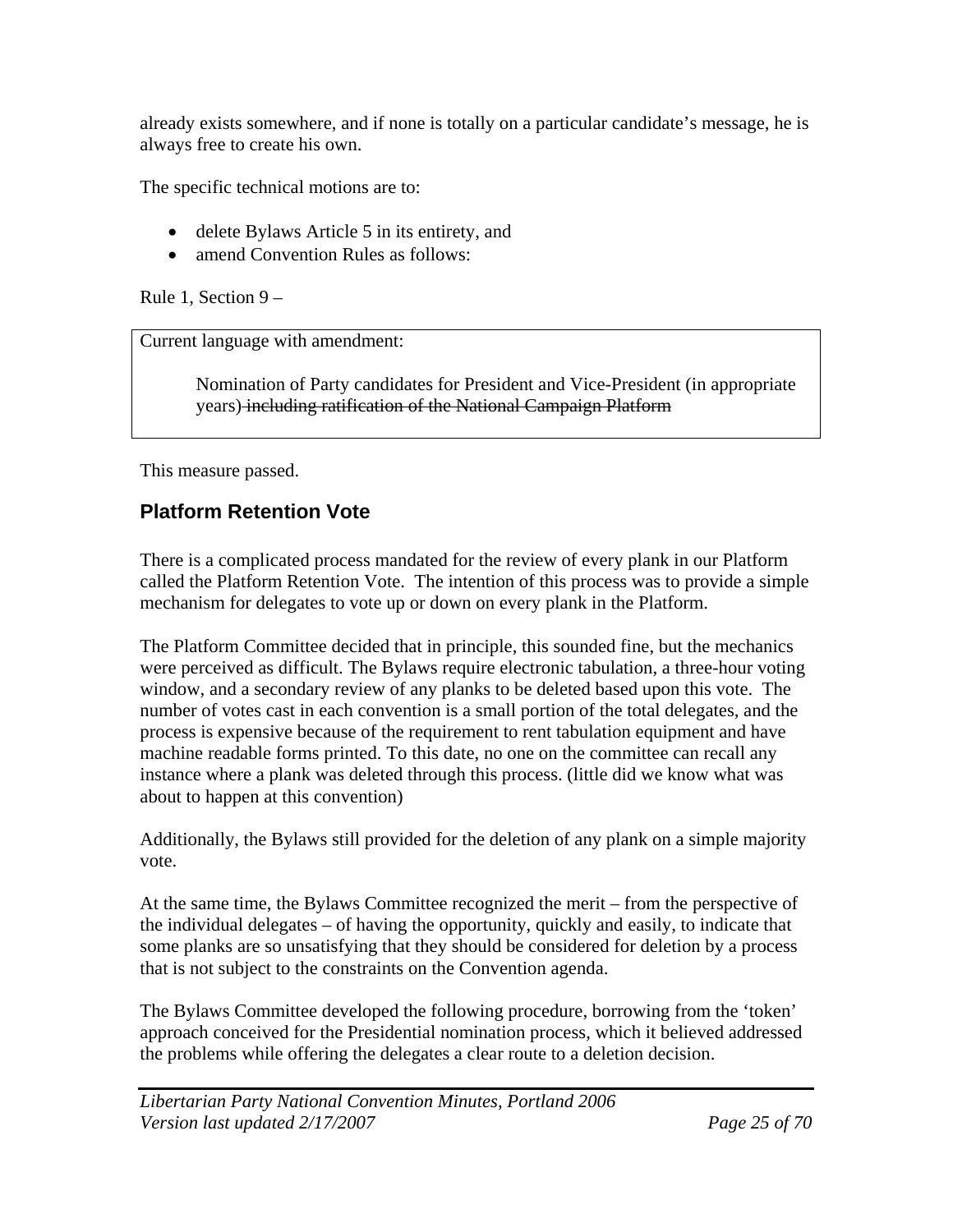already exists somewhere, and if none is totally on a particular candidate's message, he is always free to create his own.

The specific technical motions are to:

- delete Bylaws Article 5 in its entirety, and
- amend Convention Rules as follows:

Rule 1, Section 9 –

> Current language with amendment:
>
> Nomination of Party candidates for President and Vice-President (in appropriate years) ~~including ratification of the National Campaign Platform~~

This measure passed.

## Platform Retention Vote

There is a complicated process mandated for the review of every plank in our Platform called the Platform Retention Vote. The intention of this process was to provide a simple mechanism for delegates to vote up or down on every plank in the Platform.

The Platform Committee decided that in principle, this sounded fine, but the mechanics were perceived as difficult. The Bylaws require electronic tabulation, a three-hour voting window, and a secondary review of any planks to be deleted based upon this vote. The number of votes cast in each convention is a small portion of the total delegates, and the process is expensive because of the requirement to rent tabulation equipment and have machine readable forms printed. To this date, no one on the committee can recall any instance where a plank was deleted through this process. (little did we know what was about to happen at this convention)

Additionally, the Bylaws still provided for the deletion of any plank on a simple majority vote.

At the same time, the Bylaws Committee recognized the merit – from the perspective of the individual delegates – of having the opportunity, quickly and easily, to indicate that some planks are so unsatisfying that they should be considered for deletion by a process that is not subject to the constraints on the Convention agenda.

The Bylaws Committee developed the following procedure, borrowing from the 'token' approach conceived for the Presidential nomination process, which it believed addressed the problems while offering the delegates a clear route to a deletion decision.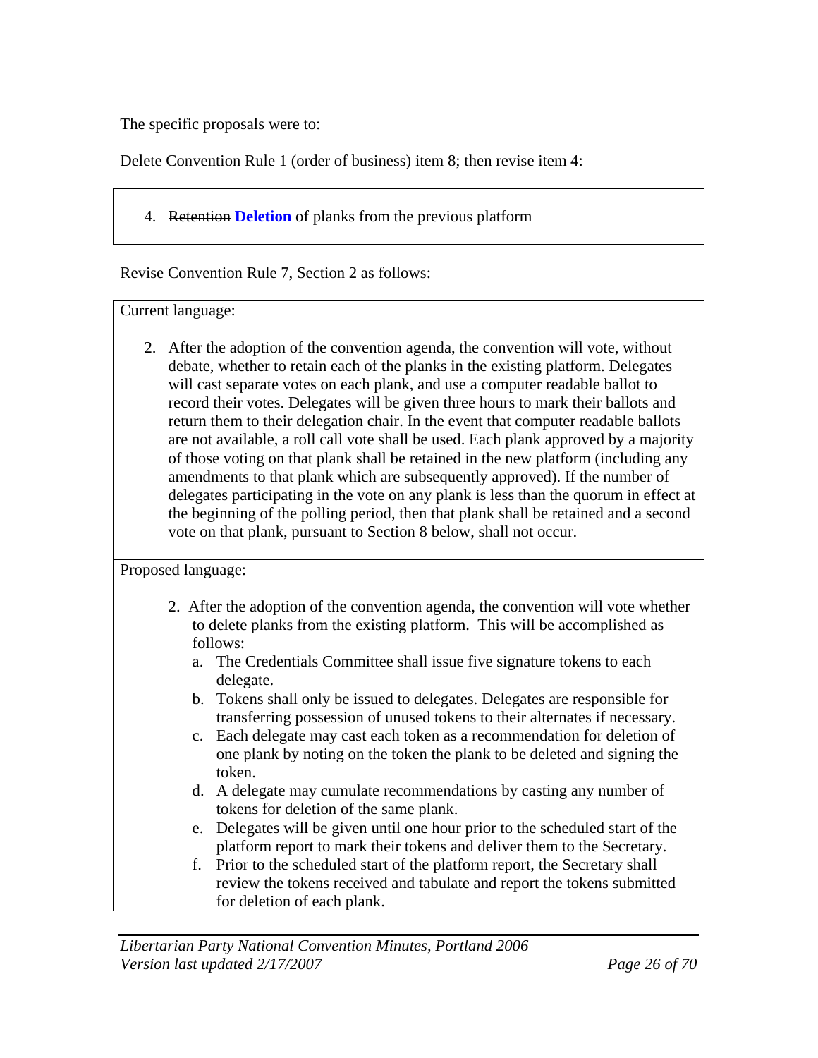The specific proposals were to:

Delete Convention Rule 1 (order of business) item 8; then revise item 4:

4. ~~Retention~~ **Deletion** of planks from the previous platform

Revise Convention Rule 7, Section 2 as follows:

Current language:

2. After the adoption of the convention agenda, the convention will vote, without debate, whether to retain each of the planks in the existing platform. Delegates will cast separate votes on each plank, and use a computer readable ballot to record their votes. Delegates will be given three hours to mark their ballots and return them to their delegation chair. In the event that computer readable ballots are not available, a roll call vote shall be used. Each plank approved by a majority of those voting on that plank shall be retained in the new platform (including any amendments to that plank which are subsequently approved). If the number of delegates participating in the vote on any plank is less than the quorum in effect at the beginning of the polling period, then that plank shall be retained and a second vote on that plank, pursuant to Section 8 below, shall not occur.

Proposed language:

2. After the adoption of the convention agenda, the convention will vote whether to delete planks from the existing platform. This will be accomplished as follows:
   a. The Credentials Committee shall issue five signature tokens to each delegate.
   b. Tokens shall only be issued to delegates. Delegates are responsible for transferring possession of unused tokens to their alternates if necessary.
   c. Each delegate may cast each token as a recommendation for deletion of one plank by noting on the token the plank to be deleted and signing the token.
   d. A delegate may cumulate recommendations by casting any number of tokens for deletion of the same plank.
   e. Delegates will be given until one hour prior to the scheduled start of the platform report to mark their tokens and deliver them to the Secretary.
   f. Prior to the scheduled start of the platform report, the Secretary shall review the tokens received and tabulate and report the tokens submitted for deletion of each plank.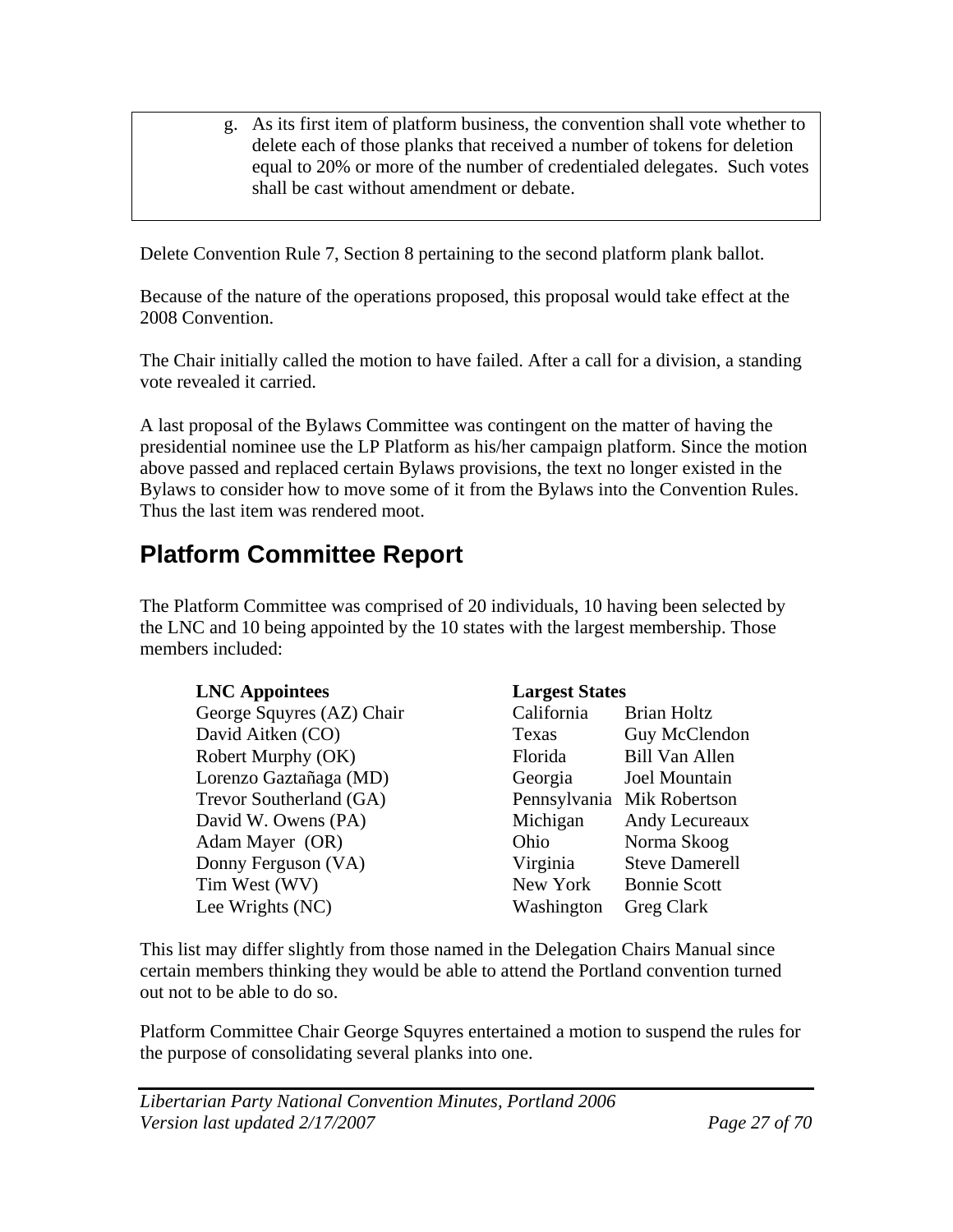g. As its first item of platform business, the convention shall vote whether to delete each of those planks that received a number of tokens for deletion equal to 20% or more of the number of credentialed delegates. Such votes shall be cast without amendment or debate.

Delete Convention Rule 7, Section 8 pertaining to the second platform plank ballot.

Because of the nature of the operations proposed, this proposal would take effect at the 2008 Convention.

The Chair initially called the motion to have failed. After a call for a division, a standing vote revealed it carried.

A last proposal of the Bylaws Committee was contingent on the matter of having the presidential nominee use the LP Platform as his/her campaign platform. Since the motion above passed and replaced certain Bylaws provisions, the text no longer existed in the Bylaws to consider how to move some of it from the Bylaws into the Convention Rules. Thus the last item was rendered moot.

## Platform Committee Report

The Platform Committee was comprised of 20 individuals, 10 having been selected by the LNC and 10 being appointed by the 10 states with the largest membership. Those members included:

| LNC Appointees | Largest States | |
|---|---|---|
| George Squyres (AZ) Chair | California | Brian Holtz |
| David Aitken (CO) | Texas | Guy McClendon |
| Robert Murphy (OK) | Florida | Bill Van Allen |
| Lorenzo Gaztañaga (MD) | Georgia | Joel Mountain |
| Trevor Southerland (GA) | Pennsylvania | Mik Robertson |
| David W. Owens (PA) | Michigan | Andy Lecureaux |
| Adam Mayer (OR) | Ohio | Norma Skoog |
| Donny Ferguson (VA) | Virginia | Steve Damerell |
| Tim West (WV) | New York | Bonnie Scott |
| Lee Wrights (NC) | Washington | Greg Clark |

This list may differ slightly from those named in the Delegation Chairs Manual since certain members thinking they would be able to attend the Portland convention turned out not to be able to do so.

Platform Committee Chair George Squyres entertained a motion to suspend the rules for the purpose of consolidating several planks into one.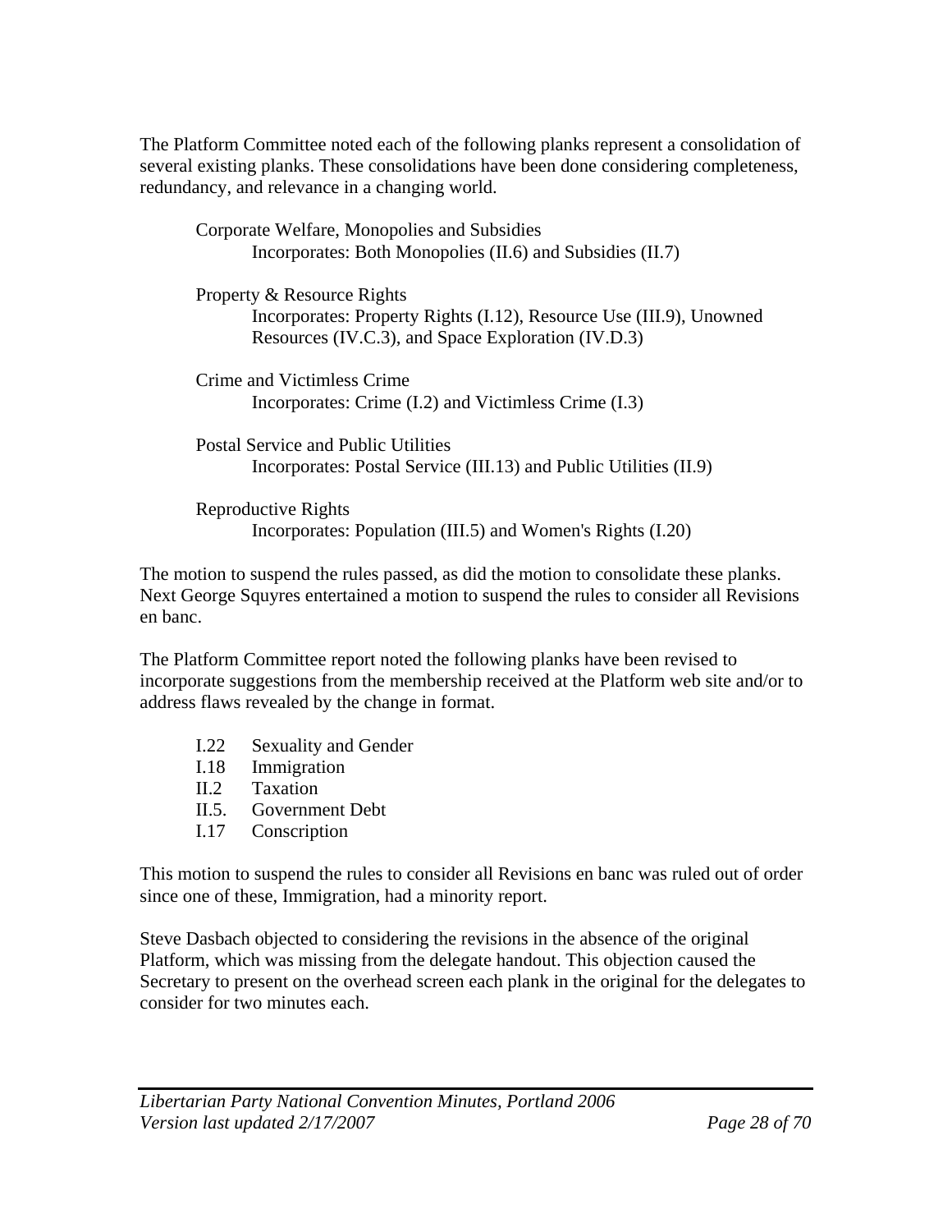The Platform Committee noted each of the following planks represent a consolidation of several existing planks. These consolidations have been done considering completeness, redundancy, and relevance in a changing world.

Corporate Welfare, Monopolies and Subsidies
Incorporates: Both Monopolies (II.6) and Subsidies (II.7)

Property & Resource Rights
Incorporates: Property Rights (I.12), Resource Use (III.9), Unowned Resources (IV.C.3), and Space Exploration (IV.D.3)

Crime and Victimless Crime
Incorporates: Crime (I.2) and Victimless Crime (I.3)

Postal Service and Public Utilities
Incorporates: Postal Service (III.13) and Public Utilities (II.9)

Reproductive Rights
Incorporates: Population (III.5) and Women's Rights (I.20)

The motion to suspend the rules passed, as did the motion to consolidate these planks. Next George Squyres entertained a motion to suspend the rules to consider all Revisions en banc.

The Platform Committee report noted the following planks have been revised to incorporate suggestions from the membership received at the Platform web site and/or to address flaws revealed by the change in format.

- I.22 Sexuality and Gender
- I.18 Immigration
- II.2 Taxation
- II.5. Government Debt
- I.17 Conscription

This motion to suspend the rules to consider all Revisions en banc was ruled out of order since one of these, Immigration, had a minority report.

Steve Dasbach objected to considering the revisions in the absence of the original Platform, which was missing from the delegate handout. This objection caused the Secretary to present on the overhead screen each plank in the original for the delegates to consider for two minutes each.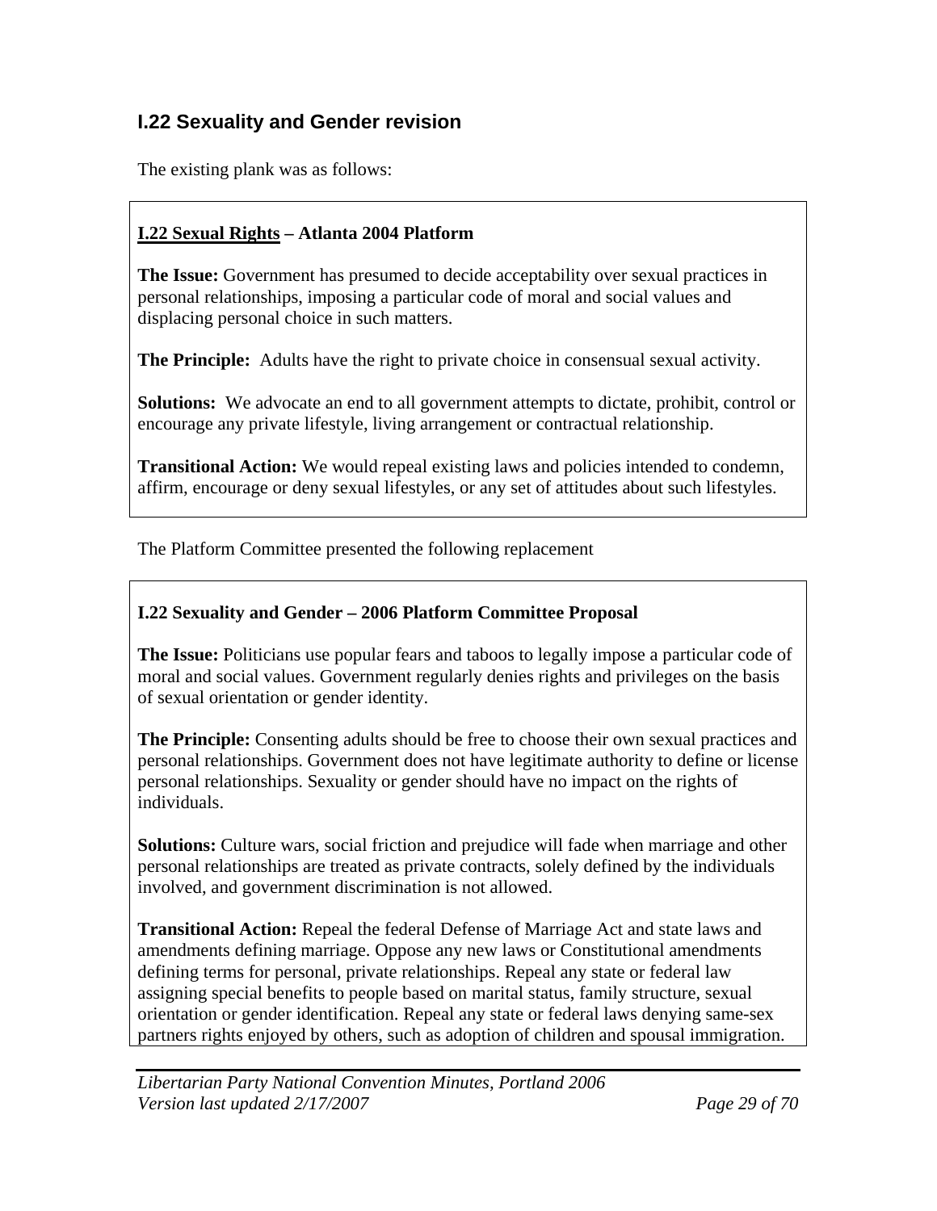## I.22 Sexuality and Gender revision

The existing plank was as follows:

**I.22 Sexual Rights – Atlanta 2004 Platform**

**The Issue:** Government has presumed to decide acceptability over sexual practices in personal relationships, imposing a particular code of moral and social values and displacing personal choice in such matters.

**The Principle:** Adults have the right to private choice in consensual sexual activity.

**Solutions:** We advocate an end to all government attempts to dictate, prohibit, control or encourage any private lifestyle, living arrangement or contractual relationship.

**Transitional Action:** We would repeal existing laws and policies intended to condemn, affirm, encourage or deny sexual lifestyles, or any set of attitudes about such lifestyles.

The Platform Committee presented the following replacement

**I.22 Sexuality and Gender – 2006 Platform Committee Proposal**

**The Issue:** Politicians use popular fears and taboos to legally impose a particular code of moral and social values. Government regularly denies rights and privileges on the basis of sexual orientation or gender identity.

**The Principle:** Consenting adults should be free to choose their own sexual practices and personal relationships. Government does not have legitimate authority to define or license personal relationships. Sexuality or gender should have no impact on the rights of individuals.

**Solutions:** Culture wars, social friction and prejudice will fade when marriage and other personal relationships are treated as private contracts, solely defined by the individuals involved, and government discrimination is not allowed.

**Transitional Action:** Repeal the federal Defense of Marriage Act and state laws and amendments defining marriage. Oppose any new laws or Constitutional amendments defining terms for personal, private relationships. Repeal any state or federal law assigning special benefits to people based on marital status, family structure, sexual orientation or gender identification. Repeal any state or federal laws denying same-sex partners rights enjoyed by others, such as adoption of children and spousal immigration.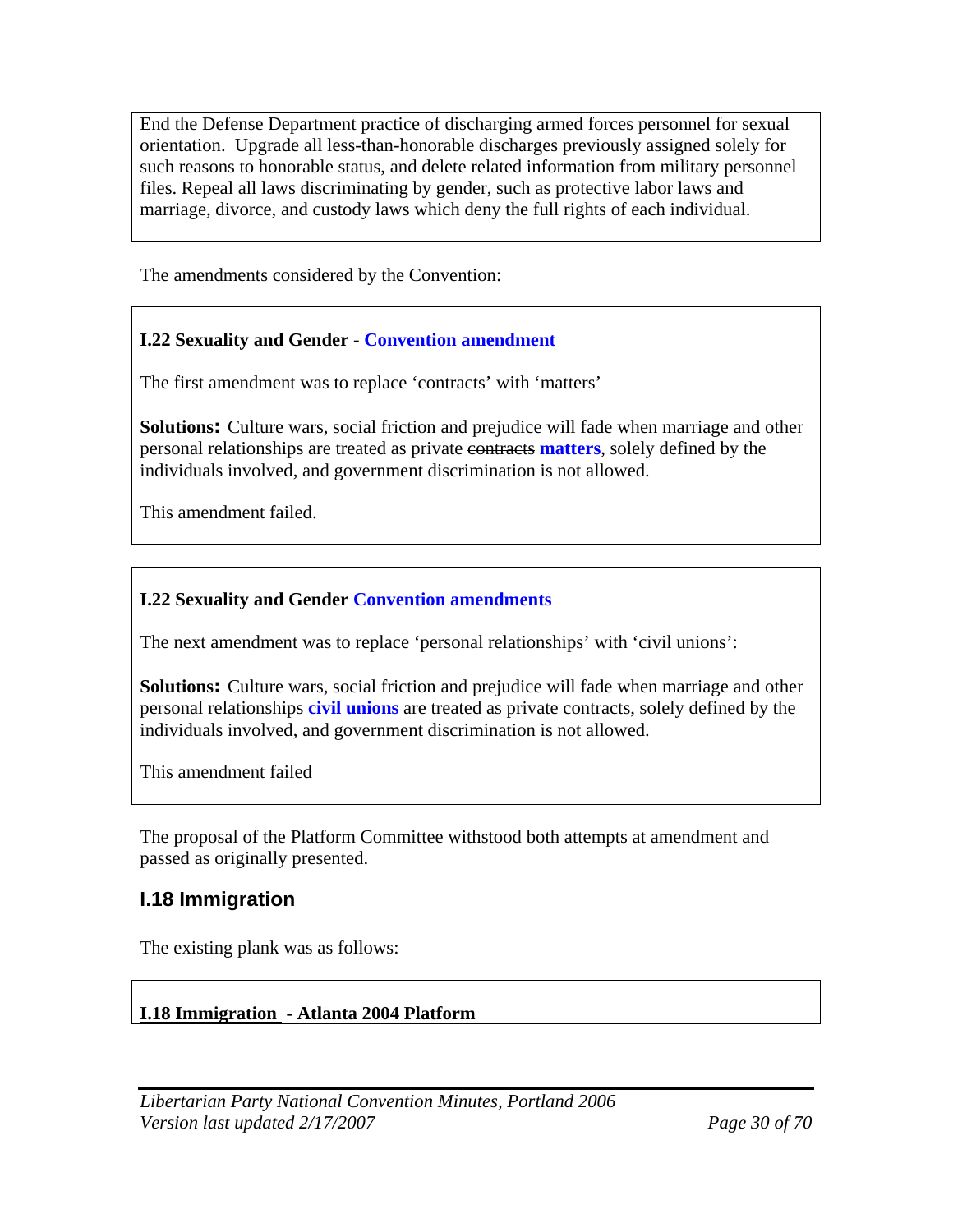End the Defense Department practice of discharging armed forces personnel for sexual orientation. Upgrade all less-than-honorable discharges previously assigned solely for such reasons to honorable status, and delete related information from military personnel files. Repeal all laws discriminating by gender, such as protective labor laws and marriage, divorce, and custody laws which deny the full rights of each individual.

The amendments considered by the Convention:

**I.22 Sexuality and Gender - Convention amendment**

The first amendment was to replace 'contracts' with 'matters'

**Solutions:** Culture wars, social friction and prejudice will fade when marriage and other personal relationships are treated as private ~~contracts~~ **matters**, solely defined by the individuals involved, and government discrimination is not allowed.

This amendment failed.

**I.22 Sexuality and Gender Convention amendments**

The next amendment was to replace 'personal relationships' with 'civil unions':

**Solutions:** Culture wars, social friction and prejudice will fade when marriage and other ~~personal relationships~~ **civil unions** are treated as private contracts, solely defined by the individuals involved, and government discrimination is not allowed.

This amendment failed

The proposal of the Platform Committee withstood both attempts at amendment and passed as originally presented.

## I.18 Immigration

The existing plank was as follows:

**I.18 Immigration - Atlanta 2004 Platform**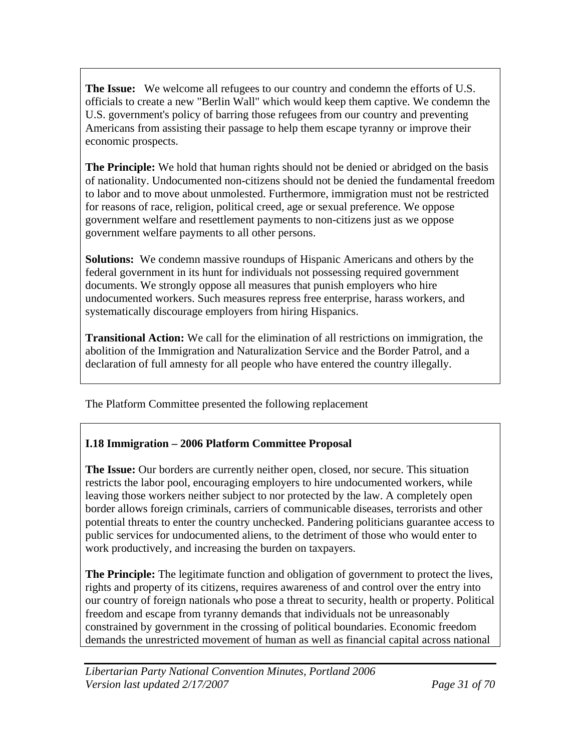**The Issue:** We welcome all refugees to our country and condemn the efforts of U.S. officials to create a new "Berlin Wall" which would keep them captive. We condemn the U.S. government's policy of barring those refugees from our country and preventing Americans from assisting their passage to help them escape tyranny or improve their economic prospects.

**The Principle:** We hold that human rights should not be denied or abridged on the basis of nationality. Undocumented non-citizens should not be denied the fundamental freedom to labor and to move about unmolested. Furthermore, immigration must not be restricted for reasons of race, religion, political creed, age or sexual preference. We oppose government welfare and resettlement payments to non-citizens just as we oppose government welfare payments to all other persons.

**Solutions:** We condemn massive roundups of Hispanic Americans and others by the federal government in its hunt for individuals not possessing required government documents. We strongly oppose all measures that punish employers who hire undocumented workers. Such measures repress free enterprise, harass workers, and systematically discourage employers from hiring Hispanics.

**Transitional Action:** We call for the elimination of all restrictions on immigration, the abolition of the Immigration and Naturalization Service and the Border Patrol, and a declaration of full amnesty for all people who have entered the country illegally.

The Platform Committee presented the following replacement

**I.18 Immigration – 2006 Platform Committee Proposal**

**The Issue:** Our borders are currently neither open, closed, nor secure. This situation restricts the labor pool, encouraging employers to hire undocumented workers, while leaving those workers neither subject to nor protected by the law. A completely open border allows foreign criminals, carriers of communicable diseases, terrorists and other potential threats to enter the country unchecked. Pandering politicians guarantee access to public services for undocumented aliens, to the detriment of those who would enter to work productively, and increasing the burden on taxpayers.

**The Principle:** The legitimate function and obligation of government to protect the lives, rights and property of its citizens, requires awareness of and control over the entry into our country of foreign nationals who pose a threat to security, health or property. Political freedom and escape from tyranny demands that individuals not be unreasonably constrained by government in the crossing of political boundaries. Economic freedom demands the unrestricted movement of human as well as financial capital across national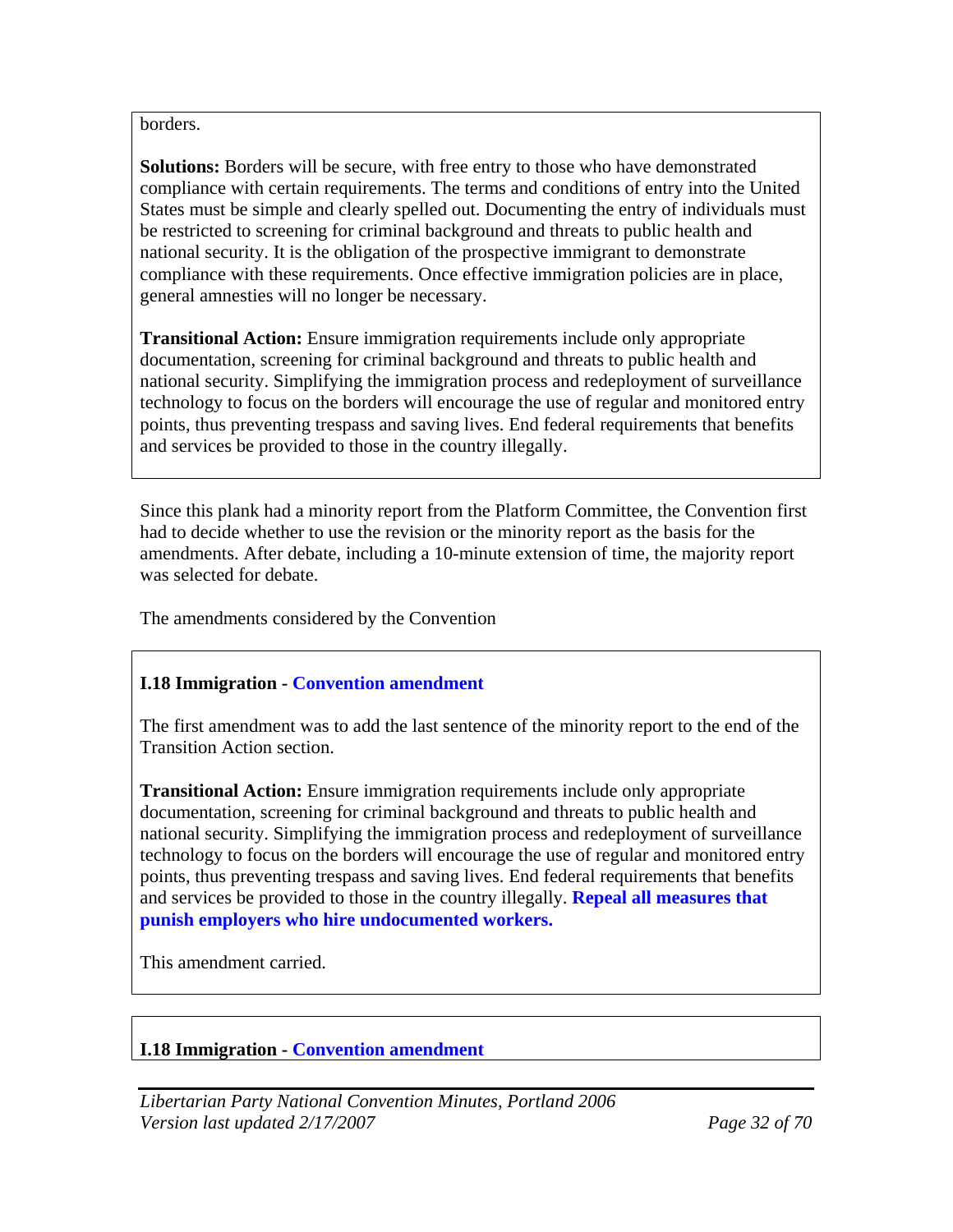borders.

**Solutions:** Borders will be secure, with free entry to those who have demonstrated compliance with certain requirements. The terms and conditions of entry into the United States must be simple and clearly spelled out. Documenting the entry of individuals must be restricted to screening for criminal background and threats to public health and national security. It is the obligation of the prospective immigrant to demonstrate compliance with these requirements. Once effective immigration policies are in place, general amnesties will no longer be necessary.

**Transitional Action:** Ensure immigration requirements include only appropriate documentation, screening for criminal background and threats to public health and national security. Simplifying the immigration process and redeployment of surveillance technology to focus on the borders will encourage the use of regular and monitored entry points, thus preventing trespass and saving lives. End federal requirements that benefits and services be provided to those in the country illegally.

Since this plank had a minority report from the Platform Committee, the Convention first had to decide whether to use the revision or the minority report as the basis for the amendments. After debate, including a 10-minute extension of time, the majority report was selected for debate.

The amendments considered by the Convention

**I.18 Immigration - Convention amendment**

The first amendment was to add the last sentence of the minority report to the end of the Transition Action section.

**Transitional Action:** Ensure immigration requirements include only appropriate documentation, screening for criminal background and threats to public health and national security. Simplifying the immigration process and redeployment of surveillance technology to focus on the borders will encourage the use of regular and monitored entry points, thus preventing trespass and saving lives. End federal requirements that benefits and services be provided to those in the country illegally. **Repeal all measures that punish employers who hire undocumented workers.**

This amendment carried.

**I.18 Immigration - Convention amendment**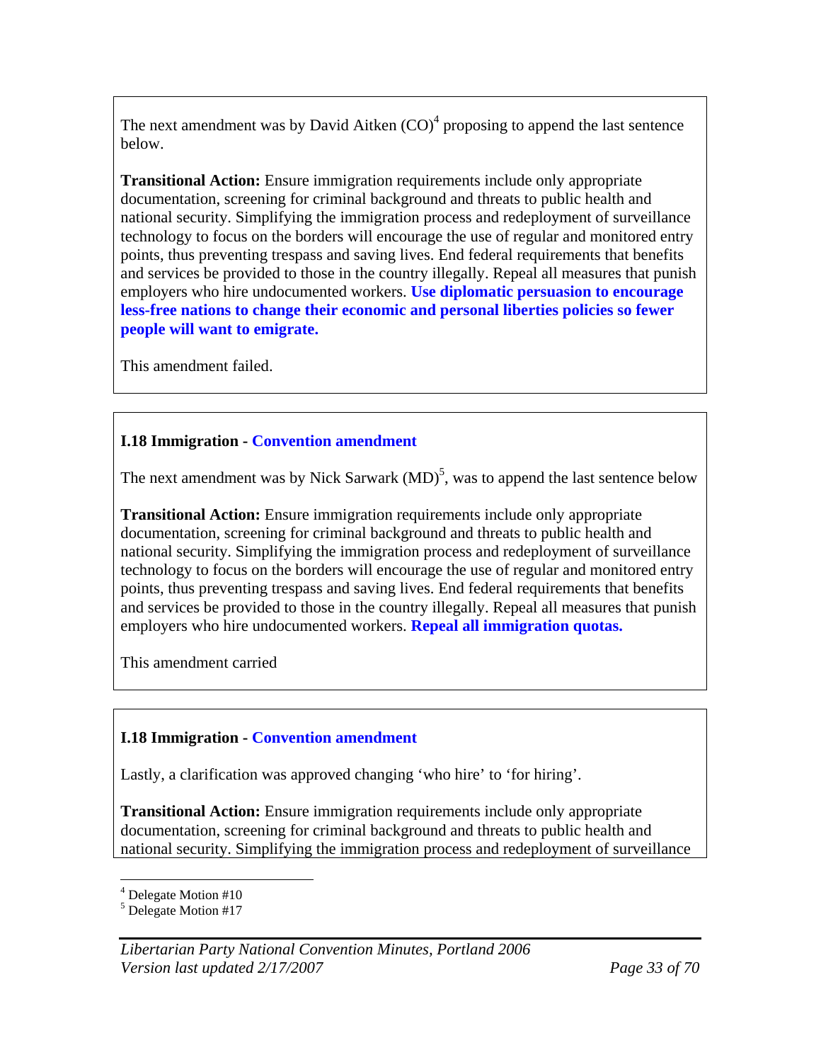The next amendment was by David Aitken (CO)[4] proposing to append the last sentence below.

**Transitional Action:** Ensure immigration requirements include only appropriate documentation, screening for criminal background and threats to public health and national security. Simplifying the immigration process and redeployment of surveillance technology to focus on the borders will encourage the use of regular and monitored entry points, thus preventing trespass and saving lives. End federal requirements that benefits and services be provided to those in the country illegally. Repeal all measures that punish employers who hire undocumented workers. **Use diplomatic persuasion to encourage less-free nations to change their economic and personal liberties policies so fewer people will want to emigrate.**

This amendment failed.

**I.18 Immigration - Convention amendment**

The next amendment was by Nick Sarwark (MD)[5], was to append the last sentence below

**Transitional Action:** Ensure immigration requirements include only appropriate documentation, screening for criminal background and threats to public health and national security. Simplifying the immigration process and redeployment of surveillance technology to focus on the borders will encourage the use of regular and monitored entry points, thus preventing trespass and saving lives. End federal requirements that benefits and services be provided to those in the country illegally. Repeal all measures that punish employers who hire undocumented workers. **Repeal all immigration quotas.**

This amendment carried

**I.18 Immigration - Convention amendment**

Lastly, a clarification was approved changing 'who hire' to 'for hiring'.

**Transitional Action:** Ensure immigration requirements include only appropriate documentation, screening for criminal background and threats to public health and national security. Simplifying the immigration process and redeployment of surveillance

[4] Delegate Motion #10

[5] Delegate Motion #17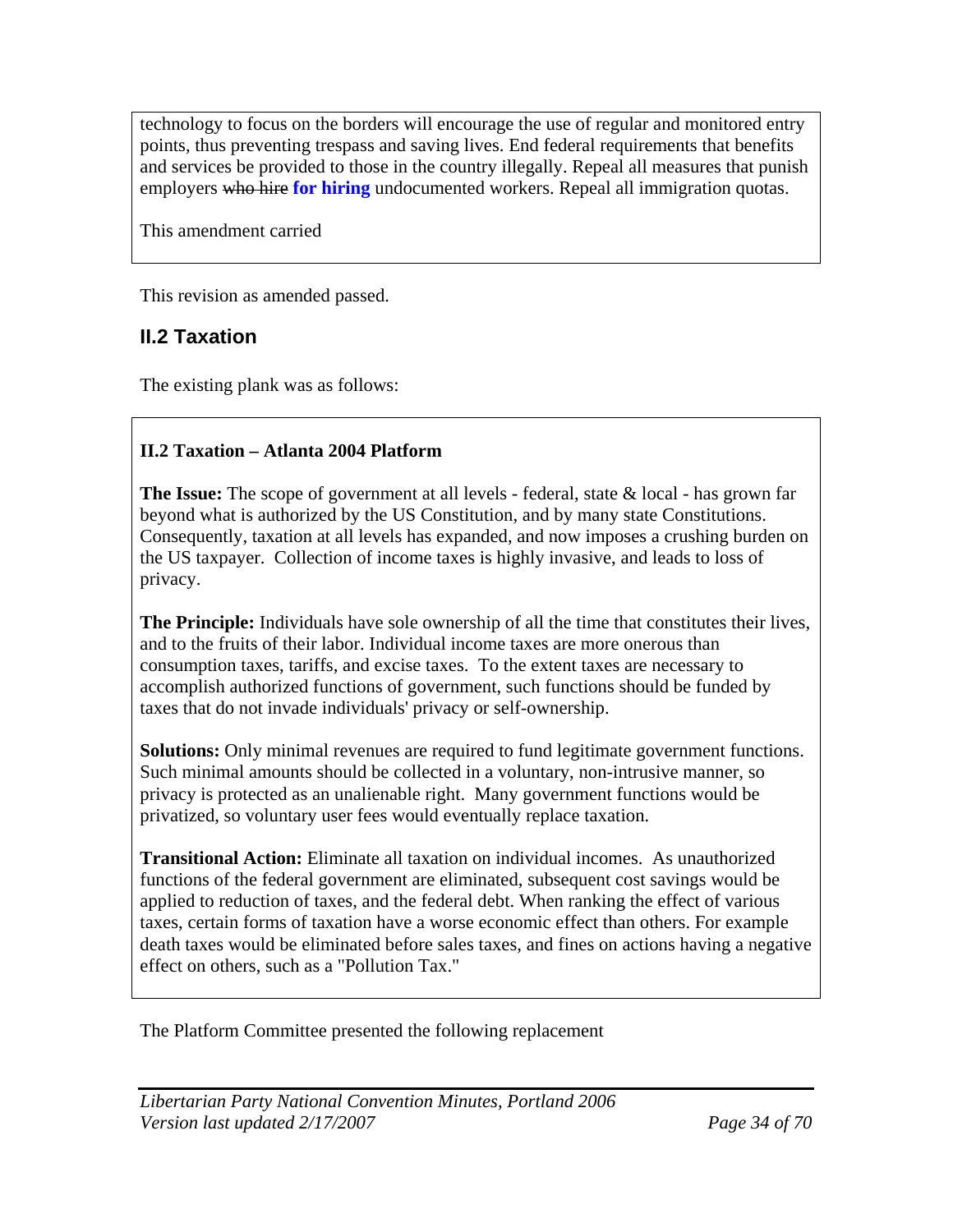technology to focus on the borders will encourage the use of regular and monitored entry points, thus preventing trespass and saving lives. End federal requirements that benefits and services be provided to those in the country illegally. Repeal all measures that punish employers ~~who hire~~ **for hiring** undocumented workers. Repeal all immigration quotas.

This amendment carried

This revision as amended passed.

## II.2 Taxation

The existing plank was as follows:

**II.2 Taxation – Atlanta 2004 Platform**

**The Issue:** The scope of government at all levels - federal, state & local - has grown far beyond what is authorized by the US Constitution, and by many state Constitutions. Consequently, taxation at all levels has expanded, and now imposes a crushing burden on the US taxpayer. Collection of income taxes is highly invasive, and leads to loss of privacy.

**The Principle:** Individuals have sole ownership of all the time that constitutes their lives, and to the fruits of their labor. Individual income taxes are more onerous than consumption taxes, tariffs, and excise taxes. To the extent taxes are necessary to accomplish authorized functions of government, such functions should be funded by taxes that do not invade individuals' privacy or self-ownership.

**Solutions:** Only minimal revenues are required to fund legitimate government functions. Such minimal amounts should be collected in a voluntary, non-intrusive manner, so privacy is protected as an unalienable right. Many government functions would be privatized, so voluntary user fees would eventually replace taxation.

**Transitional Action:** Eliminate all taxation on individual incomes. As unauthorized functions of the federal government are eliminated, subsequent cost savings would be applied to reduction of taxes, and the federal debt. When ranking the effect of various taxes, certain forms of taxation have a worse economic effect than others. For example death taxes would be eliminated before sales taxes, and fines on actions having a negative effect on others, such as a "Pollution Tax."

The Platform Committee presented the following replacement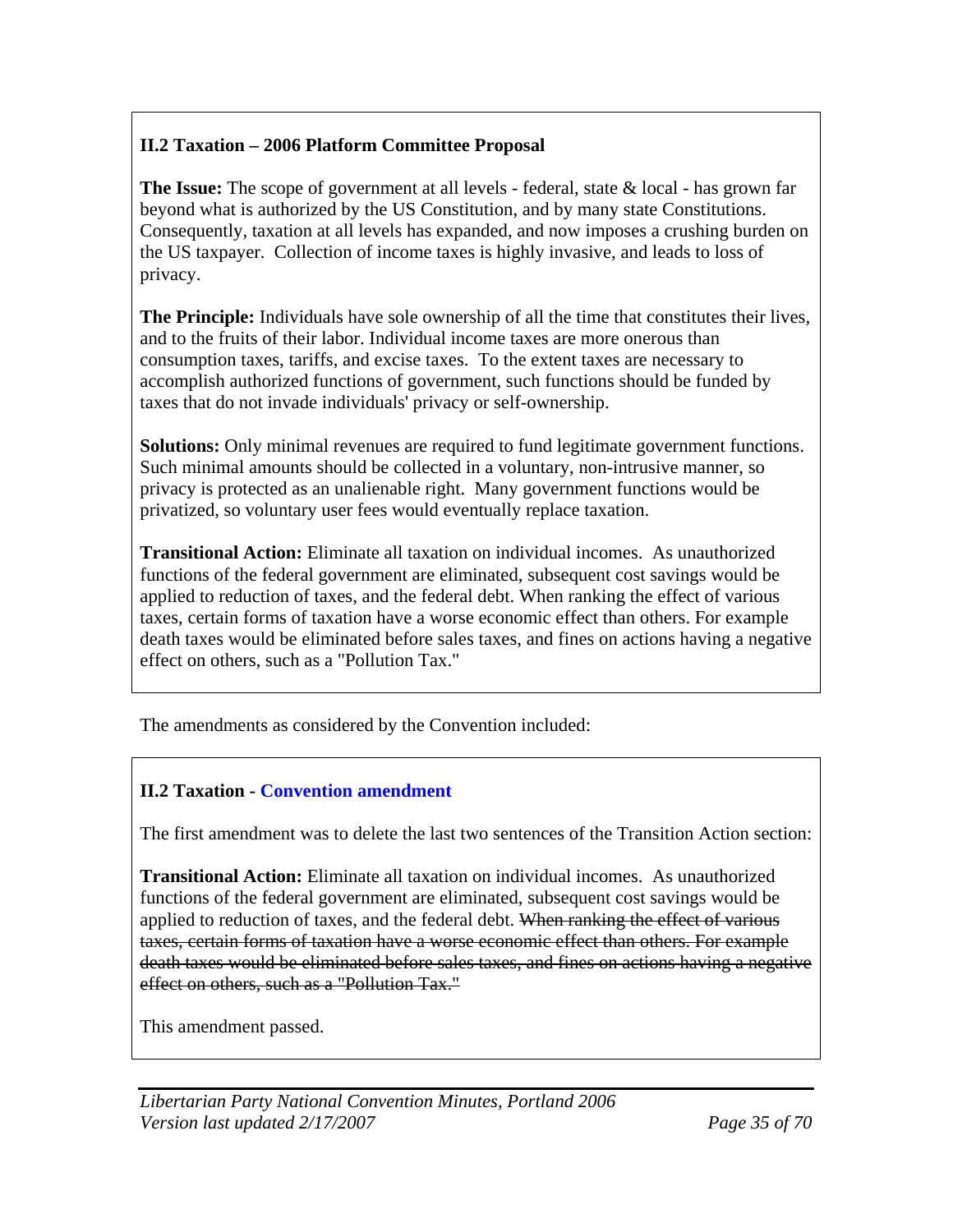**II.2 Taxation – 2006 Platform Committee Proposal**

**The Issue:** The scope of government at all levels - federal, state & local - has grown far beyond what is authorized by the US Constitution, and by many state Constitutions. Consequently, taxation at all levels has expanded, and now imposes a crushing burden on the US taxpayer. Collection of income taxes is highly invasive, and leads to loss of privacy.

**The Principle:** Individuals have sole ownership of all the time that constitutes their lives, and to the fruits of their labor. Individual income taxes are more onerous than consumption taxes, tariffs, and excise taxes. To the extent taxes are necessary to accomplish authorized functions of government, such functions should be funded by taxes that do not invade individuals' privacy or self-ownership.

**Solutions:** Only minimal revenues are required to fund legitimate government functions. Such minimal amounts should be collected in a voluntary, non-intrusive manner, so privacy is protected as an unalienable right. Many government functions would be privatized, so voluntary user fees would eventually replace taxation.

**Transitional Action:** Eliminate all taxation on individual incomes. As unauthorized functions of the federal government are eliminated, subsequent cost savings would be applied to reduction of taxes, and the federal debt. When ranking the effect of various taxes, certain forms of taxation have a worse economic effect than others. For example death taxes would be eliminated before sales taxes, and fines on actions having a negative effect on others, such as a "Pollution Tax."

The amendments as considered by the Convention included:

**II.2 Taxation - Convention amendment**

The first amendment was to delete the last two sentences of the Transition Action section:

**Transitional Action:** Eliminate all taxation on individual incomes. As unauthorized functions of the federal government are eliminated, subsequent cost savings would be applied to reduction of taxes, and the federal debt. ~~When ranking the effect of various taxes, certain forms of taxation have a worse economic effect than others. For example death taxes would be eliminated before sales taxes, and fines on actions having a negative effect on others, such as a "Pollution Tax."~~

This amendment passed.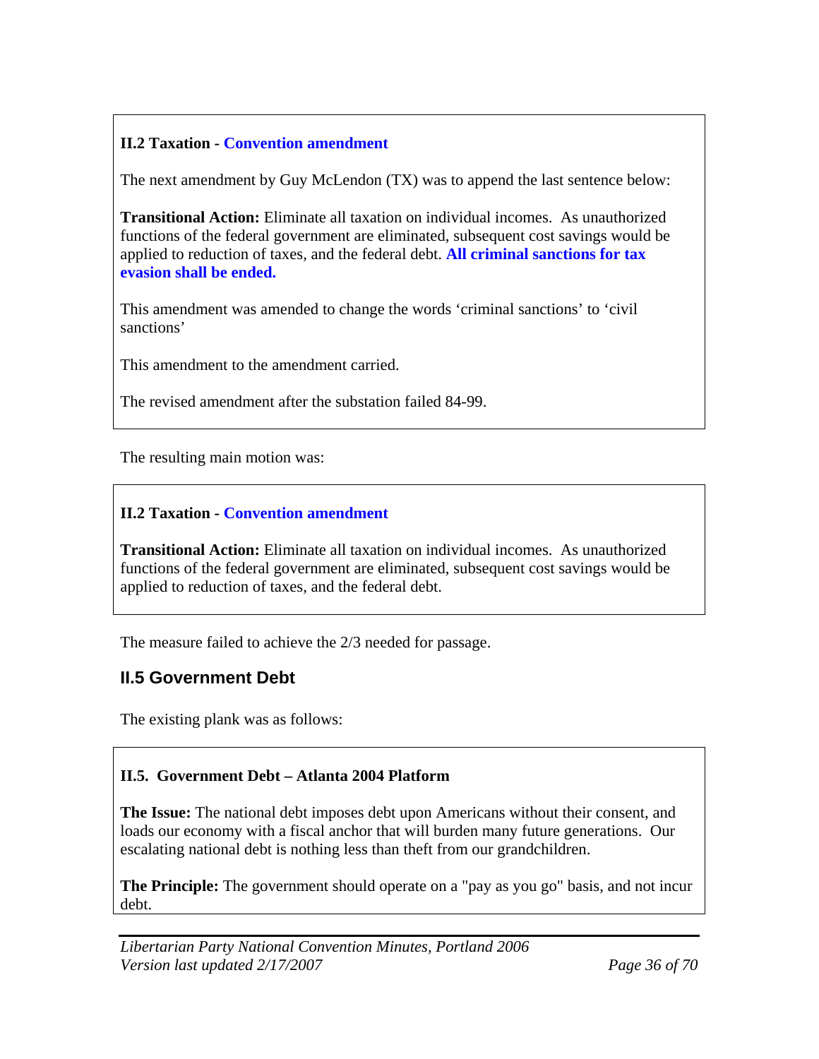**II.2 Taxation - Convention amendment**

The next amendment by Guy McLendon (TX) was to append the last sentence below:

**Transitional Action:** Eliminate all taxation on individual incomes. As unauthorized functions of the federal government are eliminated, subsequent cost savings would be applied to reduction of taxes, and the federal debt. **All criminal sanctions for tax evasion shall be ended.**

This amendment was amended to change the words 'criminal sanctions' to 'civil sanctions'

This amendment to the amendment carried.

The revised amendment after the substation failed 84-99.

The resulting main motion was:

**II.2 Taxation - Convention amendment**

**Transitional Action:** Eliminate all taxation on individual incomes. As unauthorized functions of the federal government are eliminated, subsequent cost savings would be applied to reduction of taxes, and the federal debt.

The measure failed to achieve the 2/3 needed for passage.

## II.5 Government Debt

The existing plank was as follows:

**II.5. Government Debt – Atlanta 2004 Platform**

**The Issue:** The national debt imposes debt upon Americans without their consent, and loads our economy with a fiscal anchor that will burden many future generations. Our escalating national debt is nothing less than theft from our grandchildren.

**The Principle:** The government should operate on a "pay as you go" basis, and not incur debt.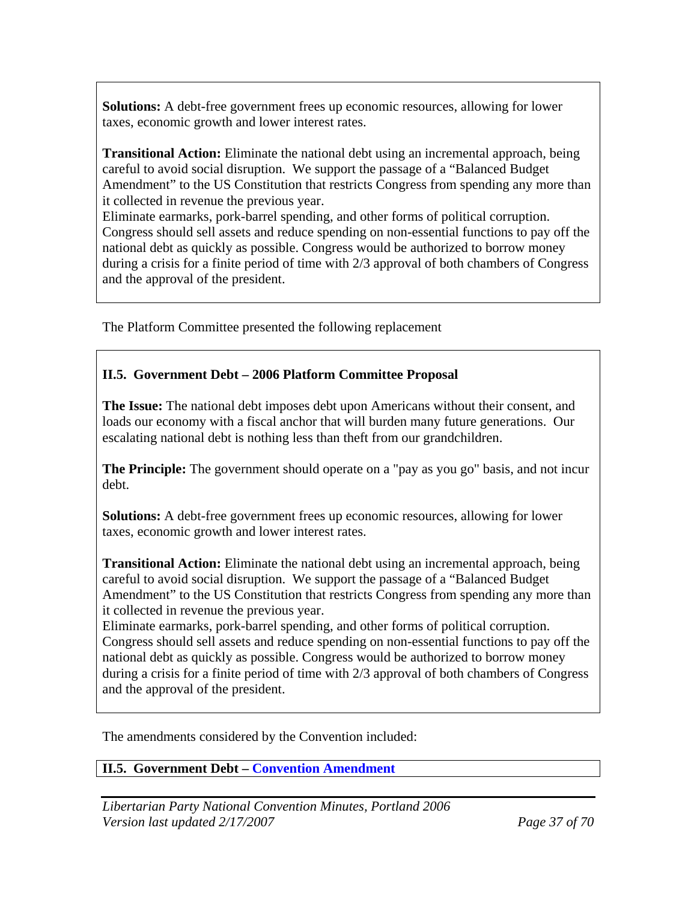**Solutions:** A debt-free government frees up economic resources, allowing for lower taxes, economic growth and lower interest rates.

**Transitional Action:** Eliminate the national debt using an incremental approach, being careful to avoid social disruption. We support the passage of a "Balanced Budget Amendment" to the US Constitution that restricts Congress from spending any more than it collected in revenue the previous year.
Eliminate earmarks, pork-barrel spending, and other forms of political corruption. Congress should sell assets and reduce spending on non-essential functions to pay off the national debt as quickly as possible. Congress would be authorized to borrow money during a crisis for a finite period of time with 2/3 approval of both chambers of Congress and the approval of the president.

The Platform Committee presented the following replacement

**II.5. Government Debt – 2006 Platform Committee Proposal**

**The Issue:** The national debt imposes debt upon Americans without their consent, and loads our economy with a fiscal anchor that will burden many future generations. Our escalating national debt is nothing less than theft from our grandchildren.

**The Principle:** The government should operate on a "pay as you go" basis, and not incur debt.

**Solutions:** A debt-free government frees up economic resources, allowing for lower taxes, economic growth and lower interest rates.

**Transitional Action:** Eliminate the national debt using an incremental approach, being careful to avoid social disruption. We support the passage of a "Balanced Budget Amendment" to the US Constitution that restricts Congress from spending any more than it collected in revenue the previous year.
Eliminate earmarks, pork-barrel spending, and other forms of political corruption. Congress should sell assets and reduce spending on non-essential functions to pay off the national debt as quickly as possible. Congress would be authorized to borrow money during a crisis for a finite period of time with 2/3 approval of both chambers of Congress and the approval of the president.

The amendments considered by the Convention included:

**II.5. Government Debt – Convention Amendment**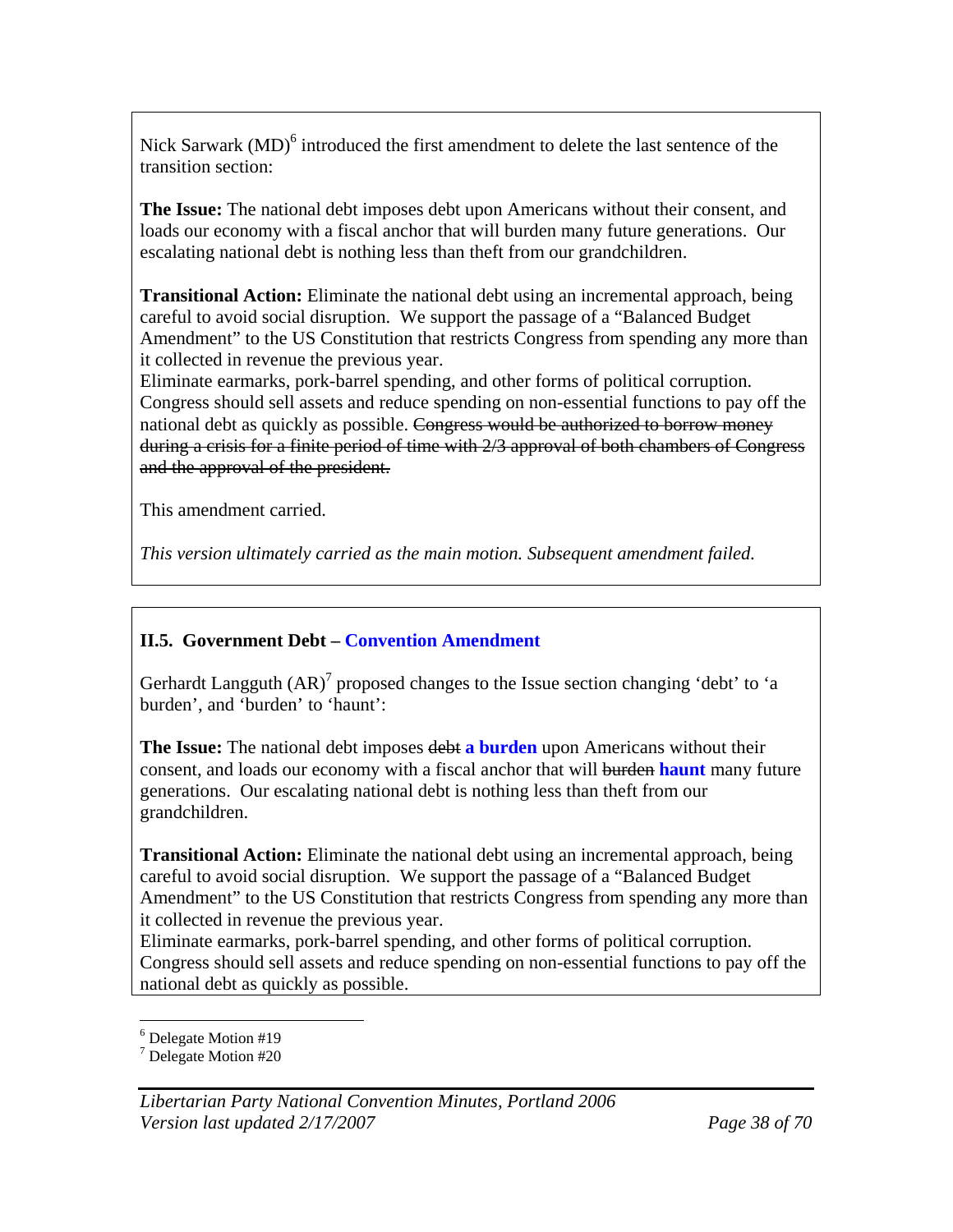Nick Sarwark (MD)[6] introduced the first amendment to delete the last sentence of the transition section:

**The Issue:** The national debt imposes debt upon Americans without their consent, and loads our economy with a fiscal anchor that will burden many future generations. Our escalating national debt is nothing less than theft from our grandchildren.

**Transitional Action:** Eliminate the national debt using an incremental approach, being careful to avoid social disruption. We support the passage of a "Balanced Budget Amendment" to the US Constitution that restricts Congress from spending any more than it collected in revenue the previous year.
Eliminate earmarks, pork-barrel spending, and other forms of political corruption. Congress should sell assets and reduce spending on non-essential functions to pay off the national debt as quickly as possible. ~~Congress would be authorized to borrow money during a crisis for a finite period of time with 2/3 approval of both chambers of Congress and the approval of the president.~~

This amendment carried.

*This version ultimately carried as the main motion. Subsequent amendment failed.*

**II.5. Government Debt – Convention Amendment**

Gerhardt Langguth (AR)[7] proposed changes to the Issue section changing 'debt' to 'a burden', and 'burden' to 'haunt':

**The Issue:** The national debt imposes ~~debt~~ **a burden** upon Americans without their consent, and loads our economy with a fiscal anchor that will ~~burden~~ **haunt** many future generations. Our escalating national debt is nothing less than theft from our grandchildren.

**Transitional Action:** Eliminate the national debt using an incremental approach, being careful to avoid social disruption. We support the passage of a "Balanced Budget Amendment" to the US Constitution that restricts Congress from spending any more than it collected in revenue the previous year.
Eliminate earmarks, pork-barrel spending, and other forms of political corruption. Congress should sell assets and reduce spending on non-essential functions to pay off the national debt as quickly as possible.

[6] Delegate Motion #19
[7] Delegate Motion #20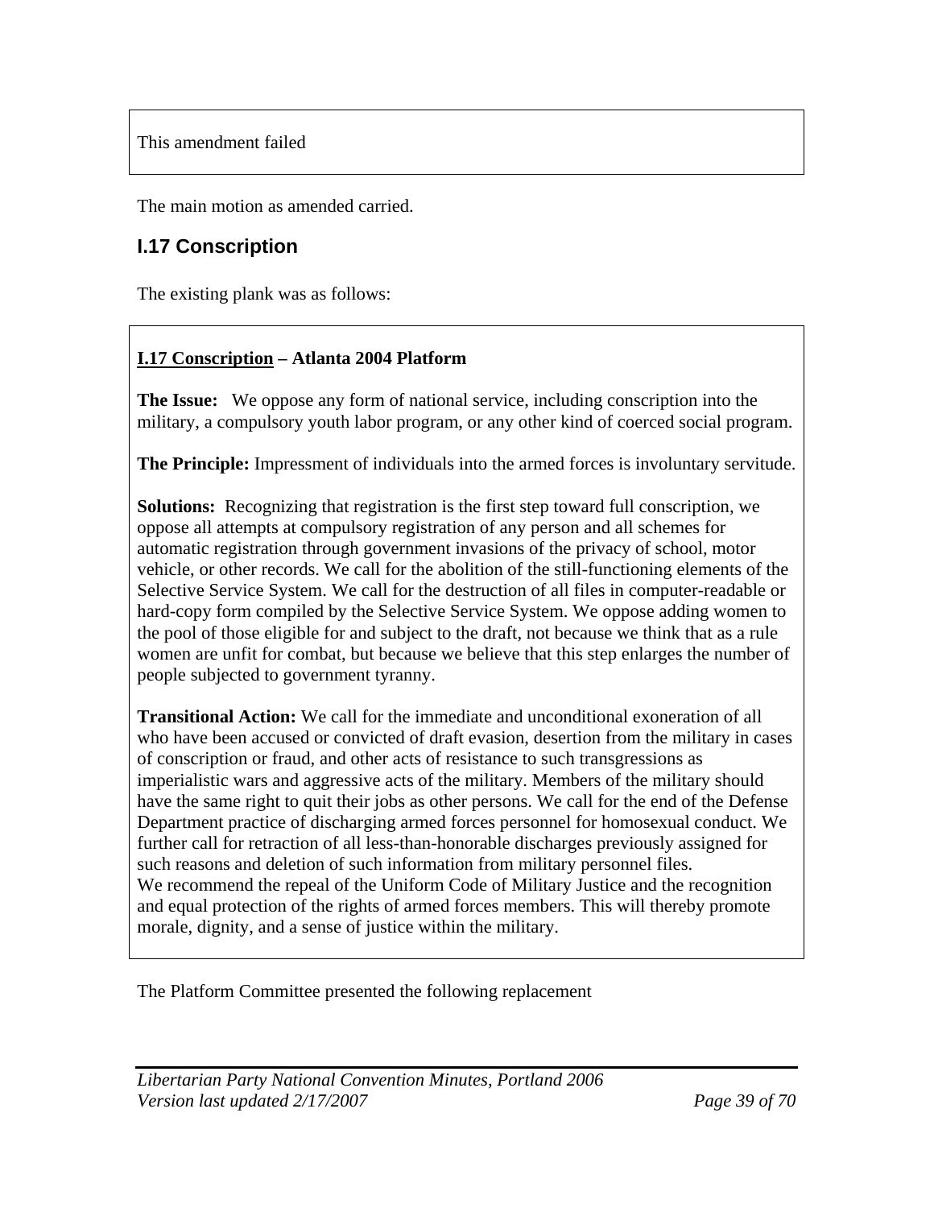This amendment failed

The main motion as amended carried.

## I.17 Conscription

The existing plank was as follows:

**I.17 Conscription – Atlanta 2004 Platform**

**The Issue:** We oppose any form of national service, including conscription into the military, a compulsory youth labor program, or any other kind of coerced social program.

**The Principle:** Impressment of individuals into the armed forces is involuntary servitude.

**Solutions:** Recognizing that registration is the first step toward full conscription, we oppose all attempts at compulsory registration of any person and all schemes for automatic registration through government invasions of the privacy of school, motor vehicle, or other records. We call for the abolition of the still-functioning elements of the Selective Service System. We call for the destruction of all files in computer-readable or hard-copy form compiled by the Selective Service System. We oppose adding women to the pool of those eligible for and subject to the draft, not because we think that as a rule women are unfit for combat, but because we believe that this step enlarges the number of people subjected to government tyranny.

**Transitional Action:** We call for the immediate and unconditional exoneration of all who have been accused or convicted of draft evasion, desertion from the military in cases of conscription or fraud, and other acts of resistance to such transgressions as imperialistic wars and aggressive acts of the military. Members of the military should have the same right to quit their jobs as other persons. We call for the end of the Defense Department practice of discharging armed forces personnel for homosexual conduct. We further call for retraction of all less-than-honorable discharges previously assigned for such reasons and deletion of such information from military personnel files.
We recommend the repeal of the Uniform Code of Military Justice and the recognition and equal protection of the rights of armed forces members. This will thereby promote morale, dignity, and a sense of justice within the military.

The Platform Committee presented the following replacement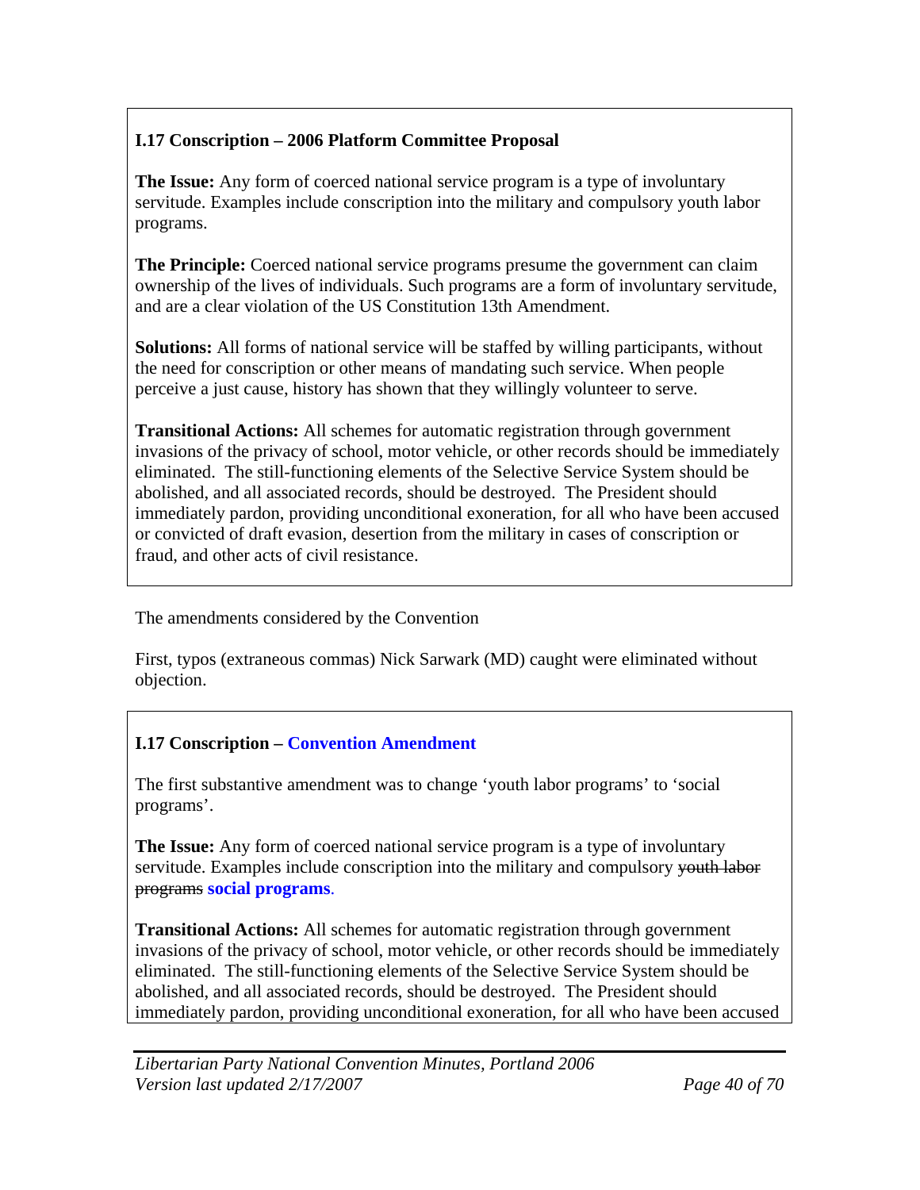**I.17 Conscription – 2006 Platform Committee Proposal**

**The Issue:** Any form of coerced national service program is a type of involuntary servitude. Examples include conscription into the military and compulsory youth labor programs.

**The Principle:** Coerced national service programs presume the government can claim ownership of the lives of individuals. Such programs are a form of involuntary servitude, and are a clear violation of the US Constitution 13th Amendment.

**Solutions:** All forms of national service will be staffed by willing participants, without the need for conscription or other means of mandating such service. When people perceive a just cause, history has shown that they willingly volunteer to serve.

**Transitional Actions:** All schemes for automatic registration through government invasions of the privacy of school, motor vehicle, or other records should be immediately eliminated. The still-functioning elements of the Selective Service System should be abolished, and all associated records, should be destroyed. The President should immediately pardon, providing unconditional exoneration, for all who have been accused or convicted of draft evasion, desertion from the military in cases of conscription or fraud, and other acts of civil resistance.

The amendments considered by the Convention

First, typos (extraneous commas) Nick Sarwark (MD) caught were eliminated without objection.

**I.17 Conscription – Convention Amendment**

The first substantive amendment was to change 'youth labor programs' to 'social programs'.

**The Issue:** Any form of coerced national service program is a type of involuntary servitude. Examples include conscription into the military and compulsory ~~youth labor programs~~ **social programs**.

**Transitional Actions:** All schemes for automatic registration through government invasions of the privacy of school, motor vehicle, or other records should be immediately eliminated. The still-functioning elements of the Selective Service System should be abolished, and all associated records, should be destroyed. The President should immediately pardon, providing unconditional exoneration, for all who have been accused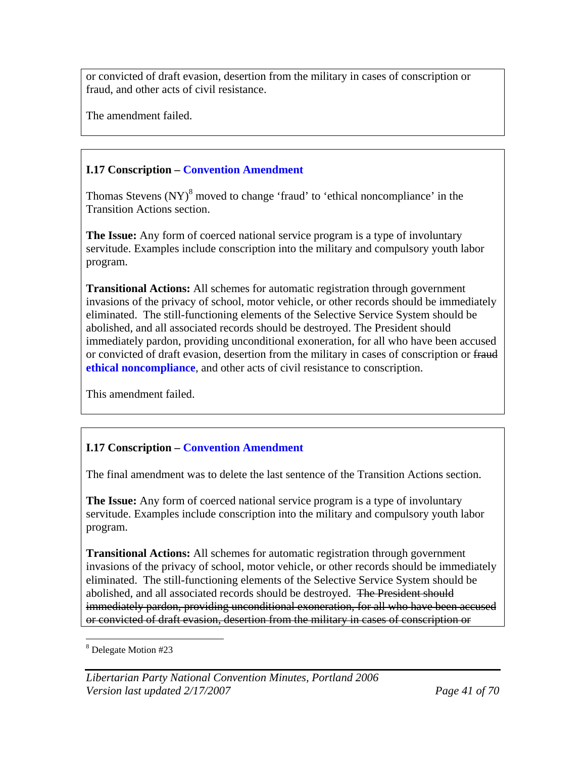or convicted of draft evasion, desertion from the military in cases of conscription or fraud, and other acts of civil resistance.

The amendment failed.

**I.17 Conscription – Convention Amendment**

Thomas Stevens (NY)[8] moved to change 'fraud' to 'ethical noncompliance' in the Transition Actions section.

**The Issue:** Any form of coerced national service program is a type of involuntary servitude. Examples include conscription into the military and compulsory youth labor program.

**Transitional Actions:** All schemes for automatic registration through government invasions of the privacy of school, motor vehicle, or other records should be immediately eliminated. The still-functioning elements of the Selective Service System should be abolished, and all associated records should be destroyed. The President should immediately pardon, providing unconditional exoneration, for all who have been accused or convicted of draft evasion, desertion from the military in cases of conscription or ~~fraud~~ **ethical noncompliance**, and other acts of civil resistance to conscription.

This amendment failed.

**I.17 Conscription – Convention Amendment**

The final amendment was to delete the last sentence of the Transition Actions section.

**The Issue:** Any form of coerced national service program is a type of involuntary servitude. Examples include conscription into the military and compulsory youth labor program.

**Transitional Actions:** All schemes for automatic registration through government invasions of the privacy of school, motor vehicle, or other records should be immediately eliminated. The still-functioning elements of the Selective Service System should be abolished, and all associated records should be destroyed. ~~The President should immediately pardon, providing unconditional exoneration, for all who have been accused or convicted of draft evasion, desertion from the military in cases of conscription or~~

[8] Delegate Motion #23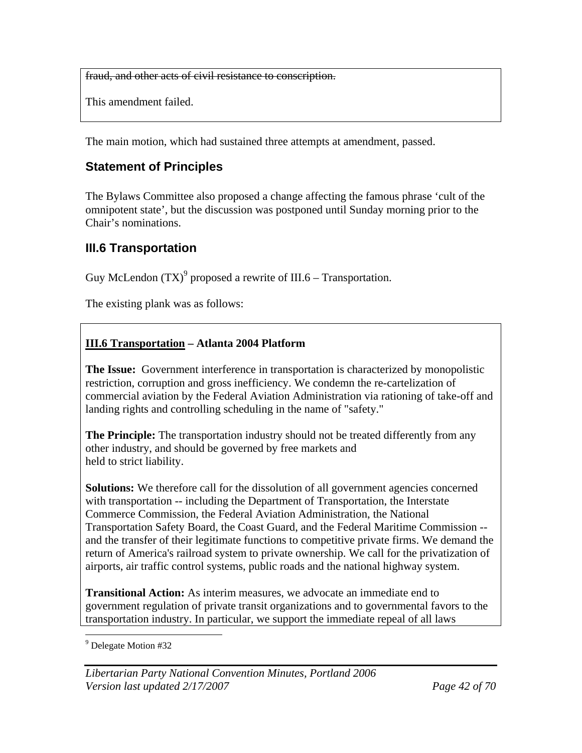~~fraud, and other acts of civil resistance to conscription.~~

This amendment failed.

The main motion, which had sustained three attempts at amendment, passed.

## Statement of Principles

The Bylaws Committee also proposed a change affecting the famous phrase 'cult of the omnipotent state', but the discussion was postponed until Sunday morning prior to the Chair's nominations.

## III.6 Transportation

Guy McLendon (TX)[9] proposed a rewrite of III.6 – Transportation.

The existing plank was as follows:

**III.6 Transportation – Atlanta 2004 Platform**

**The Issue:** Government interference in transportation is characterized by monopolistic restriction, corruption and gross inefficiency. We condemn the re-cartelization of commercial aviation by the Federal Aviation Administration via rationing of take-off and landing rights and controlling scheduling in the name of "safety."

**The Principle:** The transportation industry should not be treated differently from any other industry, and should be governed by free markets and held to strict liability.

**Solutions:** We therefore call for the dissolution of all government agencies concerned with transportation -- including the Department of Transportation, the Interstate Commerce Commission, the Federal Aviation Administration, the National Transportation Safety Board, the Coast Guard, and the Federal Maritime Commission -- and the transfer of their legitimate functions to competitive private firms. We demand the return of America's railroad system to private ownership. We call for the privatization of airports, air traffic control systems, public roads and the national highway system.

**Transitional Action:** As interim measures, we advocate an immediate end to government regulation of private transit organizations and to governmental favors to the transportation industry. In particular, we support the immediate repeal of all laws

[9] Delegate Motion #32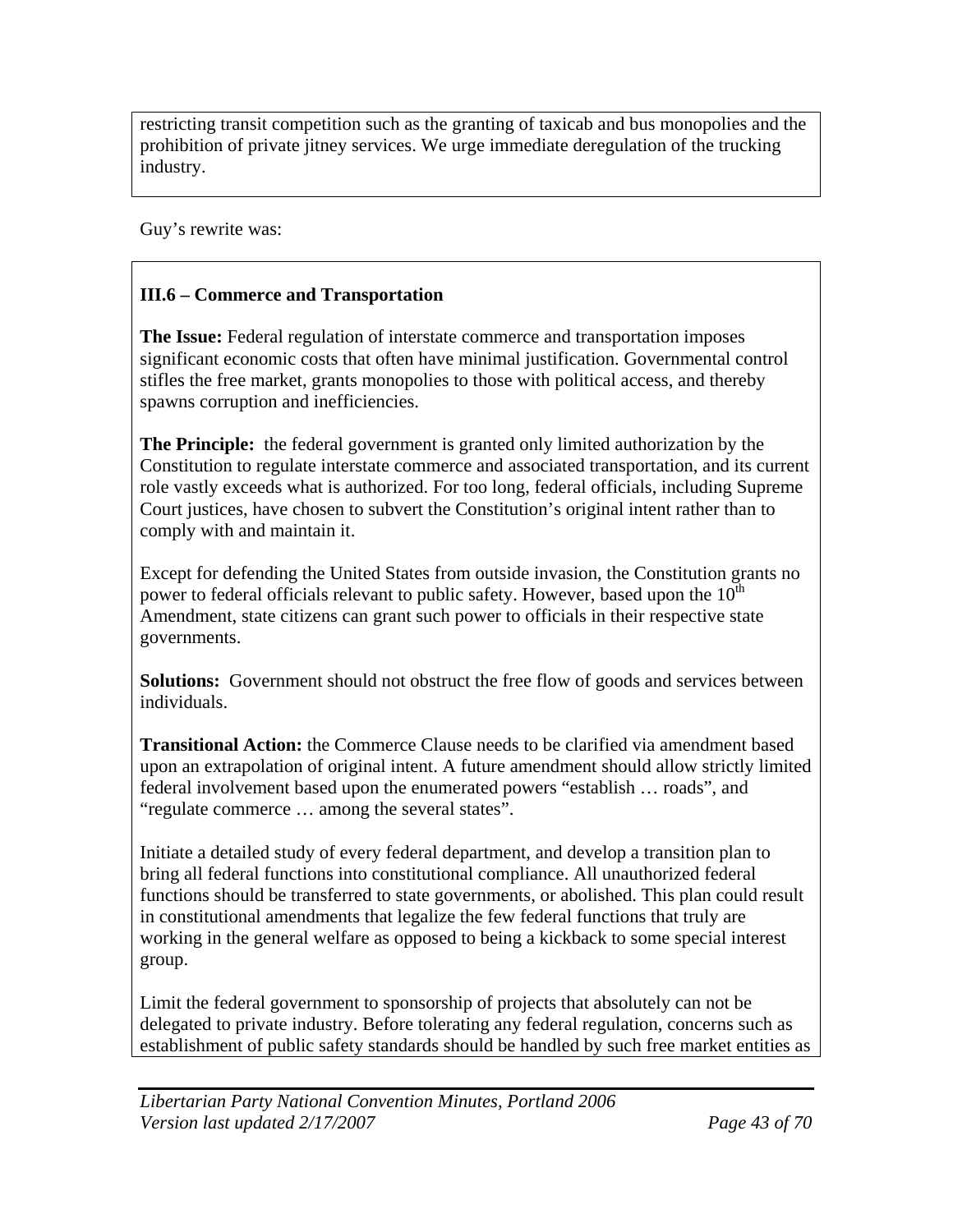restricting transit competition such as the granting of taxicab and bus monopolies and the prohibition of private jitney services. We urge immediate deregulation of the trucking industry.

Guy's rewrite was:

**III.6 – Commerce and Transportation**

**The Issue:** Federal regulation of interstate commerce and transportation imposes significant economic costs that often have minimal justification. Governmental control stifles the free market, grants monopolies to those with political access, and thereby spawns corruption and inefficiencies.

**The Principle:** the federal government is granted only limited authorization by the Constitution to regulate interstate commerce and associated transportation, and its current role vastly exceeds what is authorized. For too long, federal officials, including Supreme Court justices, have chosen to subvert the Constitution's original intent rather than to comply with and maintain it.

Except for defending the United States from outside invasion, the Constitution grants no power to federal officials relevant to public safety. However, based upon the 10th Amendment, state citizens can grant such power to officials in their respective state governments.

**Solutions:** Government should not obstruct the free flow of goods and services between individuals.

**Transitional Action:** the Commerce Clause needs to be clarified via amendment based upon an extrapolation of original intent. A future amendment should allow strictly limited federal involvement based upon the enumerated powers "establish … roads", and "regulate commerce … among the several states".

Initiate a detailed study of every federal department, and develop a transition plan to bring all federal functions into constitutional compliance. All unauthorized federal functions should be transferred to state governments, or abolished. This plan could result in constitutional amendments that legalize the few federal functions that truly are working in the general welfare as opposed to being a kickback to some special interest group.

Limit the federal government to sponsorship of projects that absolutely can not be delegated to private industry. Before tolerating any federal regulation, concerns such as establishment of public safety standards should be handled by such free market entities as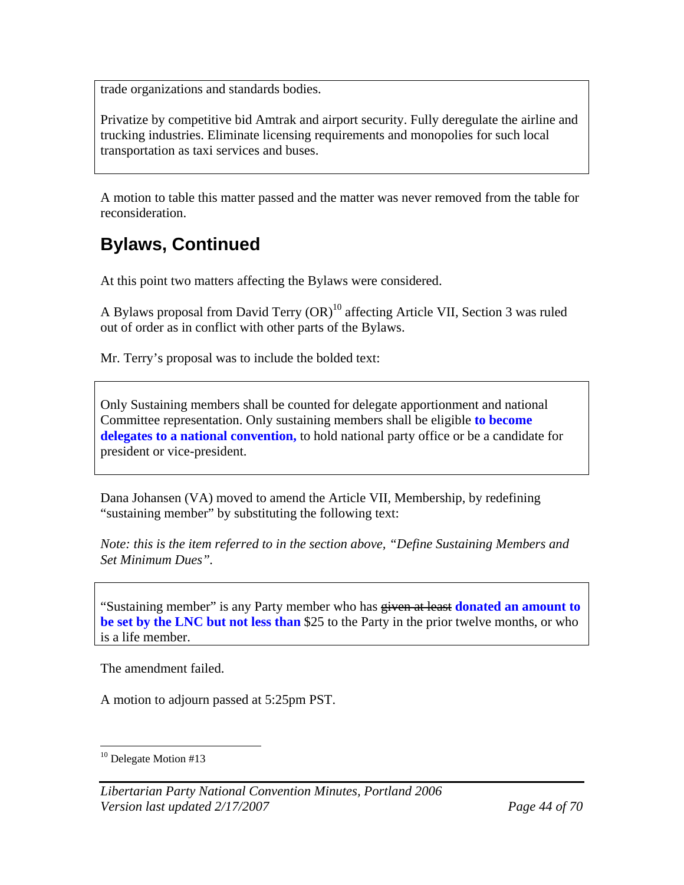trade organizations and standards bodies.

Privatize by competitive bid Amtrak and airport security. Fully deregulate the airline and trucking industries. Eliminate licensing requirements and monopolies for such local transportation as taxi services and buses.

A motion to table this matter passed and the matter was never removed from the table for reconsideration.

## Bylaws, Continued

At this point two matters affecting the Bylaws were considered.

A Bylaws proposal from David Terry (OR)[10] affecting Article VII, Section 3 was ruled out of order as in conflict with other parts of the Bylaws.

Mr. Terry's proposal was to include the bolded text:

> Only Sustaining members shall be counted for delegate apportionment and national Committee representation. Only sustaining members shall be eligible **to become delegates to a national convention,** to hold national party office or be a candidate for president or vice-president.

Dana Johansen (VA) moved to amend the Article VII, Membership, by redefining "sustaining member" by substituting the following text:

*Note: this is the item referred to in the section above, "Define Sustaining Members and Set Minimum Dues".*

> "Sustaining member" is any Party member who has ~~given at least~~ **donated an amount to be set by the LNC but not less than** $25 to the Party in the prior twelve months, or who is a life member.

The amendment failed.

A motion to adjourn passed at 5:25pm PST.

---

[10] Delegate Motion #13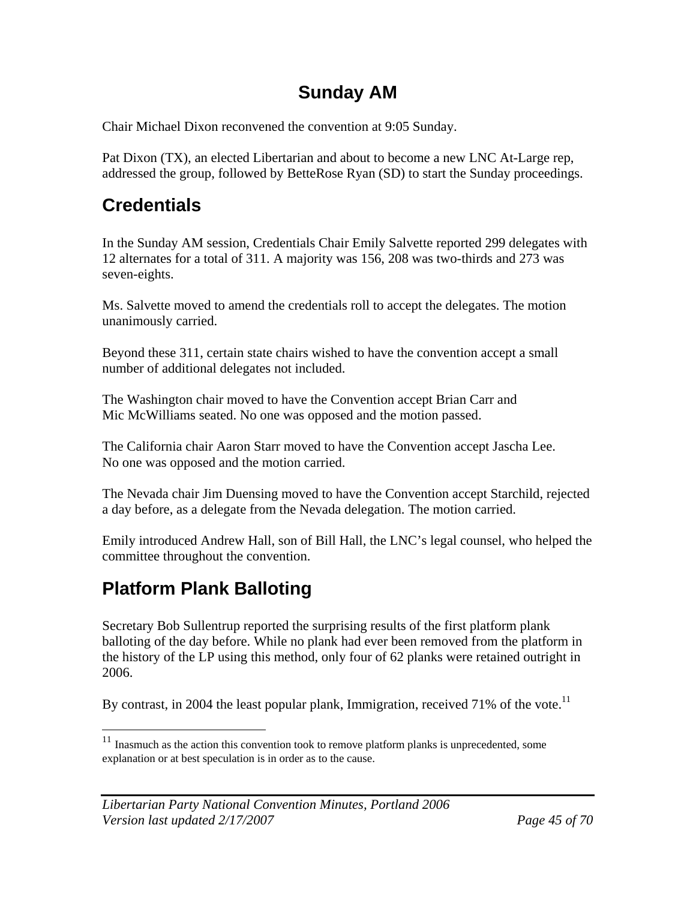## Sunday AM

Chair Michael Dixon reconvened the convention at 9:05 Sunday.

Pat Dixon (TX), an elected Libertarian and about to become a new LNC At-Large rep, addressed the group, followed by BetteRose Ryan (SD) to start the Sunday proceedings.

# Credentials

In the Sunday AM session, Credentials Chair Emily Salvette reported 299 delegates with 12 alternates for a total of 311. A majority was 156, 208 was two-thirds and 273 was seven-eights.

Ms. Salvette moved to amend the credentials roll to accept the delegates. The motion unanimously carried.

Beyond these 311, certain state chairs wished to have the convention accept a small number of additional delegates not included.

The Washington chair moved to have the Convention accept Brian Carr and Mic McWilliams seated. No one was opposed and the motion passed.

The California chair Aaron Starr moved to have the Convention accept Jascha Lee. No one was opposed and the motion carried.

The Nevada chair Jim Duensing moved to have the Convention accept Starchild, rejected a day before, as a delegate from the Nevada delegation. The motion carried.

Emily introduced Andrew Hall, son of Bill Hall, the LNC's legal counsel, who helped the committee throughout the convention.

# Platform Plank Balloting

Secretary Bob Sullentrup reported the surprising results of the first platform plank balloting of the day before. While no plank had ever been removed from the platform in the history of the LP using this method, only four of 62 planks were retained outright in 2006.

By contrast, in 2004 the least popular plank, Immigration, received 71% of the vote.[11]

[11] Inasmuch as the action this convention took to remove platform planks is unprecedented, some explanation or at best speculation is in order as to the cause.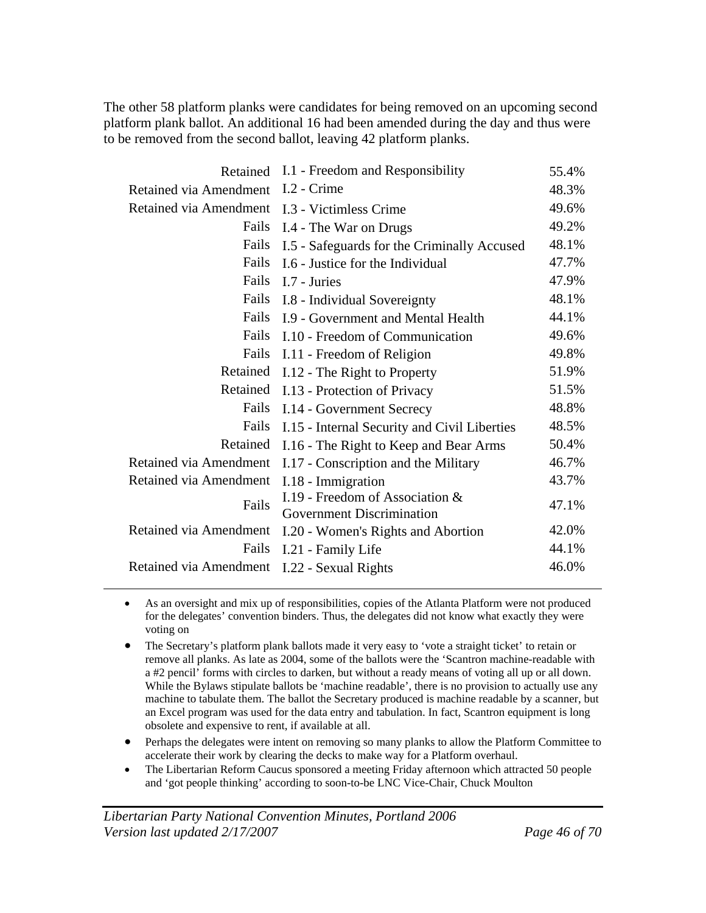The other 58 platform planks were candidates for being removed on an upcoming second platform plank ballot. An additional 16 had been amended during the day and thus were to be removed from the second ballot, leaving 42 platform planks.

| Result | Plank | % |
|---|---|---|
| Retained | I.1 - Freedom and Responsibility | 55.4% |
| Retained via Amendment | I.2 - Crime | 48.3% |
| Retained via Amendment | I.3 - Victimless Crime | 49.6% |
| Fails | I.4 - The War on Drugs | 49.2% |
| Fails | I.5 - Safeguards for the Criminally Accused | 48.1% |
| Fails | I.6 - Justice for the Individual | 47.7% |
| Fails | I.7 - Juries | 47.9% |
| Fails | I.8 - Individual Sovereignty | 48.1% |
| Fails | I.9 - Government and Mental Health | 44.1% |
| Fails | I.10 - Freedom of Communication | 49.6% |
| Fails | I.11 - Freedom of Religion | 49.8% |
| Retained | I.12 - The Right to Property | 51.9% |
| Retained | I.13 - Protection of Privacy | 51.5% |
| Fails | I.14 - Government Secrecy | 48.8% |
| Fails | I.15 - Internal Security and Civil Liberties | 48.5% |
| Retained | I.16 - The Right to Keep and Bear Arms | 50.4% |
| Retained via Amendment | I.17 - Conscription and the Military | 46.7% |
| Retained via Amendment | I.18 - Immigration | 43.7% |
| Fails | I.19 - Freedom of Association & Government Discrimination | 47.1% |
| Retained via Amendment | I.20 - Women's Rights and Abortion | 42.0% |
| Fails | I.21 - Family Life | 44.1% |
| Retained via Amendment | I.22 - Sexual Rights | 46.0% |

---

- As an oversight and mix up of responsibilities, copies of the Atlanta Platform were not produced for the delegates' convention binders. Thus, the delegates did not know what exactly they were voting on
- The Secretary's platform plank ballots made it very easy to 'vote a straight ticket' to retain or remove all planks. As late as 2004, some of the ballots were the 'Scantron machine-readable with a #2 pencil' forms with circles to darken, but without a ready means of voting all up or all down. While the Bylaws stipulate ballots be 'machine readable', there is no provision to actually use any machine to tabulate them. The ballot the Secretary produced is machine readable by a scanner, but an Excel program was used for the data entry and tabulation. In fact, Scantron equipment is long obsolete and expensive to rent, if available at all.
- Perhaps the delegates were intent on removing so many planks to allow the Platform Committee to accelerate their work by clearing the decks to make way for a Platform overhaul.
- The Libertarian Reform Caucus sponsored a meeting Friday afternoon which attracted 50 people and 'got people thinking' according to soon-to-be LNC Vice-Chair, Chuck Moulton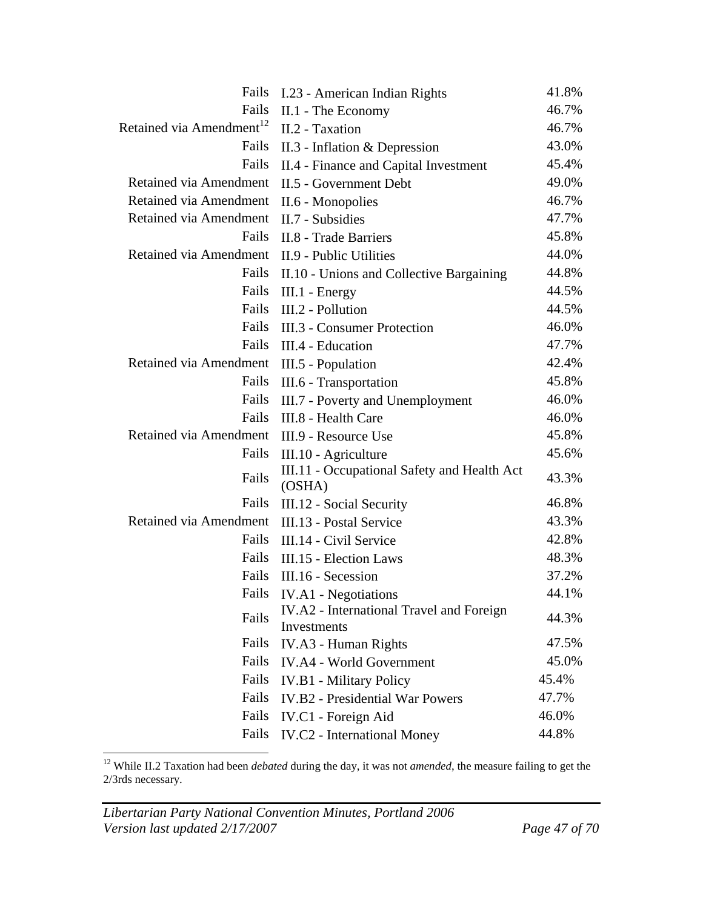| | | |
|---|---|---|
| Fails | I.23 - American Indian Rights | 41.8% |
| Fails | II.1 - The Economy | 46.7% |
| Retained via Amendment[12] | II.2 - Taxation | 46.7% |
| Fails | II.3 - Inflation & Depression | 43.0% |
| Fails | II.4 - Finance and Capital Investment | 45.4% |
| Retained via Amendment | II.5 - Government Debt | 49.0% |
| Retained via Amendment | II.6 - Monopolies | 46.7% |
| Retained via Amendment | II.7 - Subsidies | 47.7% |
| Fails | II.8 - Trade Barriers | 45.8% |
| Retained via Amendment | II.9 - Public Utilities | 44.0% |
| Fails | II.10 - Unions and Collective Bargaining | 44.8% |
| Fails | III.1 - Energy | 44.5% |
| Fails | III.2 - Pollution | 44.5% |
| Fails | III.3 - Consumer Protection | 46.0% |
| Fails | III.4 - Education | 47.7% |
| Retained via Amendment | III.5 - Population | 42.4% |
| Fails | III.6 - Transportation | 45.8% |
| Fails | III.7 - Poverty and Unemployment | 46.0% |
| Fails | III.8 - Health Care | 46.0% |
| Retained via Amendment | III.9 - Resource Use | 45.8% |
| Fails | III.10 - Agriculture | 45.6% |
| Fails | III.11 - Occupational Safety and Health Act (OSHA) | 43.3% |
| Fails | III.12 - Social Security | 46.8% |
| Retained via Amendment | III.13 - Postal Service | 43.3% |
| Fails | III.14 - Civil Service | 42.8% |
| Fails | III.15 - Election Laws | 48.3% |
| Fails | III.16 - Secession | 37.2% |
| Fails | IV.A1 - Negotiations | 44.1% |
| Fails | IV.A2 - International Travel and Foreign Investments | 44.3% |
| Fails | IV.A3 - Human Rights | 47.5% |
| Fails | IV.A4 - World Government | 45.0% |
| Fails | IV.B1 - Military Policy | 45.4% |
| Fails | IV.B2 - Presidential War Powers | 47.7% |
| Fails | IV.C1 - Foreign Aid | 46.0% |
| Fails | IV.C2 - International Money | 44.8% |

[12] While II.2 Taxation had been *debated* during the day, it was not *amended*, the measure failing to get the 2/3rds necessary.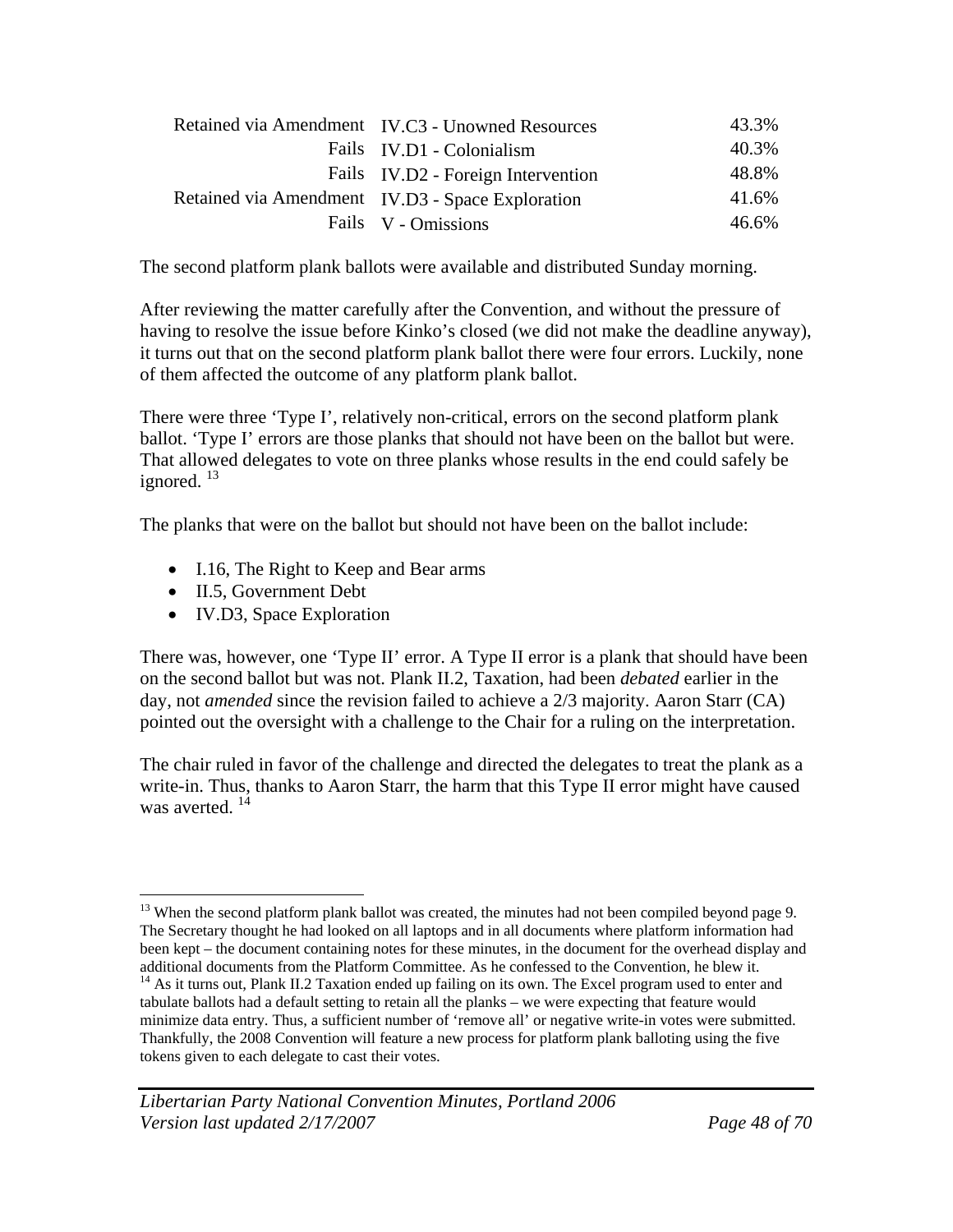| | | |
|---|---|---|
| Retained via Amendment | IV.C3 - Unowned Resources | 43.3% |
| Fails | IV.D1 - Colonialism | 40.3% |
| Fails | IV.D2 - Foreign Intervention | 48.8% |
| Retained via Amendment | IV.D3 - Space Exploration | 41.6% |
| Fails | V - Omissions | 46.6% |

The second platform plank ballots were available and distributed Sunday morning.

After reviewing the matter carefully after the Convention, and without the pressure of having to resolve the issue before Kinko's closed (we did not make the deadline anyway), it turns out that on the second platform plank ballot there were four errors. Luckily, none of them affected the outcome of any platform plank ballot.

There were three 'Type I', relatively non-critical, errors on the second platform plank ballot. 'Type I' errors are those planks that should not have been on the ballot but were. That allowed delegates to vote on three planks whose results in the end could safely be ignored. [13]

The planks that were on the ballot but should not have been on the ballot include:

- I.16, The Right to Keep and Bear arms
- II.5, Government Debt
- IV.D3, Space Exploration

There was, however, one 'Type II' error. A Type II error is a plank that should have been on the second ballot but was not. Plank II.2, Taxation, had been *debated* earlier in the day, not *amended* since the revision failed to achieve a 2/3 majority. Aaron Starr (CA) pointed out the oversight with a challenge to the Chair for a ruling on the interpretation.

The chair ruled in favor of the challenge and directed the delegates to treat the plank as a write-in. Thus, thanks to Aaron Starr, the harm that this Type II error might have caused was averted. [14]

---

[13] When the second platform plank ballot was created, the minutes had not been compiled beyond page 9. The Secretary thought he had looked on all laptops and in all documents where platform information had been kept – the document containing notes for these minutes, in the document for the overhead display and additional documents from the Platform Committee. As he confessed to the Convention, he blew it.

[14] As it turns out, Plank II.2 Taxation ended up failing on its own. The Excel program used to enter and tabulate ballots had a default setting to retain all the planks – we were expecting that feature would minimize data entry. Thus, a sufficient number of 'remove all' or negative write-in votes were submitted. Thankfully, the 2008 Convention will feature a new process for platform plank balloting using the five tokens given to each delegate to cast their votes.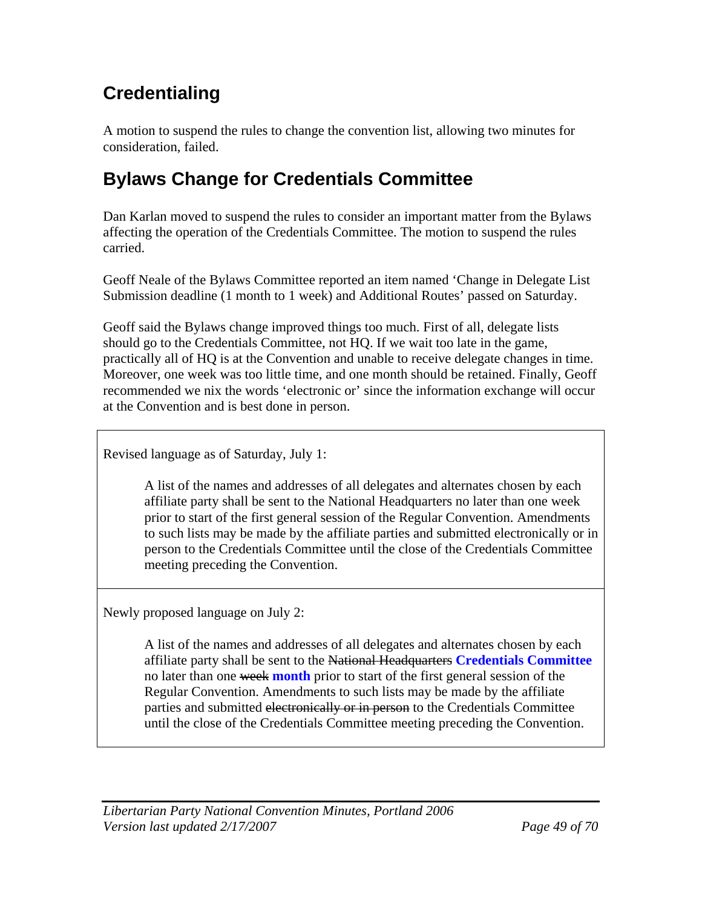## Credentialing

A motion to suspend the rules to change the convention list, allowing two minutes for consideration, failed.

## Bylaws Change for Credentials Committee

Dan Karlan moved to suspend the rules to consider an important matter from the Bylaws affecting the operation of the Credentials Committee. The motion to suspend the rules carried.

Geoff Neale of the Bylaws Committee reported an item named 'Change in Delegate List Submission deadline (1 month to 1 week) and Additional Routes' passed on Saturday.

Geoff said the Bylaws change improved things too much. First of all, delegate lists should go to the Credentials Committee, not HQ. If we wait too late in the game, practically all of HQ is at the Convention and unable to receive delegate changes in time. Moreover, one week was too little time, and one month should be retained. Finally, Geoff recommended we nix the words 'electronic or' since the information exchange will occur at the Convention and is best done in person.

Revised language as of Saturday, July 1:

> A list of the names and addresses of all delegates and alternates chosen by each affiliate party shall be sent to the National Headquarters no later than one week prior to start of the first general session of the Regular Convention. Amendments to such lists may be made by the affiliate parties and submitted electronically or in person to the Credentials Committee until the close of the Credentials Committee meeting preceding the Convention.

Newly proposed language on July 2:

> A list of the names and addresses of all delegates and alternates chosen by each affiliate party shall be sent to the ~~National Headquarters~~ **Credentials Committee** no later than one ~~week~~ **month** prior to start of the first general session of the Regular Convention. Amendments to such lists may be made by the affiliate parties and submitted ~~electronically or in person~~ to the Credentials Committee until the close of the Credentials Committee meeting preceding the Convention.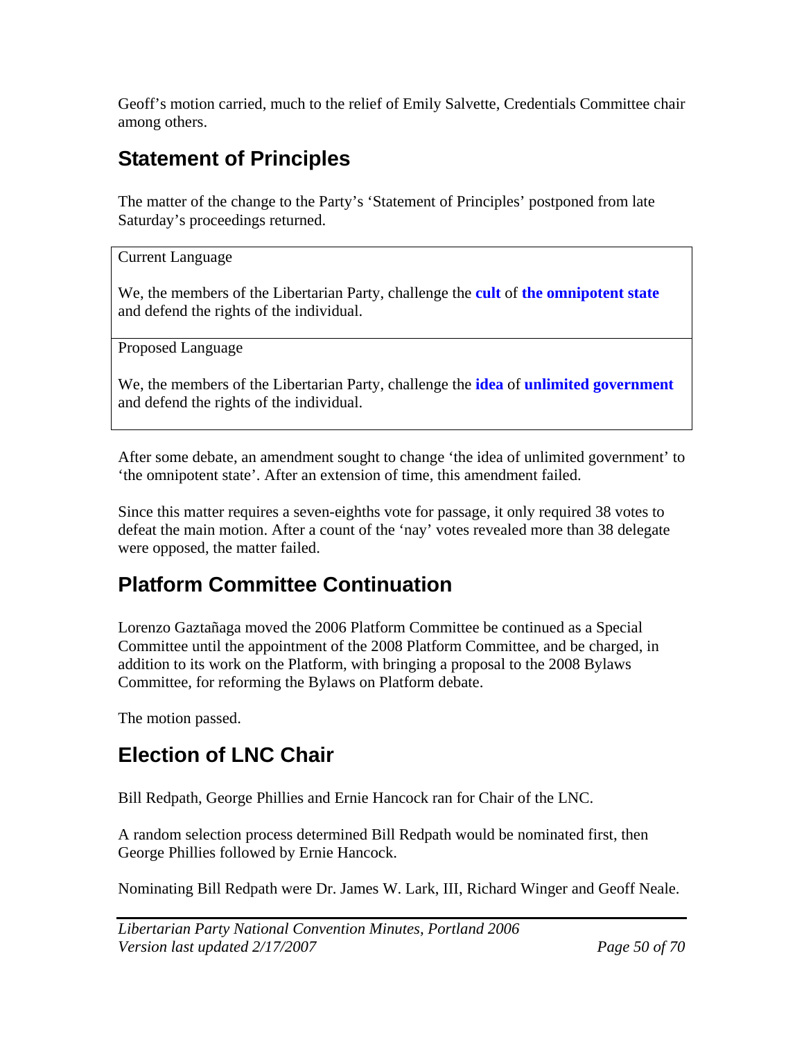Geoff's motion carried, much to the relief of Emily Salvette, Credentials Committee chair among others.

## Statement of Principles

The matter of the change to the Party's 'Statement of Principles' postponed from late Saturday's proceedings returned.

| Current Language |
| --- |
| We, the members of the Libertarian Party, challenge the **cult** of **the omnipotent state** and defend the rights of the individual. |
| Proposed Language |
| We, the members of the Libertarian Party, challenge the **idea** of **unlimited government** and defend the rights of the individual. |

After some debate, an amendment sought to change 'the idea of unlimited government' to 'the omnipotent state'. After an extension of time, this amendment failed.

Since this matter requires a seven-eighths vote for passage, it only required 38 votes to defeat the main motion. After a count of the 'nay' votes revealed more than 38 delegate were opposed, the matter failed.

## Platform Committee Continuation

Lorenzo Gaztañaga moved the 2006 Platform Committee be continued as a Special Committee until the appointment of the 2008 Platform Committee, and be charged, in addition to its work on the Platform, with bringing a proposal to the 2008 Bylaws Committee, for reforming the Bylaws on Platform debate.

The motion passed.

## Election of LNC Chair

Bill Redpath, George Phillies and Ernie Hancock ran for Chair of the LNC.

A random selection process determined Bill Redpath would be nominated first, then George Phillies followed by Ernie Hancock.

Nominating Bill Redpath were Dr. James W. Lark, III, Richard Winger and Geoff Neale.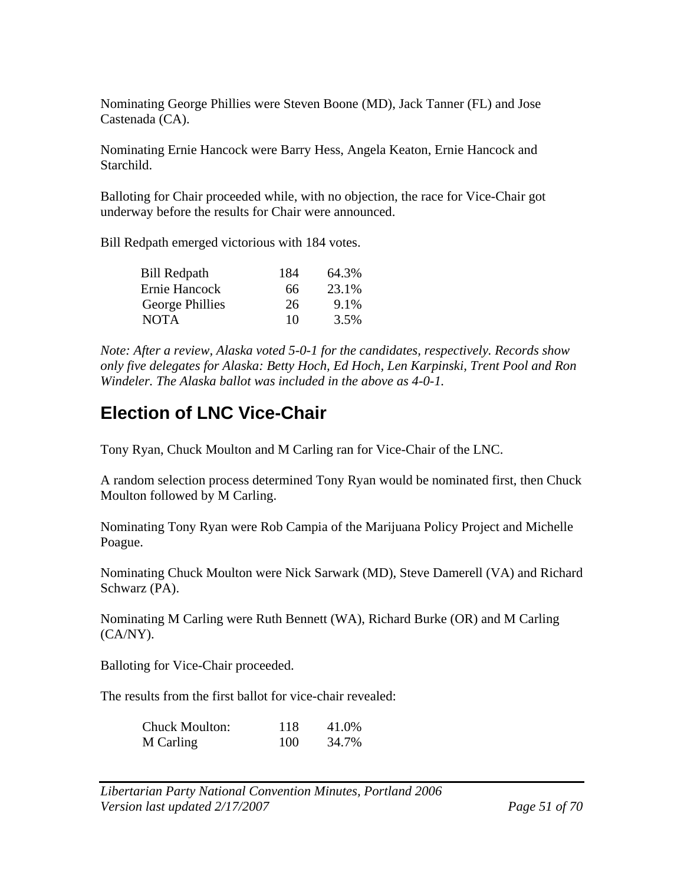Nominating George Phillies were Steven Boone (MD), Jack Tanner (FL) and Jose Castenada (CA).

Nominating Ernie Hancock were Barry Hess, Angela Keaton, Ernie Hancock and Starchild.

Balloting for Chair proceeded while, with no objection, the race for Vice-Chair got underway before the results for Chair were announced.

Bill Redpath emerged victorious with 184 votes.

| | | |
|---|---|---|
| Bill Redpath | 184 | 64.3% |
| Ernie Hancock | 66 | 23.1% |
| George Phillies | 26 | 9.1% |
| NOTA | 10 | 3.5% |

*Note: After a review, Alaska voted 5-0-1 for the candidates, respectively. Records show only five delegates for Alaska: Betty Hoch, Ed Hoch, Len Karpinski, Trent Pool and Ron Windeler. The Alaska ballot was included in the above as 4-0-1.*

## Election of LNC Vice-Chair

Tony Ryan, Chuck Moulton and M Carling ran for Vice-Chair of the LNC.

A random selection process determined Tony Ryan would be nominated first, then Chuck Moulton followed by M Carling.

Nominating Tony Ryan were Rob Campia of the Marijuana Policy Project and Michelle Poague.

Nominating Chuck Moulton were Nick Sarwark (MD), Steve Damerell (VA) and Richard Schwarz (PA).

Nominating M Carling were Ruth Bennett (WA), Richard Burke (OR) and M Carling (CA/NY).

Balloting for Vice-Chair proceeded.

The results from the first ballot for vice-chair revealed:

| | | |
|---|---|---|
| Chuck Moulton: | 118 | 41.0% |
| M Carling | 100 | 34.7% |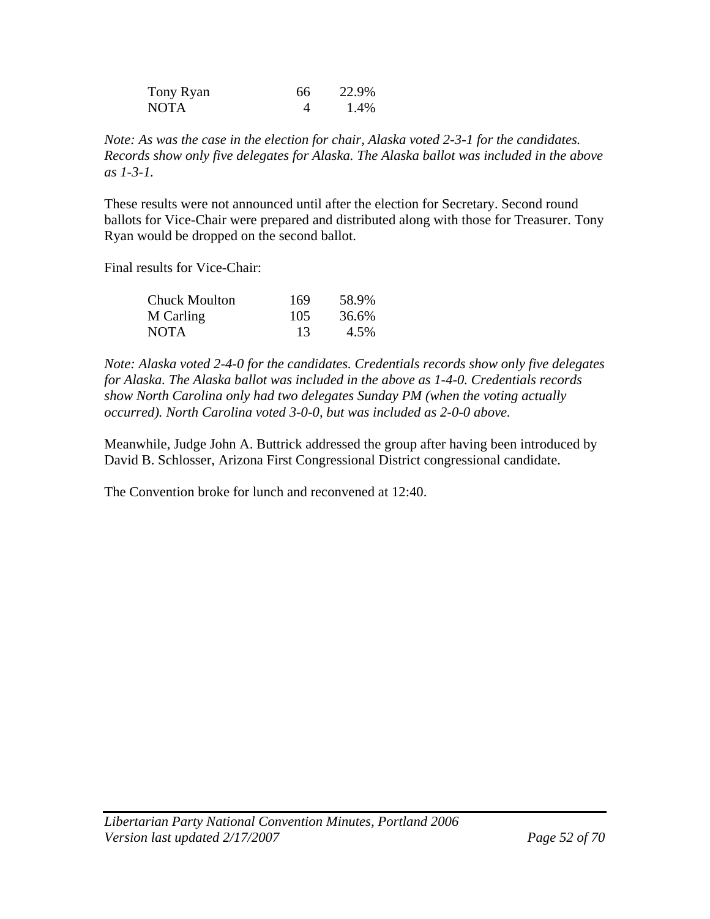| | | |
|---|---|---|
| Tony Ryan | 66 | 22.9% |
| NOTA | 4 | 1.4% |

*Note: As was the case in the election for chair, Alaska voted 2-3-1 for the candidates. Records show only five delegates for Alaska. The Alaska ballot was included in the above as 1-3-1.*

These results were not announced until after the election for Secretary. Second round ballots for Vice-Chair were prepared and distributed along with those for Treasurer. Tony Ryan would be dropped on the second ballot.

Final results for Vice-Chair:

| | | |
|---|---|---|
| Chuck Moulton | 169 | 58.9% |
| M Carling | 105 | 36.6% |
| NOTA | 13 | 4.5% |

*Note: Alaska voted 2-4-0 for the candidates. Credentials records show only five delegates for Alaska. The Alaska ballot was included in the above as 1-4-0. Credentials records show North Carolina only had two delegates Sunday PM (when the voting actually occurred). North Carolina voted 3-0-0, but was included as 2-0-0 above.*

Meanwhile, Judge John A. Buttrick addressed the group after having been introduced by David B. Schlosser, Arizona First Congressional District congressional candidate.

The Convention broke for lunch and reconvened at 12:40.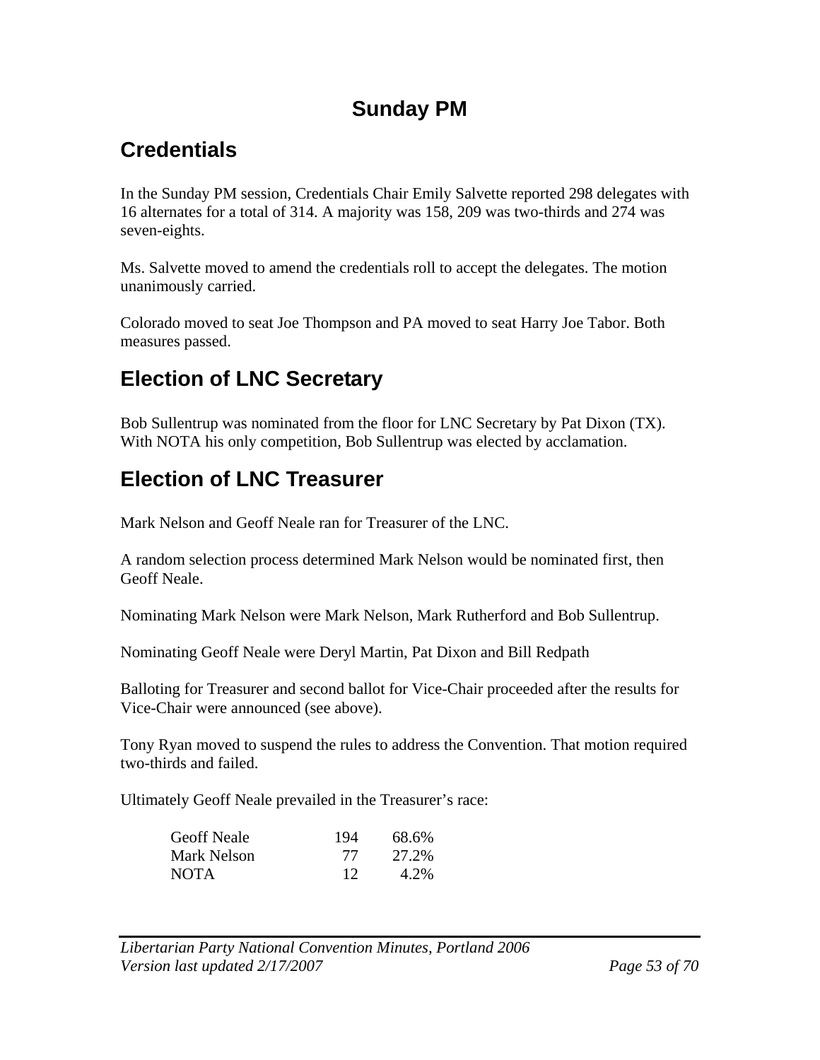# Sunday PM

## Credentials

In the Sunday PM session, Credentials Chair Emily Salvette reported 298 delegates with 16 alternates for a total of 314. A majority was 158, 209 was two-thirds and 274 was seven-eights.

Ms. Salvette moved to amend the credentials roll to accept the delegates. The motion unanimously carried.

Colorado moved to seat Joe Thompson and PA moved to seat Harry Joe Tabor. Both measures passed.

## Election of LNC Secretary

Bob Sullentrup was nominated from the floor for LNC Secretary by Pat Dixon (TX). With NOTA his only competition, Bob Sullentrup was elected by acclamation.

## Election of LNC Treasurer

Mark Nelson and Geoff Neale ran for Treasurer of the LNC.

A random selection process determined Mark Nelson would be nominated first, then Geoff Neale.

Nominating Mark Nelson were Mark Nelson, Mark Rutherford and Bob Sullentrup.

Nominating Geoff Neale were Deryl Martin, Pat Dixon and Bill Redpath

Balloting for Treasurer and second ballot for Vice-Chair proceeded after the results for Vice-Chair were announced (see above).

Tony Ryan moved to suspend the rules to address the Convention. That motion required two-thirds and failed.

Ultimately Geoff Neale prevailed in the Treasurer's race:

| | | |
|---|---|---|
| Geoff Neale | 194 | 68.6% |
| Mark Nelson | 77 | 27.2% |
| NOTA | 12 | 4.2% |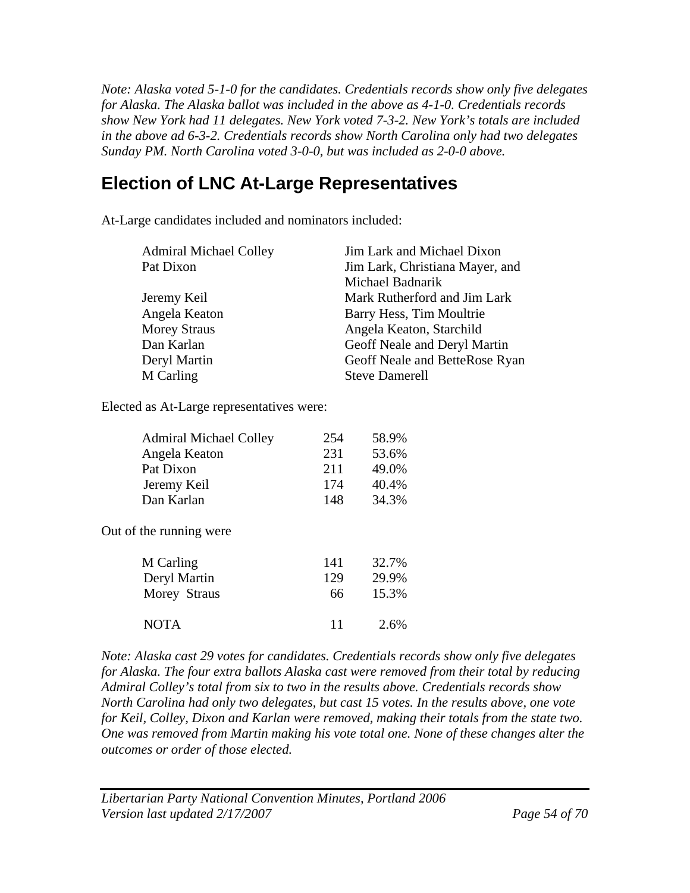*Note: Alaska voted 5-1-0 for the candidates. Credentials records show only five delegates for Alaska. The Alaska ballot was included in the above as 4-1-0. Credentials records show New York had 11 delegates. New York voted 7-3-2. New York's totals are included in the above ad 6-3-2. Credentials records show North Carolina only had two delegates Sunday PM. North Carolina voted 3-0-0, but was included as 2-0-0 above.*

## Election of LNC At-Large Representatives

At-Large candidates included and nominators included:

| Candidate | Nominators |
|---|---|
| Admiral Michael Colley | Jim Lark and Michael Dixon |
| Pat Dixon | Jim Lark, Christiana Mayer, and Michael Badnarik |
| Jeremy Keil | Mark Rutherford and Jim Lark |
| Angela Keaton | Barry Hess, Tim Moultrie |
| Morey Straus | Angela Keaton, Starchild |
| Dan Karlan | Geoff Neale and Deryl Martin |
| Deryl Martin | Geoff Neale and BetteRose Ryan |
| M Carling | Steve Damerell |

Elected as At-Large representatives were:

| Candidate | Votes | Percent |
|---|---|---|
| Admiral Michael Colley | 254 | 58.9% |
| Angela Keaton | 231 | 53.6% |
| Pat Dixon | 211 | 49.0% |
| Jeremy Keil | 174 | 40.4% |
| Dan Karlan | 148 | 34.3% |

Out of the running were

| Candidate | Votes | Percent |
|---|---|---|
| M Carling | 141 | 32.7% |
| Deryl Martin | 129 | 29.9% |
| Morey Straus | 66 | 15.3% |
| NOTA | 11 | 2.6% |

*Note: Alaska cast 29 votes for candidates. Credentials records show only five delegates for Alaska. The four extra ballots Alaska cast were removed from their total by reducing Admiral Colley's total from six to two in the results above. Credentials records show North Carolina had only two delegates, but cast 15 votes. In the results above, one vote for Keil, Colley, Dixon and Karlan were removed, making their totals from the state two. One was removed from Martin making his vote total one. None of these changes alter the outcomes or order of those elected.*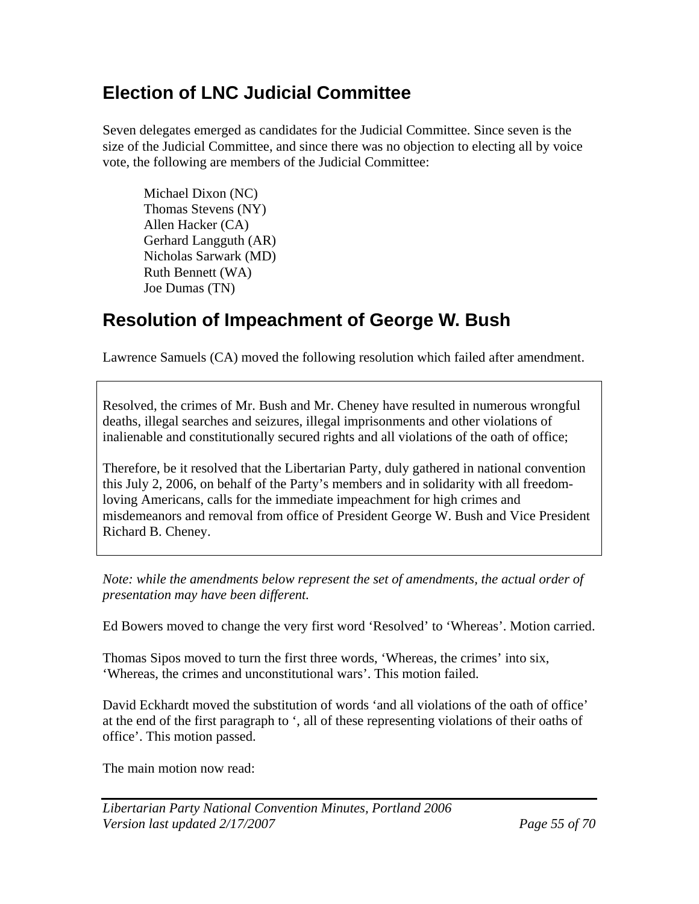## Election of LNC Judicial Committee

Seven delegates emerged as candidates for the Judicial Committee. Since seven is the size of the Judicial Committee, and since there was no objection to electing all by voice vote, the following are members of the Judicial Committee:

Michael Dixon (NC)
Thomas Stevens (NY)
Allen Hacker (CA)
Gerhard Langguth (AR)
Nicholas Sarwark (MD)
Ruth Bennett (WA)
Joe Dumas (TN)

## Resolution of Impeachment of George W. Bush

Lawrence Samuels (CA) moved the following resolution which failed after amendment.

> Resolved, the crimes of Mr. Bush and Mr. Cheney have resulted in numerous wrongful deaths, illegal searches and seizures, illegal imprisonments and other violations of inalienable and constitutionally secured rights and all violations of the oath of office;
>
> Therefore, be it resolved that the Libertarian Party, duly gathered in national convention this July 2, 2006, on behalf of the Party's members and in solidarity with all freedom-loving Americans, calls for the immediate impeachment for high crimes and misdemeanors and removal from office of President George W. Bush and Vice President Richard B. Cheney.

*Note: while the amendments below represent the set of amendments, the actual order of presentation may have been different.*

Ed Bowers moved to change the very first word 'Resolved' to 'Whereas'. Motion carried.

Thomas Sipos moved to turn the first three words, 'Whereas, the crimes' into six, 'Whereas, the crimes and unconstitutional wars'. This motion failed.

David Eckhardt moved the substitution of words 'and all violations of the oath of office' at the end of the first paragraph to ', all of these representing violations of their oaths of office'. This motion passed.

The main motion now read: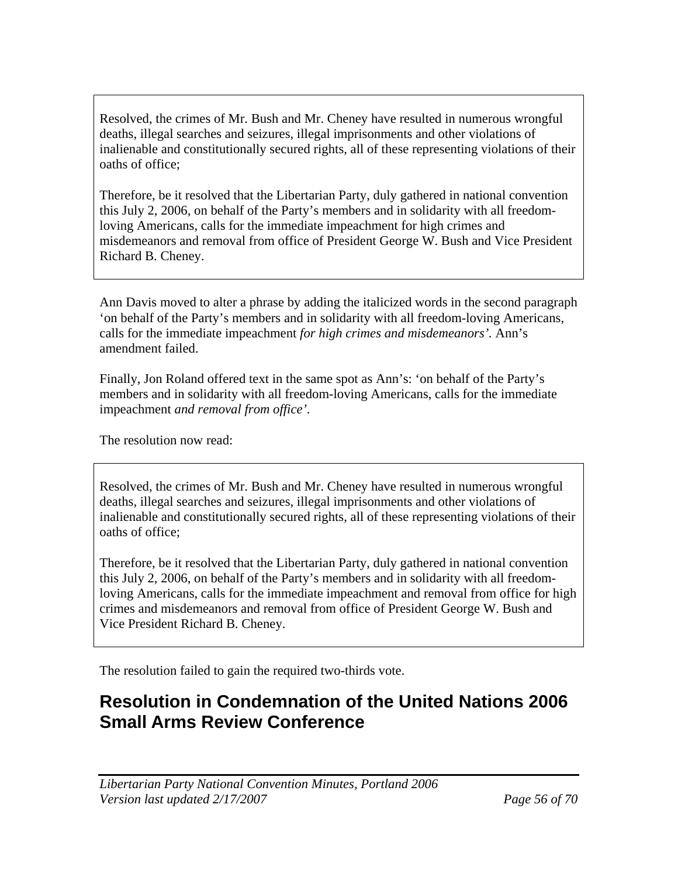> Resolved, the crimes of Mr. Bush and Mr. Cheney have resulted in numerous wrongful deaths, illegal searches and seizures, illegal imprisonments and other violations of inalienable and constitutionally secured rights, all of these representing violations of their oaths of office;
>
> Therefore, be it resolved that the Libertarian Party, duly gathered in national convention this July 2, 2006, on behalf of the Party's members and in solidarity with all freedom-loving Americans, calls for the immediate impeachment for high crimes and misdemeanors and removal from office of President George W. Bush and Vice President Richard B. Cheney.

Ann Davis moved to alter a phrase by adding the italicized words in the second paragraph 'on behalf of the Party's members and in solidarity with all freedom-loving Americans, calls for the immediate impeachment *for high crimes and misdemeanors'*. Ann's amendment failed.

Finally, Jon Roland offered text in the same spot as Ann's: 'on behalf of the Party's members and in solidarity with all freedom-loving Americans, calls for the immediate impeachment *and removal from office'*.

The resolution now read:

> Resolved, the crimes of Mr. Bush and Mr. Cheney have resulted in numerous wrongful deaths, illegal searches and seizures, illegal imprisonments and other violations of inalienable and constitutionally secured rights, all of these representing violations of their oaths of office;
>
> Therefore, be it resolved that the Libertarian Party, duly gathered in national convention this July 2, 2006, on behalf of the Party's members and in solidarity with all freedom-loving Americans, calls for the immediate impeachment and removal from office for high crimes and misdemeanors and removal from office of President George W. Bush and Vice President Richard B. Cheney.

The resolution failed to gain the required two-thirds vote.

## Resolution in Condemnation of the United Nations 2006 Small Arms Review Conference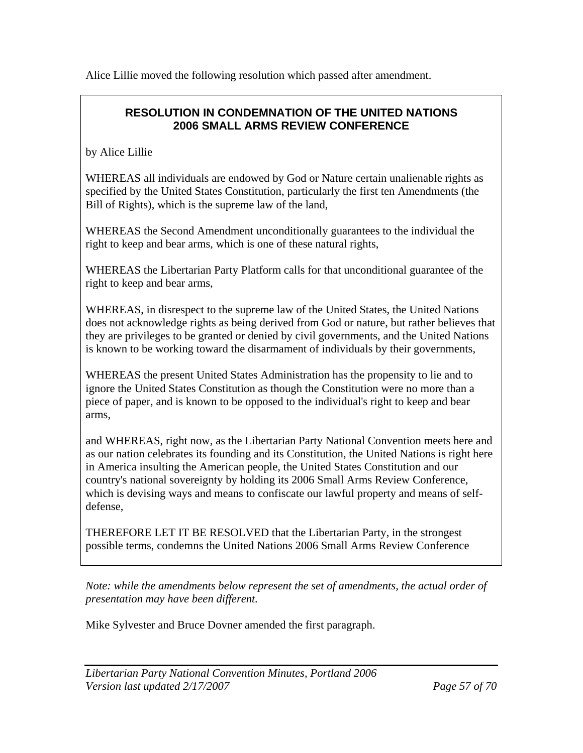Alice Lillie moved the following resolution which passed after amendment.

## RESOLUTION IN CONDEMNATION OF THE UNITED NATIONS 2006 SMALL ARMS REVIEW CONFERENCE

by Alice Lillie

WHEREAS all individuals are endowed by God or Nature certain unalienable rights as specified by the United States Constitution, particularly the first ten Amendments (the Bill of Rights), which is the supreme law of the land,

WHEREAS the Second Amendment unconditionally guarantees to the individual the right to keep and bear arms, which is one of these natural rights,

WHEREAS the Libertarian Party Platform calls for that unconditional guarantee of the right to keep and bear arms,

WHEREAS, in disrespect to the supreme law of the United States, the United Nations does not acknowledge rights as being derived from God or nature, but rather believes that they are privileges to be granted or denied by civil governments, and the United Nations is known to be working toward the disarmament of individuals by their governments,

WHEREAS the present United States Administration has the propensity to lie and to ignore the United States Constitution as though the Constitution were no more than a piece of paper, and is known to be opposed to the individual's right to keep and bear arms,

and WHEREAS, right now, as the Libertarian Party National Convention meets here and as our nation celebrates its founding and its Constitution, the United Nations is right here in America insulting the American people, the United States Constitution and our country's national sovereignty by holding its 2006 Small Arms Review Conference, which is devising ways and means to confiscate our lawful property and means of self-defense,

THEREFORE LET IT BE RESOLVED that the Libertarian Party, in the strongest possible terms, condemns the United Nations 2006 Small Arms Review Conference

*Note: while the amendments below represent the set of amendments, the actual order of presentation may have been different.*

Mike Sylvester and Bruce Dovner amended the first paragraph.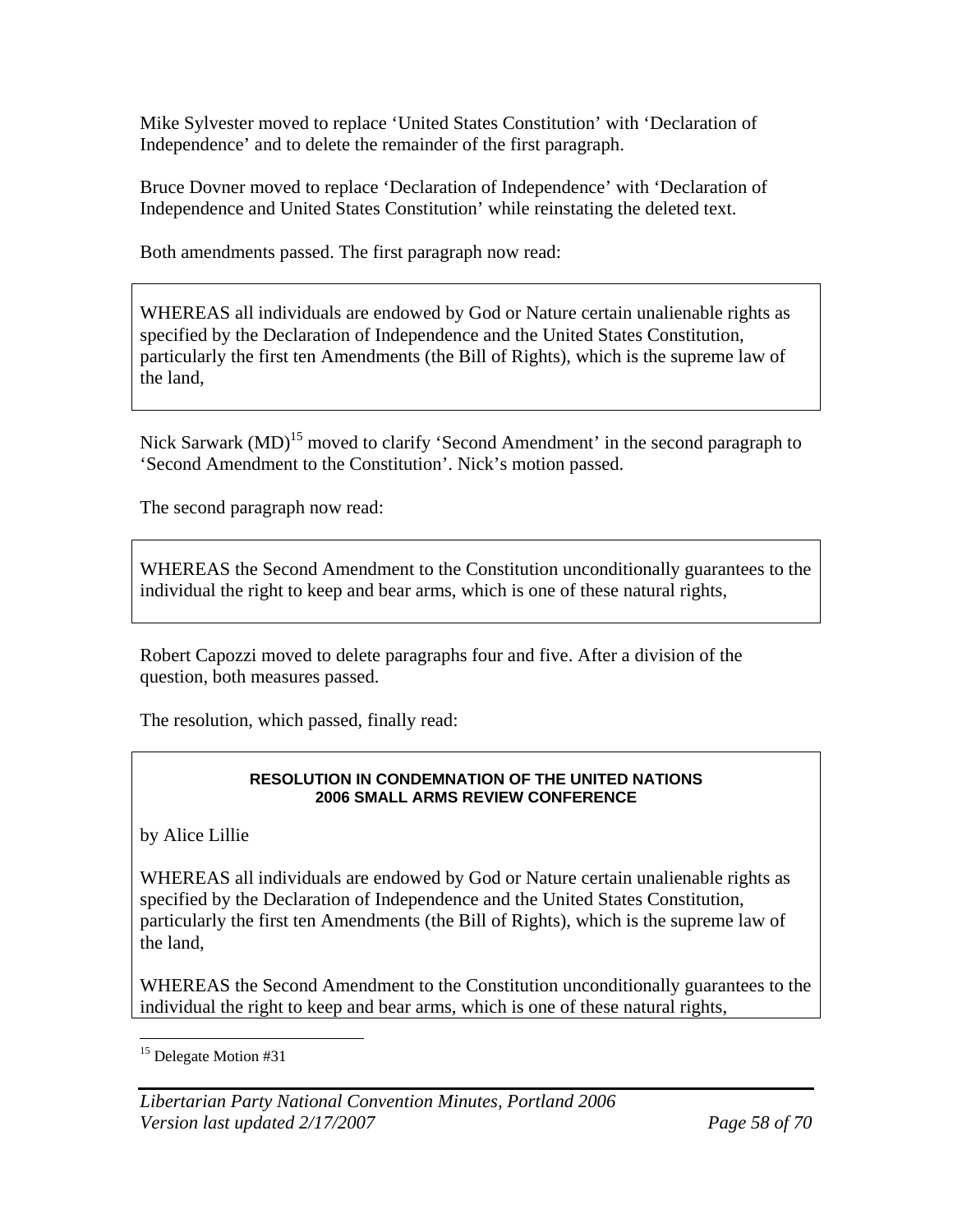Mike Sylvester moved to replace 'United States Constitution' with 'Declaration of Independence' and to delete the remainder of the first paragraph.

Bruce Dovner moved to replace 'Declaration of Independence' with 'Declaration of Independence and United States Constitution' while reinstating the deleted text.

Both amendments passed. The first paragraph now read:

> WHEREAS all individuals are endowed by God or Nature certain unalienable rights as specified by the Declaration of Independence and the United States Constitution, particularly the first ten Amendments (the Bill of Rights), which is the supreme law of the land,

Nick Sarwark (MD)[15] moved to clarify 'Second Amendment' in the second paragraph to 'Second Amendment to the Constitution'. Nick's motion passed.

The second paragraph now read:

> WHEREAS the Second Amendment to the Constitution unconditionally guarantees to the individual the right to keep and bear arms, which is one of these natural rights,

Robert Capozzi moved to delete paragraphs four and five. After a division of the question, both measures passed.

The resolution, which passed, finally read:

> **RESOLUTION IN CONDEMNATION OF THE UNITED NATIONS 2006 SMALL ARMS REVIEW CONFERENCE**
>
> by Alice Lillie
>
> WHEREAS all individuals are endowed by God or Nature certain unalienable rights as specified by the Declaration of Independence and the United States Constitution, particularly the first ten Amendments (the Bill of Rights), which is the supreme law of the land,
>
> WHEREAS the Second Amendment to the Constitution unconditionally guarantees to the individual the right to keep and bear arms, which is one of these natural rights,

[15] Delegate Motion #31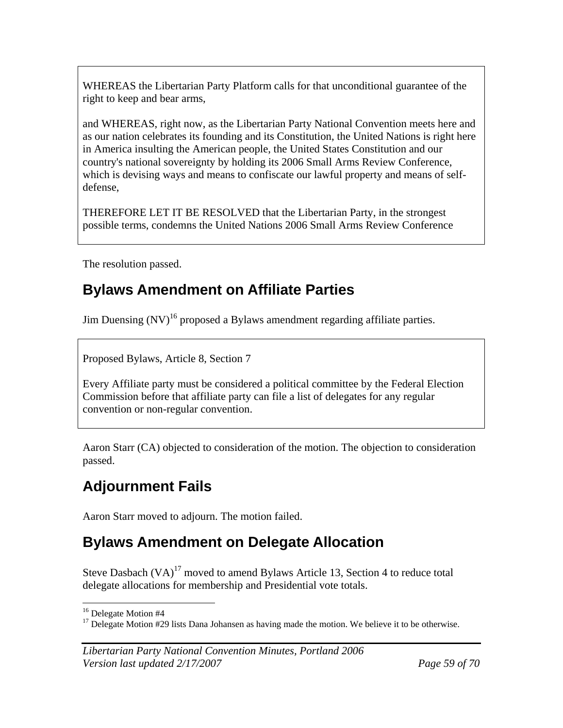WHEREAS the Libertarian Party Platform calls for that unconditional guarantee of the right to keep and bear arms,

and WHEREAS, right now, as the Libertarian Party National Convention meets here and as our nation celebrates its founding and its Constitution, the United Nations is right here in America insulting the American people, the United States Constitution and our country's national sovereignty by holding its 2006 Small Arms Review Conference, which is devising ways and means to confiscate our lawful property and means of self-defense,

THEREFORE LET IT BE RESOLVED that the Libertarian Party, in the strongest possible terms, condemns the United Nations 2006 Small Arms Review Conference

The resolution passed.

## Bylaws Amendment on Affiliate Parties

Jim Duensing (NV)[16] proposed a Bylaws amendment regarding affiliate parties.

Proposed Bylaws, Article 8, Section 7

Every Affiliate party must be considered a political committee by the Federal Election Commission before that affiliate party can file a list of delegates for any regular convention or non-regular convention.

Aaron Starr (CA) objected to consideration of the motion. The objection to consideration passed.

## Adjournment Fails

Aaron Starr moved to adjourn. The motion failed.

## Bylaws Amendment on Delegate Allocation

Steve Dasbach (VA)[17] moved to amend Bylaws Article 13, Section 4 to reduce total delegate allocations for membership and Presidential vote totals.

[16] Delegate Motion #4

[17] Delegate Motion #29 lists Dana Johansen as having made the motion. We believe it to be otherwise.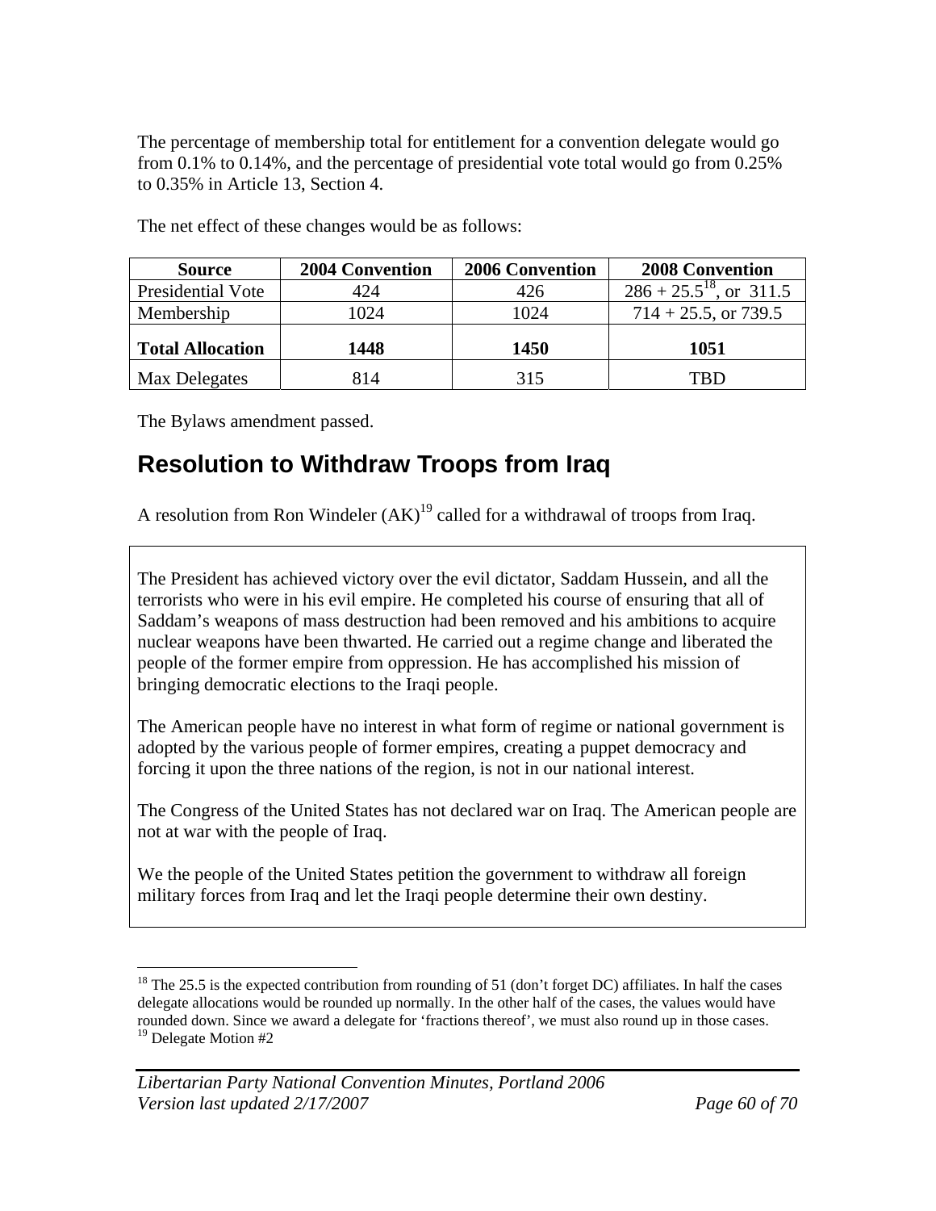The percentage of membership total for entitlement for a convention delegate would go from 0.1% to 0.14%, and the percentage of presidential vote total would go from 0.25% to 0.35% in Article 13, Section 4.

The net effect of these changes would be as follows:

| Source | 2004 Convention | 2006 Convention | 2008 Convention |
|---|---|---|---|
| Presidential Vote | 424 | 426 | 286 + 25.5[18], or 311.5 |
| Membership | 1024 | 1024 | 714 + 25.5, or 739.5 |
| **Total Allocation** | **1448** | **1450** | **1051** |
| Max Delegates | 814 | 315 | TBD |

The Bylaws amendment passed.

## Resolution to Withdraw Troops from Iraq

A resolution from Ron Windeler (AK)[19] called for a withdrawal of troops from Iraq.

> The President has achieved victory over the evil dictator, Saddam Hussein, and all the terrorists who were in his evil empire. He completed his course of ensuring that all of Saddam's weapons of mass destruction had been removed and his ambitions to acquire nuclear weapons have been thwarted. He carried out a regime change and liberated the people of the former empire from oppression. He has accomplished his mission of bringing democratic elections to the Iraqi people.
>
> The American people have no interest in what form of regime or national government is adopted by the various people of former empires, creating a puppet democracy and forcing it upon the three nations of the region, is not in our national interest.
>
> The Congress of the United States has not declared war on Iraq. The American people are not at war with the people of Iraq.
>
> We the people of the United States petition the government to withdraw all foreign military forces from Iraq and let the Iraqi people determine their own destiny.

[18] The 25.5 is the expected contribution from rounding of 51 (don't forget DC) affiliates. In half the cases delegate allocations would be rounded up normally. In the other half of the cases, the values would have rounded down. Since we award a delegate for 'fractions thereof', we must also round up in those cases.

[19] Delegate Motion #2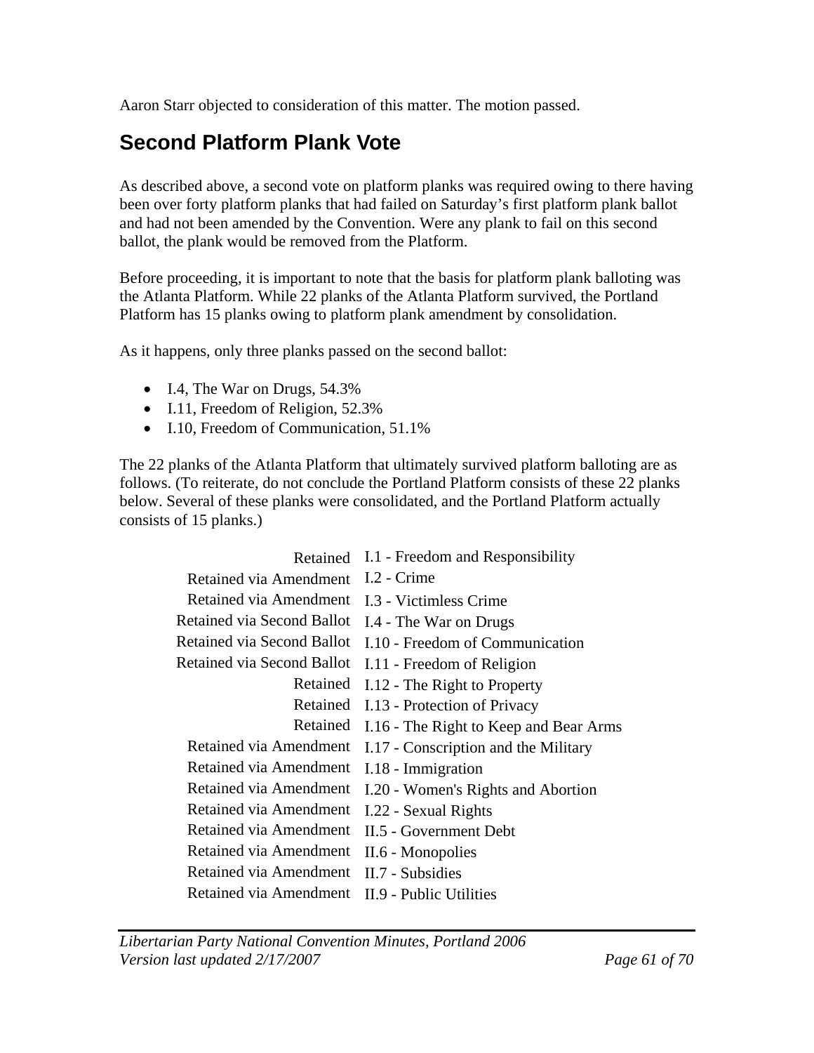Aaron Starr objected to consideration of this matter. The motion passed.

## Second Platform Plank Vote

As described above, a second vote on platform planks was required owing to there having been over forty platform planks that had failed on Saturday's first platform plank ballot and had not been amended by the Convention. Were any plank to fail on this second ballot, the plank would be removed from the Platform.

Before proceeding, it is important to note that the basis for platform plank balloting was the Atlanta Platform. While 22 planks of the Atlanta Platform survived, the Portland Platform has 15 planks owing to platform plank amendment by consolidation.

As it happens, only three planks passed on the second ballot:

- I.4, The War on Drugs, 54.3%
- I.11, Freedom of Religion, 52.3%
- I.10, Freedom of Communication, 51.1%

The 22 planks of the Atlanta Platform that ultimately survived platform balloting are as follows. (To reiterate, do not conclude the Portland Platform consists of these 22 planks below. Several of these planks were consolidated, and the Portland Platform actually consists of 15 planks.)

| | |
|---|---|
| Retained | I.1 - Freedom and Responsibility |
| Retained via Amendment | I.2 - Crime |
| Retained via Amendment | I.3 - Victimless Crime |
| Retained via Second Ballot | I.4 - The War on Drugs |
| Retained via Second Ballot | I.10 - Freedom of Communication |
| Retained via Second Ballot | I.11 - Freedom of Religion |
| Retained | I.12 - The Right to Property |
| Retained | I.13 - Protection of Privacy |
| Retained | I.16 - The Right to Keep and Bear Arms |
| Retained via Amendment | I.17 - Conscription and the Military |
| Retained via Amendment | I.18 - Immigration |
| Retained via Amendment | I.20 - Women's Rights and Abortion |
| Retained via Amendment | I.22 - Sexual Rights |
| Retained via Amendment | II.5 - Government Debt |
| Retained via Amendment | II.6 - Monopolies |
| Retained via Amendment | II.7 - Subsidies |
| Retained via Amendment | II.9 - Public Utilities |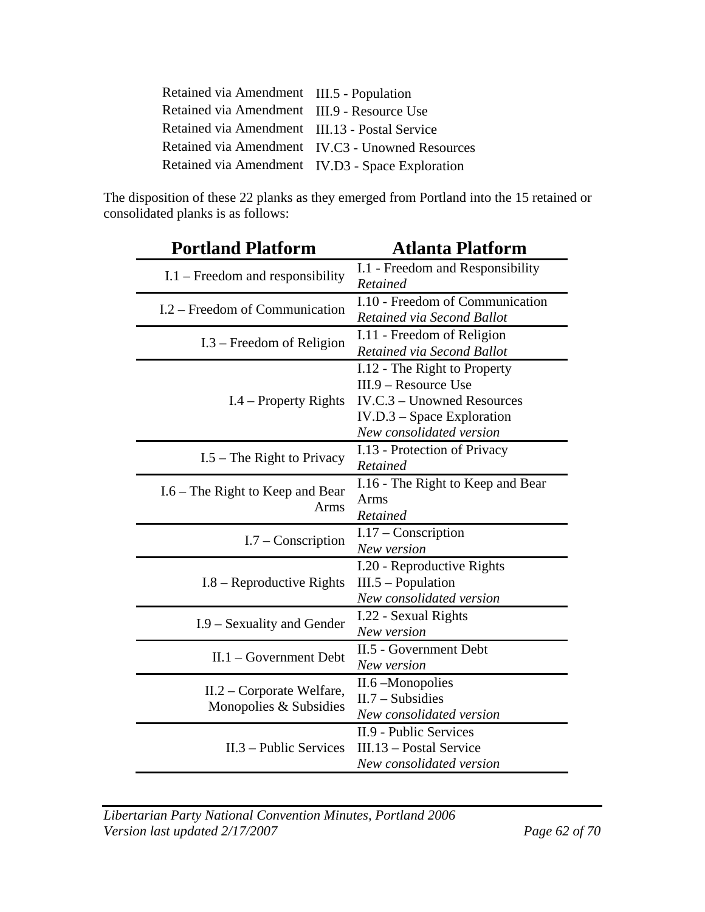| | |
|---|---|
| Retained via Amendment | III.5 - Population |
| Retained via Amendment | III.9 - Resource Use |
| Retained via Amendment | III.13 - Postal Service |
| Retained via Amendment | IV.C3 - Unowned Resources |
| Retained via Amendment | IV.D3 - Space Exploration |

The disposition of these 22 planks as they emerged from Portland into the 15 retained or consolidated planks is as follows:

| Portland Platform | Atlanta Platform |
|---|---|
| I.1 – Freedom and responsibility | I.1 - Freedom and Responsibility<br>*Retained* |
| I.2 – Freedom of Communication | I.10 - Freedom of Communication<br>*Retained via Second Ballot* |
| I.3 – Freedom of Religion | I.11 - Freedom of Religion<br>*Retained via Second Ballot* |
| I.4 – Property Rights | I.12 - The Right to Property<br>III.9 – Resource Use<br>IV.C.3 – Unowned Resources<br>IV.D.3 – Space Exploration<br>*New consolidated version* |
| I.5 – The Right to Privacy | I.13 - Protection of Privacy<br>*Retained* |
| I.6 – The Right to Keep and Bear Arms | I.16 - The Right to Keep and Bear Arms<br>*Retained* |
| I.7 – Conscription | I.17 – Conscription<br>*New version* |
| I.8 – Reproductive Rights | I.20 - Reproductive Rights<br>III.5 – Population<br>*New consolidated version* |
| I.9 – Sexuality and Gender | I.22 - Sexual Rights<br>*New version* |
| II.1 – Government Debt | II.5 - Government Debt<br>*New version* |
| II.2 – Corporate Welfare, Monopolies & Subsidies | II.6 –Monopolies<br>II.7 – Subsidies<br>*New consolidated version* |
| II.3 – Public Services | II.9 - Public Services<br>III.13 – Postal Service<br>*New consolidated version* |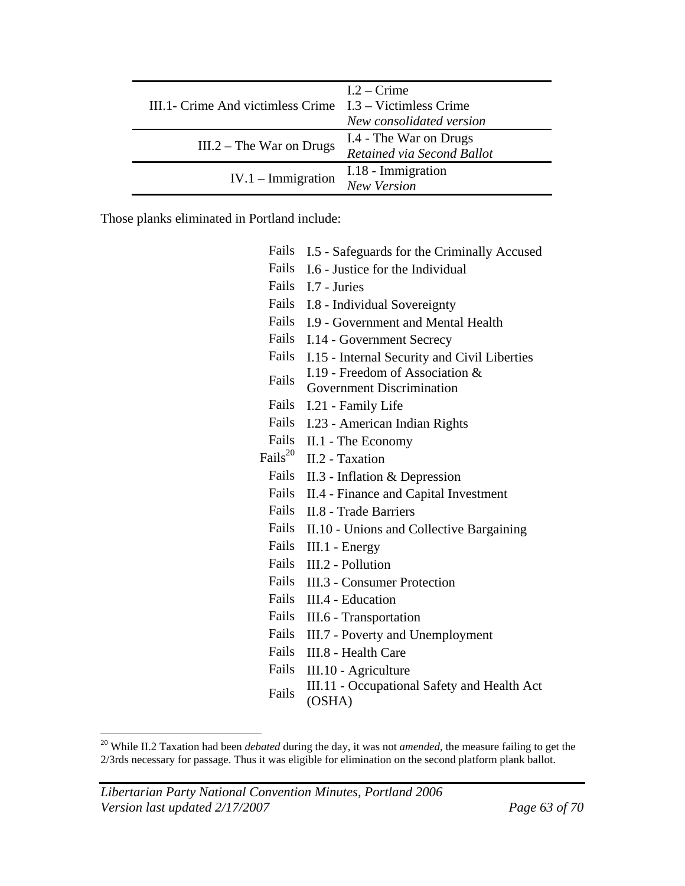| | |
|---|---|
| III.1- Crime And victimless Crime | I.2 – Crime<br>I.3 – Victimless Crime<br>*New consolidated version* |
| III.2 – The War on Drugs | I.4 - The War on Drugs<br>*Retained via Second Ballot* |
| IV.1 – Immigration | I.18 - Immigration<br>*New Version* |

Those planks eliminated in Portland include:

| | |
|---|---|
| Fails | I.5 - Safeguards for the Criminally Accused |
| Fails | I.6 - Justice for the Individual |
| Fails | I.7 - Juries |
| Fails | I.8 - Individual Sovereignty |
| Fails | I.9 - Government and Mental Health |
| Fails | I.14 - Government Secrecy |
| Fails | I.15 - Internal Security and Civil Liberties |
| Fails | I.19 - Freedom of Association & Government Discrimination |
| Fails | I.21 - Family Life |
| Fails | I.23 - American Indian Rights |
| Fails | II.1 - The Economy |
| Fails[20] | II.2 - Taxation |
| Fails | II.3 - Inflation & Depression |
| Fails | II.4 - Finance and Capital Investment |
| Fails | II.8 - Trade Barriers |
| Fails | II.10 - Unions and Collective Bargaining |
| Fails | III.1 - Energy |
| Fails | III.2 - Pollution |
| Fails | III.3 - Consumer Protection |
| Fails | III.4 - Education |
| Fails | III.6 - Transportation |
| Fails | III.7 - Poverty and Unemployment |
| Fails | III.8 - Health Care |
| Fails | III.10 - Agriculture |
| Fails | III.11 - Occupational Safety and Health Act (OSHA) |

[20] While II.2 Taxation had been *debated* during the day, it was not *amended*, the measure failing to get the 2/3rds necessary for passage. Thus it was eligible for elimination on the second platform plank ballot.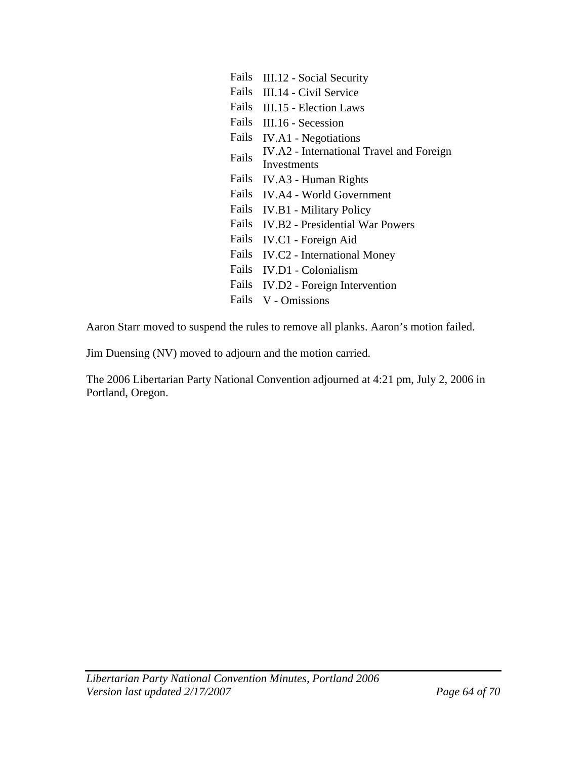| | |
|---|---|
| Fails | III.12 - Social Security |
| Fails | III.14 - Civil Service |
| Fails | III.15 - Election Laws |
| Fails | III.16 - Secession |
| Fails | IV.A1 - Negotiations |
| Fails | IV.A2 - International Travel and Foreign Investments |
| Fails | IV.A3 - Human Rights |
| Fails | IV.A4 - World Government |
| Fails | IV.B1 - Military Policy |
| Fails | IV.B2 - Presidential War Powers |
| Fails | IV.C1 - Foreign Aid |
| Fails | IV.C2 - International Money |
| Fails | IV.D1 - Colonialism |
| Fails | IV.D2 - Foreign Intervention |
| Fails | V - Omissions |

Aaron Starr moved to suspend the rules to remove all planks. Aaron's motion failed.

Jim Duensing (NV) moved to adjourn and the motion carried.

The 2006 Libertarian Party National Convention adjourned at 4:21 pm, July 2, 2006 in Portland, Oregon.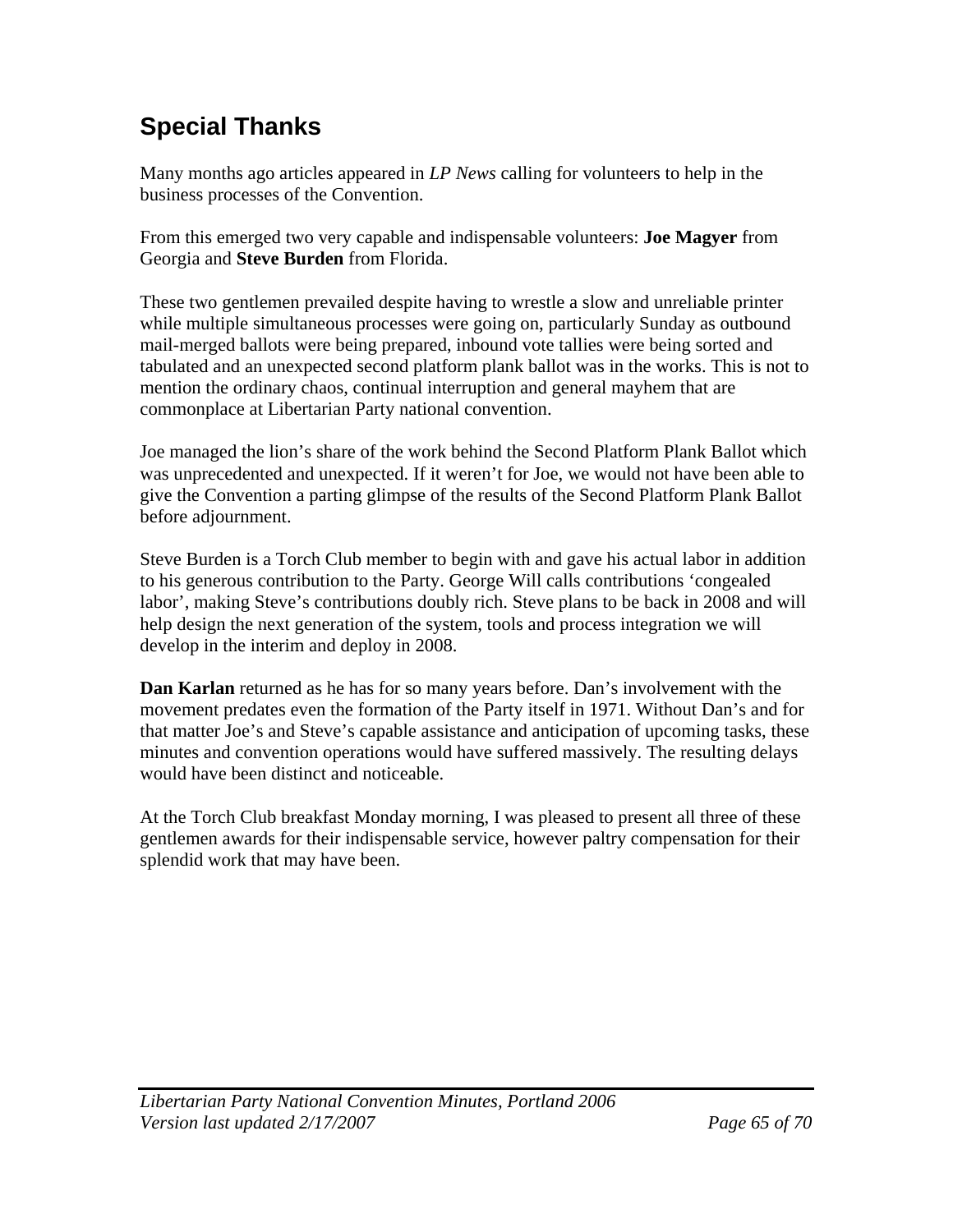## Special Thanks

Many months ago articles appeared in *LP News* calling for volunteers to help in the business processes of the Convention.

From this emerged two very capable and indispensable volunteers: **Joe Magyer** from Georgia and **Steve Burden** from Florida.

These two gentlemen prevailed despite having to wrestle a slow and unreliable printer while multiple simultaneous processes were going on, particularly Sunday as outbound mail-merged ballots were being prepared, inbound vote tallies were being sorted and tabulated and an unexpected second platform plank ballot was in the works. This is not to mention the ordinary chaos, continual interruption and general mayhem that are commonplace at Libertarian Party national convention.

Joe managed the lion's share of the work behind the Second Platform Plank Ballot which was unprecedented and unexpected. If it weren't for Joe, we would not have been able to give the Convention a parting glimpse of the results of the Second Platform Plank Ballot before adjournment.

Steve Burden is a Torch Club member to begin with and gave his actual labor in addition to his generous contribution to the Party. George Will calls contributions 'congealed labor', making Steve's contributions doubly rich. Steve plans to be back in 2008 and will help design the next generation of the system, tools and process integration we will develop in the interim and deploy in 2008.

**Dan Karlan** returned as he has for so many years before. Dan's involvement with the movement predates even the formation of the Party itself in 1971. Without Dan's and for that matter Joe's and Steve's capable assistance and anticipation of upcoming tasks, these minutes and convention operations would have suffered massively. The resulting delays would have been distinct and noticeable.

At the Torch Club breakfast Monday morning, I was pleased to present all three of these gentlemen awards for their indispensable service, however paltry compensation for their splendid work that may have been.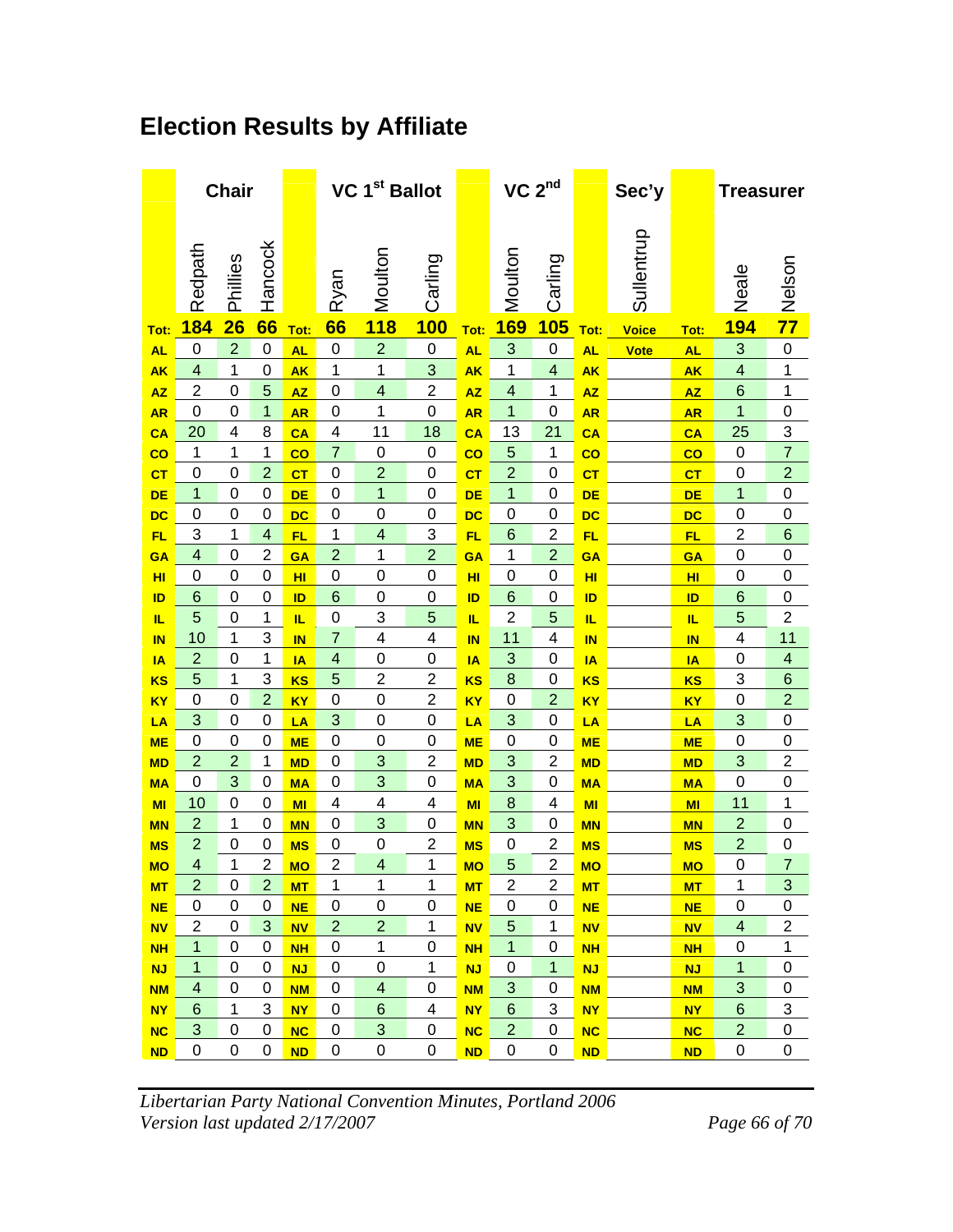## Election Results by Affiliate

| | Chair | | | | VC 1st Ballot | | | | VC 2nd | | | Sec'y | | Treasurer | |
|---|---|---|---|---|---|---|---|---|---|---|---|---|---|---|---|
| | Redpath | Phillies | Hancock | | Ryan | Moulton | Carling | | Moulton | Carling | | Sullentrup | | Neale | Nelson |
| Tot: | 184 | 26 | 66 | Tot: | 66 | 118 | 100 | Tot: | 169 | 105 | Tot: | Voice | Tot: | 194 | 77 |
| AL | 0 | 2 | 0 | AL | 0 | 2 | 0 | AL | 3 | 0 | AL | Vote | AL | 3 | 0 |
| AK | 4 | 1 | 0 | AK | 1 | 1 | 3 | AK | 1 | 4 | AK | | AK | 4 | 1 |
| AZ | 2 | 0 | 5 | AZ | 0 | 4 | 2 | AZ | 4 | 1 | AZ | | AZ | 6 | 1 |
| AR | 0 | 0 | 1 | AR | 0 | 1 | 0 | AR | 1 | 0 | AR | | AR | 1 | 0 |
| CA | 20 | 4 | 8 | CA | 4 | 11 | 18 | CA | 13 | 21 | CA | | CA | 25 | 3 |
| CO | 1 | 1 | 1 | CO | 7 | 0 | 0 | CO | 5 | 1 | CO | | CO | 0 | 7 |
| CT | 0 | 0 | 2 | CT | 0 | 2 | 0 | CT | 2 | 0 | CT | | CT | 0 | 2 |
| DE | 1 | 0 | 0 | DE | 0 | 1 | 0 | DE | 1 | 0 | DE | | DE | 1 | 0 |
| DC | 0 | 0 | 0 | DC | 0 | 0 | 0 | DC | 0 | 0 | DC | | DC | 0 | 0 |
| FL | 3 | 1 | 4 | FL | 1 | 4 | 3 | FL | 6 | 2 | FL | | FL | 2 | 6 |
| GA | 4 | 0 | 2 | GA | 2 | 1 | 2 | GA | 1 | 2 | GA | | GA | 0 | 0 |
| HI | 0 | 0 | 0 | HI | 0 | 0 | 0 | HI | 0 | 0 | HI | | HI | 0 | 0 |
| ID | 6 | 0 | 0 | ID | 6 | 0 | 0 | ID | 6 | 0 | ID | | ID | 6 | 0 |
| IL | 5 | 0 | 1 | IL | 0 | 3 | 5 | IL | 2 | 5 | IL | | IL | 5 | 2 |
| IN | 10 | 1 | 3 | IN | 7 | 4 | 4 | IN | 11 | 4 | IN | | IN | 4 | 11 |
| IA | 2 | 0 | 1 | IA | 4 | 0 | 0 | IA | 3 | 0 | IA | | IA | 0 | 4 |
| KS | 5 | 1 | 3 | KS | 5 | 2 | 2 | KS | 8 | 0 | KS | | KS | 3 | 6 |
| KY | 0 | 0 | 2 | KY | 0 | 0 | 2 | KY | 0 | 2 | KY | | KY | 0 | 2 |
| LA | 3 | 0 | 0 | LA | 3 | 0 | 0 | LA | 3 | 0 | LA | | LA | 3 | 0 |
| ME | 0 | 0 | 0 | ME | 0 | 0 | 0 | ME | 0 | 0 | ME | | ME | 0 | 0 |
| MD | 2 | 2 | 1 | MD | 0 | 3 | 2 | MD | 3 | 2 | MD | | MD | 3 | 2 |
| MA | 0 | 3 | 0 | MA | 0 | 3 | 0 | MA | 3 | 0 | MA | | MA | 0 | 0 |
| MI | 10 | 0 | 0 | MI | 4 | 4 | 4 | MI | 8 | 4 | MI | | MI | 11 | 1 |
| MN | 2 | 1 | 0 | MN | 0 | 3 | 0 | MN | 3 | 0 | MN | | MN | 2 | 0 |
| MS | 2 | 0 | 0 | MS | 0 | 0 | 2 | MS | 0 | 2 | MS | | MS | 2 | 0 |
| MO | 4 | 1 | 2 | MO | 2 | 4 | 1 | MO | 5 | 2 | MO | | MO | 0 | 7 |
| MT | 2 | 0 | 2 | MT | 1 | 1 | 1 | MT | 2 | 2 | MT | | MT | 1 | 3 |
| NE | 0 | 0 | 0 | NE | 0 | 0 | 0 | NE | 0 | 0 | NE | | NE | 0 | 0 |
| NV | 2 | 0 | 3 | NV | 2 | 2 | 1 | NV | 5 | 1 | NV | | NV | 4 | 2 |
| NH | 1 | 0 | 0 | NH | 0 | 1 | 0 | NH | 1 | 0 | NH | | NH | 0 | 1 |
| NJ | 1 | 0 | 0 | NJ | 0 | 0 | 1 | NJ | 0 | 1 | NJ | | NJ | 1 | 0 |
| NM | 4 | 0 | 0 | NM | 0 | 4 | 0 | NM | 3 | 0 | NM | | NM | 3 | 0 |
| NY | 6 | 1 | 3 | NY | 0 | 6 | 4 | NY | 6 | 3 | NY | | NY | 6 | 3 |
| NC | 3 | 0 | 0 | NC | 0 | 3 | 0 | NC | 2 | 0 | NC | | NC | 2 | 0 |
| ND | 0 | 0 | 0 | ND | 0 | 0 | 0 | ND | 0 | 0 | ND | | ND | 0 | 0 |

*Libertarian Party National Convention Minutes, Portland 2006*
*Version last updated 2/17/2007*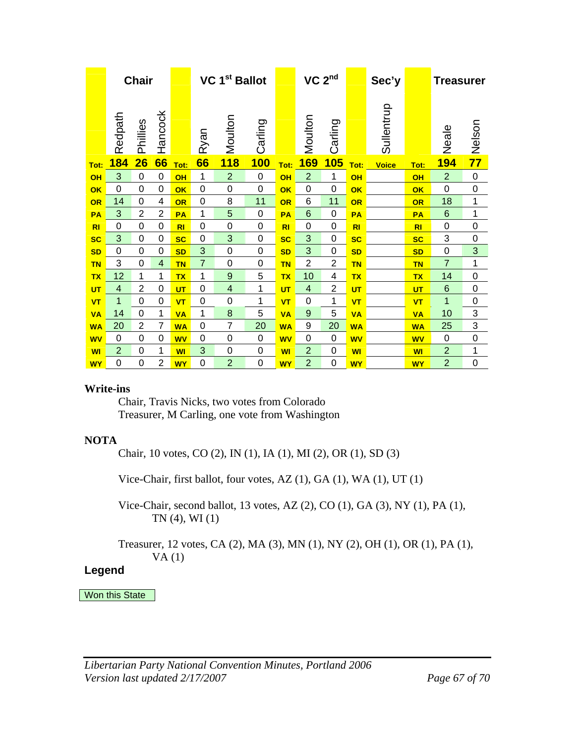| | Chair | | | | VC 1st Ballot | | | | VC 2nd | | | Sec'y | | Treasurer | |
|---|---|---|---|---|---|---|---|---|---|---|---|---|---|---|---|
| | Redpath | Phillies | Hancock | | Ryan | Moulton | Carling | | Moulton | Carling | | Sullentrup | | Neale | Nelson |
| Tot: | 184 | 26 | 66 | Tot: | 66 | 118 | 100 | Tot: | 169 | 105 | Tot: | Voice | Tot: | 194 | 77 |
| OH | 3 | 0 | 0 | OH | 1 | 2 | 0 | OH | 2 | 1 | OH | | OH | 2 | 0 |
| OK | 0 | 0 | 0 | OK | 0 | 0 | 0 | OK | 0 | 0 | OK | | OK | 0 | 0 |
| OR | 14 | 0 | 4 | OR | 0 | 8 | 11 | OR | 6 | 11 | OR | | OR | 18 | 1 |
| PA | 3 | 2 | 2 | PA | 1 | 5 | 0 | PA | 6 | 0 | PA | | PA | 6 | 1 |
| RI | 0 | 0 | 0 | RI | 0 | 0 | 0 | RI | 0 | 0 | RI | | RI | 0 | 0 |
| SC | 3 | 0 | 0 | SC | 0 | 3 | 0 | SC | 3 | 0 | SC | | SC | 3 | 0 |
| SD | 0 | 0 | 0 | SD | 3 | 0 | 0 | SD | 3 | 0 | SD | | SD | 0 | 3 |
| TN | 3 | 0 | 4 | TN | 7 | 0 | 0 | TN | 2 | 2 | TN | | TN | 7 | 1 |
| TX | 12 | 1 | 1 | TX | 1 | 9 | 5 | TX | 10 | 4 | TX | | TX | 14 | 0 |
| UT | 4 | 2 | 0 | UT | 0 | 4 | 1 | UT | 4 | 2 | UT | | UT | 6 | 0 |
| VT | 1 | 0 | 0 | VT | 0 | 0 | 1 | VT | 0 | 1 | VT | | VT | 1 | 0 |
| VA | 14 | 0 | 1 | VA | 1 | 8 | 5 | VA | 9 | 5 | VA | | VA | 10 | 3 |
| WA | 20 | 2 | 7 | WA | 0 | 7 | 20 | WA | 9 | 20 | WA | | WA | 25 | 3 |
| WV | 0 | 0 | 0 | WV | 0 | 0 | 0 | WV | 0 | 0 | WV | | WV | 0 | 0 |
| WI | 2 | 0 | 1 | WI | 3 | 0 | 0 | WI | 2 | 0 | WI | | WI | 2 | 1 |
| WY | 0 | 0 | 2 | WY | 0 | 2 | 0 | WY | 2 | 0 | WY | | WY | 2 | 0 |

**Write-ins**

Chair, Travis Nicks, two votes from Colorado

Treasurer, M Carling, one vote from Washington

**NOTA**

Chair, 10 votes, CO (2), IN (1), IA (1), MI (2), OR (1), SD (3)

Vice-Chair, first ballot, four votes, AZ (1), GA (1), WA (1), UT (1)

Vice-Chair, second ballot, 13 votes, AZ (2), CO (1), GA (3), NY (1), PA (1), TN (4), WI (1)

Treasurer, 12 votes, CA (2), MA (3), MN (1), NY (2), OH (1), OR (1), PA (1), VA (1)

**Legend**

Won this State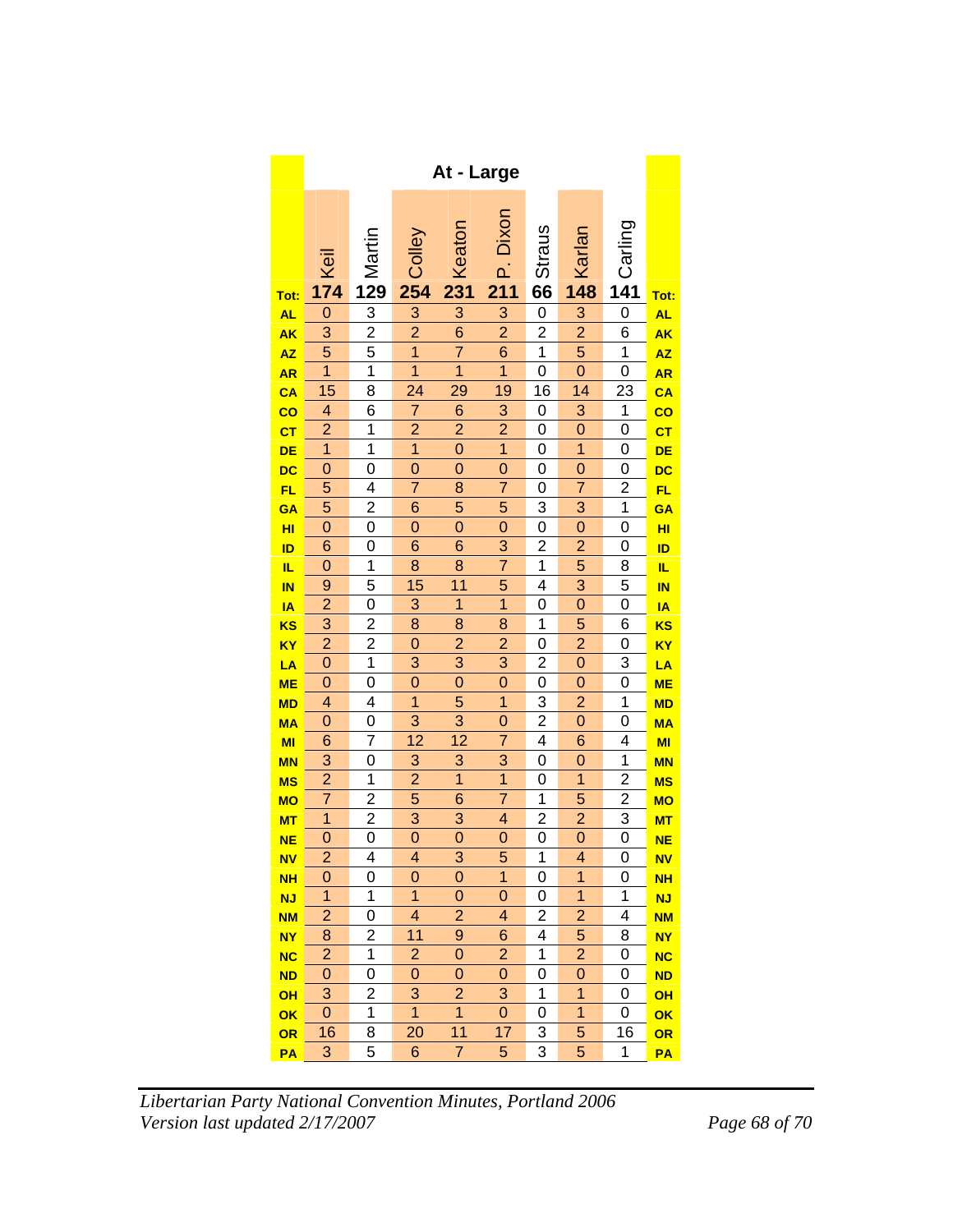| | At - Large | | | | | | | | |
|---|---|---|---|---|---|---|---|---|---|
| | Keil | Martin | Colley | Keaton | P. Dixon | Straus | Karlan | Carling | |
| Tot: | 174 | 129 | 254 | 231 | 211 | 66 | 148 | 141 | Tot: |
| AL | 0 | 3 | 3 | 3 | 3 | 0 | 3 | 0 | AL |
| AK | 3 | 2 | 2 | 6 | 2 | 2 | 2 | 6 | AK |
| AZ | 5 | 5 | 1 | 7 | 6 | 1 | 5 | 1 | AZ |
| AR | 1 | 1 | 1 | 1 | 1 | 0 | 0 | 0 | AR |
| CA | 15 | 8 | 24 | 29 | 19 | 16 | 14 | 23 | CA |
| CO | 4 | 6 | 7 | 6 | 3 | 0 | 3 | 1 | CO |
| CT | 2 | 1 | 2 | 2 | 2 | 0 | 0 | 0 | CT |
| DE | 1 | 1 | 1 | 0 | 1 | 0 | 1 | 0 | DE |
| DC | 0 | 0 | 0 | 0 | 0 | 0 | 0 | 0 | DC |
| FL | 5 | 4 | 7 | 8 | 7 | 0 | 7 | 2 | FL |
| GA | 5 | 2 | 6 | 5 | 5 | 3 | 3 | 1 | GA |
| HI | 0 | 0 | 0 | 0 | 0 | 0 | 0 | 0 | HI |
| ID | 6 | 0 | 6 | 6 | 3 | 2 | 2 | 0 | ID |
| IL | 0 | 1 | 8 | 8 | 7 | 1 | 5 | 8 | IL |
| IN | 9 | 5 | 15 | 11 | 5 | 4 | 3 | 5 | IN |
| IA | 2 | 0 | 3 | 1 | 1 | 0 | 0 | 0 | IA |
| KS | 3 | 2 | 8 | 8 | 8 | 1 | 5 | 6 | KS |
| KY | 2 | 2 | 0 | 2 | 2 | 0 | 2 | 0 | KY |
| LA | 0 | 1 | 3 | 3 | 3 | 2 | 0 | 3 | LA |
| ME | 0 | 0 | 0 | 0 | 0 | 0 | 0 | 0 | ME |
| MD | 4 | 4 | 1 | 5 | 1 | 3 | 2 | 1 | MD |
| MA | 0 | 0 | 3 | 3 | 0 | 2 | 0 | 0 | MA |
| MI | 6 | 7 | 12 | 12 | 7 | 4 | 6 | 4 | MI |
| MN | 3 | 0 | 3 | 3 | 3 | 0 | 0 | 1 | MN |
| MS | 2 | 1 | 2 | 1 | 1 | 0 | 1 | 2 | MS |
| MO | 7 | 2 | 5 | 6 | 7 | 1 | 5 | 2 | MO |
| MT | 1 | 2 | 3 | 3 | 4 | 2 | 2 | 3 | MT |
| NE | 0 | 0 | 0 | 0 | 0 | 0 | 0 | 0 | NE |
| NV | 2 | 4 | 4 | 3 | 5 | 1 | 4 | 0 | NV |
| NH | 0 | 0 | 0 | 0 | 1 | 0 | 1 | 0 | NH |
| NJ | 1 | 1 | 1 | 0 | 0 | 0 | 1 | 1 | NJ |
| NM | 2 | 0 | 4 | 2 | 4 | 2 | 2 | 4 | NM |
| NY | 8 | 2 | 11 | 9 | 6 | 4 | 5 | 8 | NY |
| NC | 2 | 1 | 2 | 0 | 2 | 1 | 2 | 0 | NC |
| ND | 0 | 0 | 0 | 0 | 0 | 0 | 0 | 0 | ND |
| OH | 3 | 2 | 3 | 2 | 3 | 1 | 1 | 0 | OH |
| OK | 0 | 1 | 1 | 1 | 0 | 0 | 1 | 0 | OK |
| OR | 16 | 8 | 20 | 11 | 17 | 3 | 5 | 16 | OR |
| PA | 3 | 5 | 6 | 7 | 5 | 3 | 5 | 1 | PA |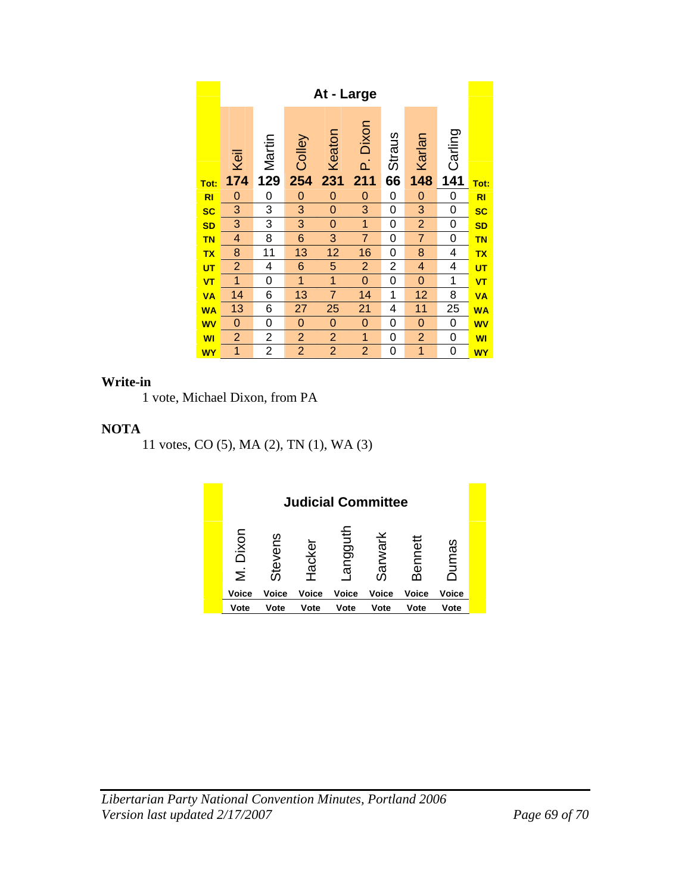| At - Large | | | | | | | | | |
|---|---|---|---|---|---|---|---|---|---|
| | Keil | Martin | Colley | Keaton | P. Dixon | Straus | Karlan | Carling | |
| Tot: | 174 | 129 | 254 | 231 | 211 | 66 | 148 | 141 | Tot: |
| RI | 0 | 0 | 0 | 0 | 0 | 0 | 0 | 0 | RI |
| SC | 3 | 3 | 3 | 0 | 3 | 0 | 3 | 0 | SC |
| SD | 3 | 3 | 3 | 0 | 1 | 0 | 2 | 0 | SD |
| TN | 4 | 8 | 6 | 3 | 7 | 0 | 7 | 0 | TN |
| TX | 8 | 11 | 13 | 12 | 16 | 0 | 8 | 4 | TX |
| UT | 2 | 4 | 6 | 5 | 2 | 2 | 4 | 4 | UT |
| VT | 1 | 0 | 1 | 1 | 0 | 0 | 0 | 1 | VT |
| VA | 14 | 6 | 13 | 7 | 14 | 1 | 12 | 8 | VA |
| WA | 13 | 6 | 27 | 25 | 21 | 4 | 11 | 25 | WA |
| WV | 0 | 0 | 0 | 0 | 0 | 0 | 0 | 0 | WV |
| WI | 2 | 2 | 2 | 2 | 1 | 0 | 2 | 0 | WI |
| WY | 1 | 2 | 2 | 2 | 2 | 0 | 1 | 0 | WY |

**Write-in**

1 vote, Michael Dixon, from PA

**NOTA**

11 votes, CO (5), MA (2), TN (1), WA (3)

| Judicial Committee | | | | | | |
|---|---|---|---|---|---|---|
| M. Dixon | Stevens | Hacker | Langguth | Sarwark | Bennett | Dumas |
| Voice Vote | Voice Vote | Voice Vote | Voice Vote | Voice Vote | Voice Vote | Voice Vote |